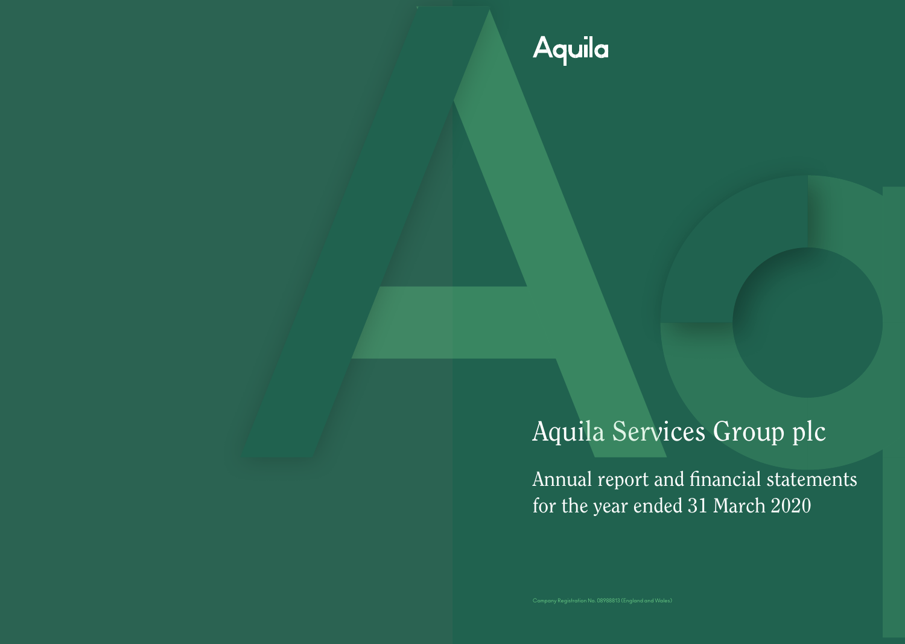Aquila

# Aquila Services Group plc

## Annual report and financial statements for the year ended 31 March 2020

Company Registration No. 08988813 (England and Wales)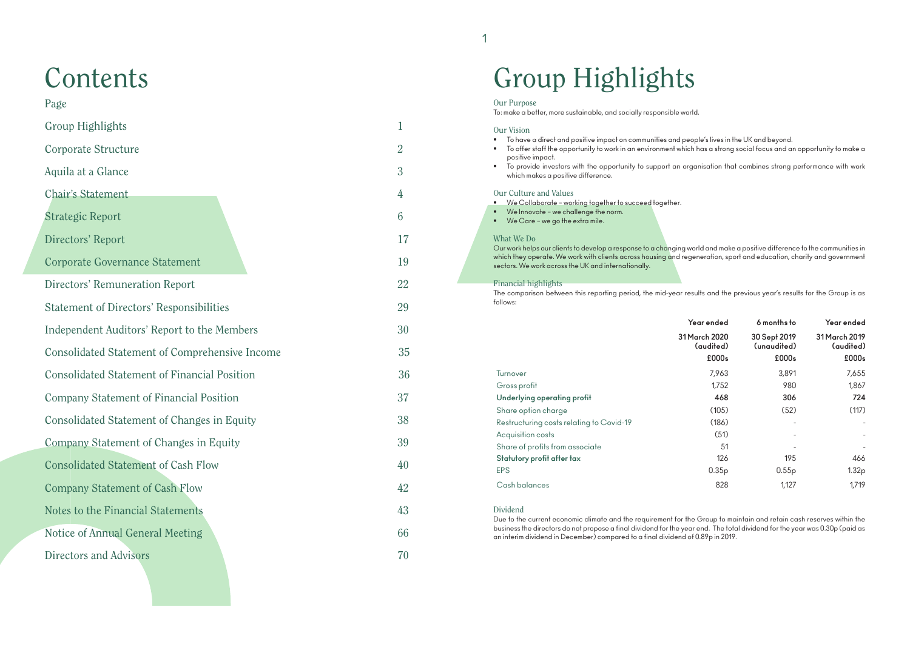# Contents

| Page | |
|---|---|
| Group Highlights | 1 |
| Corporate Structure | 2 |
| Aquila at a Glance | 3 |
| Chair's Statement | 4 |
| Strategic Report | 6 |
| Directors' Report | 17 |
| Corporate Governance Statement | 19 |
| Directors' Remuneration Report | 22 |
| Statement of Directors' Responsibilities | 29 |
| Independent Auditors' Report to the Members | 30 |
| Consolidated Statement of Comprehensive Income | 35 |
| Consolidated Statement of Financial Position | 36 |
| Company Statement of Financial Position | 37 |
| Consolidated Statement of Changes in Equity | 38 |
| Company Statement of Changes in Equity | 39 |
| Consolidated Statement of Cash Flow | 40 |
| Company Statement of Cash Flow | 42 |
| Notes to the Financial Statements | 43 |
| Notice of Annual General Meeting | 66 |
| Directors and Advisors | 70 |

# Group Highlights

## Our Purpose

To: make a better, more sustainable, and socially responsible world.

## Our Vision

- To have a direct and positive impact on communities and people's lives in the UK and beyond.
- To offer staff the opportunity to work in an environment which has a strong social focus and an opportunity to make a positive impact.
- To provide investors with the opportunity to support an organisation that combines strong performance with work which makes a positive difference.

## Our Culture and Values

- We Collaborate – working together to succeed together.
- We Innovate – we challenge the norm.
- We Care – we go the extra mile.

## What We Do

Our work helps our clients to develop a response to a changing world and make a positive difference to the communities in which they operate. We work with clients across housing and regeneration, sport and education, charity and government sectors. We work across the UK and internationally.

## Financial highlights

The comparison between this reporting period, the mid-year results and the previous year's results for the Group is as follows:

| | Year ended 31 March 2020 (audited) £000s | 6 months to 30 Sept 2019 (unaudited) £000s | Year ended 31 March 2019 (audited) £000s |
|---|---|---|---|
| Turnover | 7,963 | 3,891 | 7,655 |
| Gross profit | 1,752 | 980 | 1,867 |
| **Underlying operating profit** | **468** | **306** | **724** |
| Share option charge | (105) | (52) | (117) |
| Restructuring costs relating to Covid-19 | (186) | - | - |
| Acquisition costs | (51) | - | - |
| Share of profits from associate | 51 | - | - |
| **Statutory profit after tax** | 126 | 195 | 466 |
| EPS | 0.35p | 0.55p | 1.32p |
| Cash balances | 828 | 1,127 | 1,719 |

## Dividend

Due to the current economic climate and the requirement for the Group to maintain and retain cash reserves within the business the directors do not propose a final dividend for the year end. The total dividend for the year was 0.30p (paid as an interim dividend in December) compared to a final dividend of 0.89p in 2019.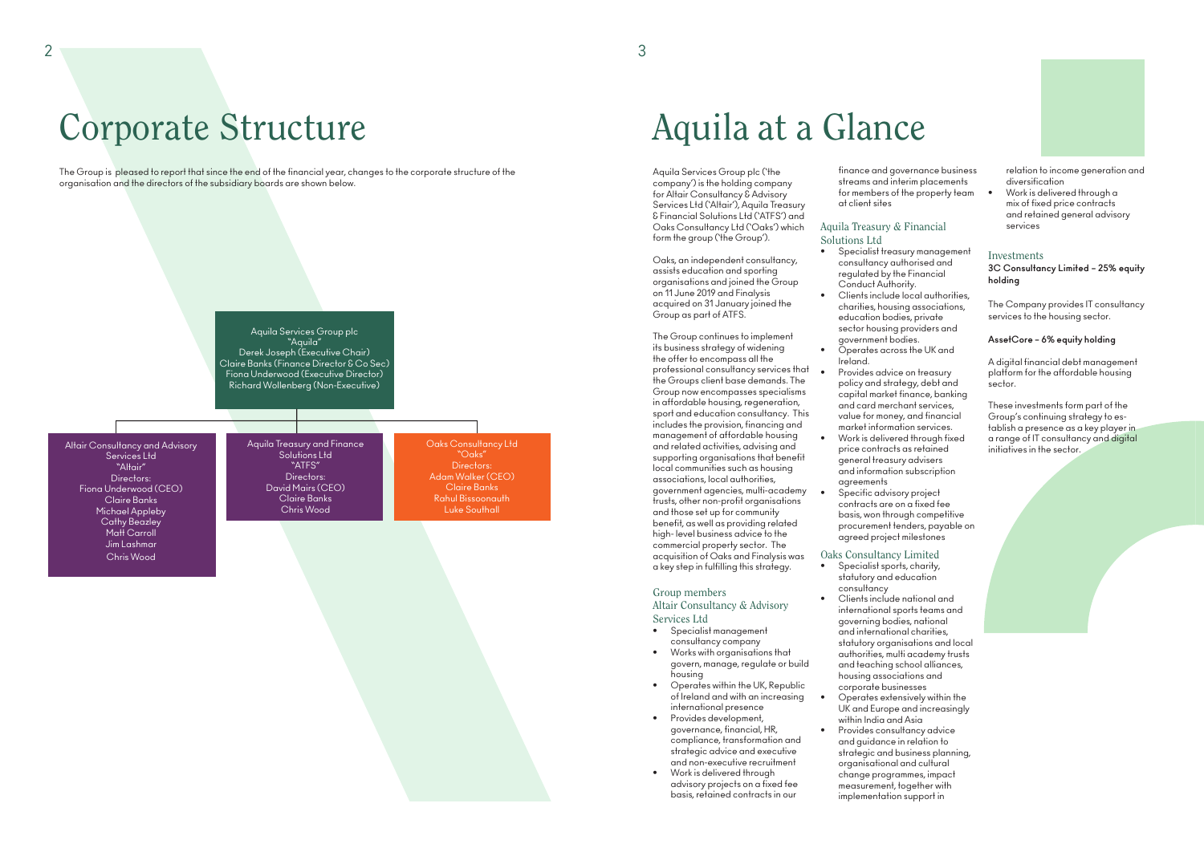# Corporate Structure

The Group is pleased to report that since the end of the financial year, changes to the corporate structure of the organisation and the directors of the subsidiary boards are shown below.

**Aquila Services Group plc**
"Aquila"
Derek Joseph (Executive Chair)
Claire Banks (Finance Director & Co Sec)
Fiona Underwood (Executive Director)
Richard Wollenberg (Non-Executive)

**Altair Consultancy and Advisory Services Ltd**
"Altair"
Directors:
Fiona Underwood (CEO)
Claire Banks
Michael Appleby
Cathy Beazley
Matt Carroll
Jim Lashmar
Chris Wood

**Aquila Treasury and Finance Solutions Ltd**
"ATFS"
Directors:
David Mairs (CEO)
Claire Banks
Chris Wood

**Oaks Consultancy Ltd**
"Oaks"
Directors:
Adam Walker (CEO)
Claire Banks
Rahul Bissoonauth
Luke Southall

# Aquila at a Glance

Aquila Services Group plc ('the company') is the holding company for Altair Consultancy & Advisory Services Ltd ('Altair'), Aquila Treasury & Financial Solutions Ltd ('ATFS') and Oaks Consultancy Ltd ('Oaks') which form the group ('the Group').

Oaks, an independent consultancy, assists education and sporting organisations and joined the Group on 11 June 2019 and Finalysis acquired on 31 January joined the Group as part of ATFS.

The Group continues to implement its business strategy of widening the offer to encompass all the professional consultancy services that the Groups client base demands. The Group now encompasses specialisms in affordable housing, regeneration, sport and education consultancy. This includes the provision, financing and management of affordable housing and related activities, advising and supporting organisations that benefit local communities such as housing associations, local authorities, government agencies, multi-academy trusts, other non-profit organisations and those set up for community benefit, as well as providing related high- level business advice to the commercial property sector. The acquisition of Oaks and Finalysis was a key step in fulfilling this strategy.

## Group members

### Altair Consultancy & Advisory Services Ltd

- Specialist management consultancy company
- Works with organisations that govern, manage, regulate or build housing
- Operates within the UK, Republic of Ireland and with an increasing international presence
- Provides development, governance, financial, HR, compliance, transformation and strategic advice and executive and non-executive recruitment
- Work is delivered through advisory projects on a fixed fee basis, retained contracts in our finance and governance business streams and interim placements for members of the property team at client sites

### Aquila Treasury & Financial Solutions Ltd

- Specialist treasury management consultancy authorised and regulated by the Financial Conduct Authority.
- Clients include local authorities, charities, housing associations, education bodies, private sector housing providers and government bodies.
- Operates across the UK and Ireland.
- Provides advice on treasury policy and strategy, debt and capital market finance, banking and card merchant services, value for money, and financial market information services.
- Work is delivered through fixed price contracts as retained general treasury advisers and information subscription agreements
- Specific advisory project contracts are on a fixed fee basis, won through competitive procurement tenders, payable on agreed project milestones

### Oaks Consultancy Limited

- Specialist sports, charity, statutory and education consultancy
- Clients include national and international sports teams and governing bodies, national and international charities, statutory organisations and local authorities, multi academy trusts and teaching school alliances, housing associations and corporate businesses
- Operates extensively within the UK and Europe and increasingly within India and Asia
- Provides consultancy advice and guidance in relation to strategic and business planning, organisational and cultural change programmes, impact measurement, together with implementation support in relation to income generation and diversification
- Work is delivered through a mix of fixed price contracts and retained general advisory services

## Investments

**3C Consultancy Limited – 25% equity holding**

The Company provides IT consultancy services to the housing sector.

**AssetCore – 6% equity holding**

A digital financial debt management platform for the affordable housing sector.

These investments form part of the Group's continuing strategy to establish a presence as a key player in a range of IT consultancy and digital initiatives in the sector.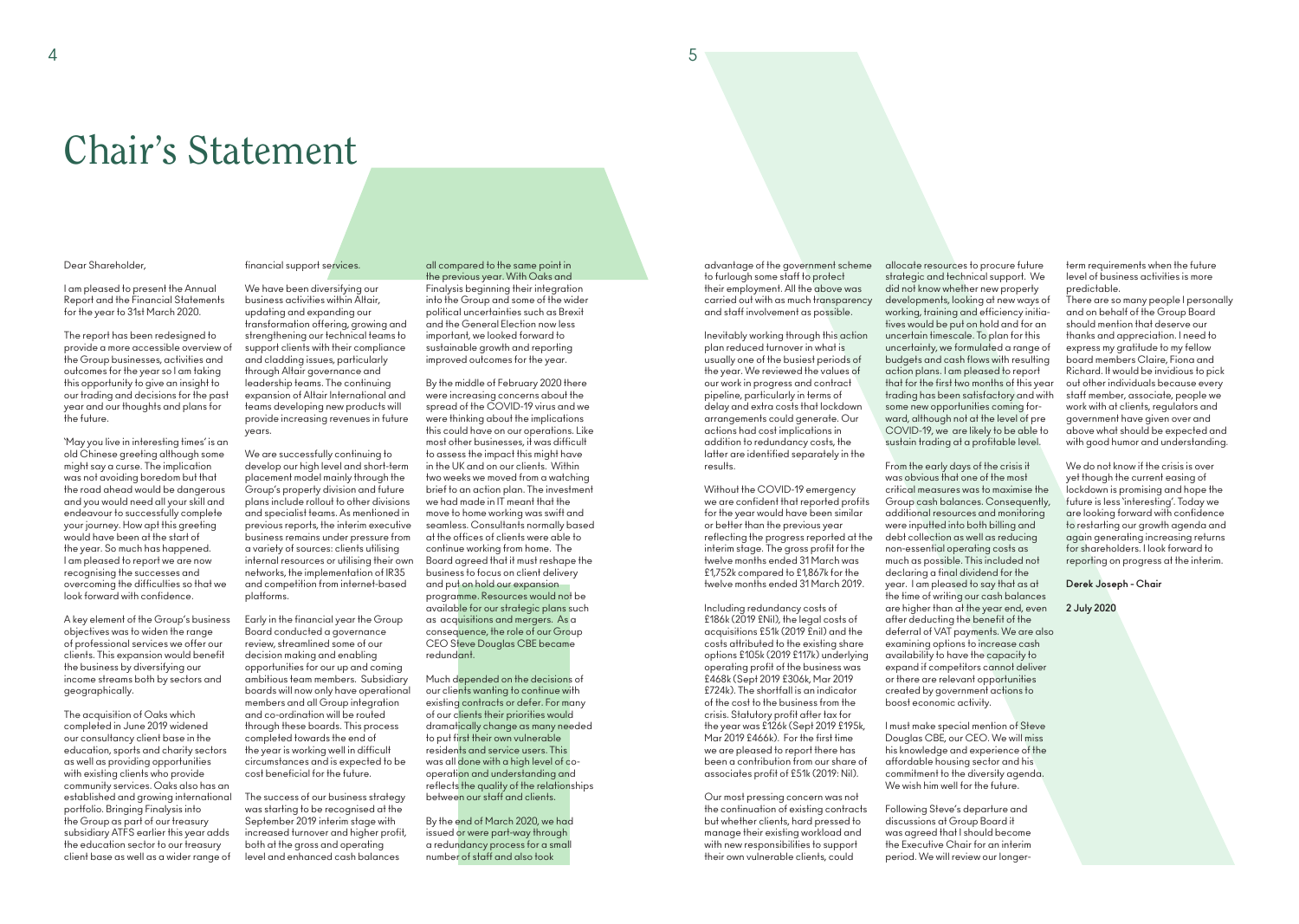# Chair's Statement

Dear Shareholder,

I am pleased to present the Annual Report and the Financial Statements for the year to 31st March 2020.

The report has been redesigned to provide a more accessible overview of the Group businesses, activities and outcomes for the year so I am taking this opportunity to give an insight to our trading and decisions for the past year and our thoughts and plans for the future.

'May you live in interesting times' is an old Chinese greeting although some might say a curse. The implication was not avoiding boredom but that the road ahead would be dangerous and you would need all your skill and endeavour to successfully complete your journey. How apt this greeting would have been at the start of the year. So much has happened. I am pleased to report we are now recognising the successes and overcoming the difficulties so that we look forward with confidence.

A key element of the Group's business objectives was to widen the range of professional services we offer our clients. This expansion would benefit the business by diversifying our income streams both by sectors and geographically.

The acquisition of Oaks which completed in June 2019 widened our consultancy client base in the education, sports and charity sectors as well as providing opportunities with existing clients who provide community services. Oaks also has an established and growing international portfolio. Bringing Finalysis into the Group as part of our treasury subsidiary ATFS earlier this year adds the education sector to our treasury client base as well as a wider range of financial support services.

We have been diversifying our business activities within Altair, updating and expanding our transformation offering, growing and strengthening our technical teams to support clients with their compliance and cladding issues, particularly through Altair governance and leadership teams. The continuing expansion of Altair International and teams developing new products will provide increasing revenues in future years.

We are successfully continuing to develop our high level and short-term placement model mainly through the Group's property division and future plans include rollout to other divisions and specialist teams. As mentioned in previous reports, the interim executive business remains under pressure from a variety of sources: clients utilising internal resources or utilising their own networks, the implementation of IR35 and competition from internet-based platforms.

Early in the financial year the Group Board conducted a governance review, streamlined some of our decision making and enabling opportunities for our up and coming ambitious team members. Subsidiary boards will now only have operational members and all Group integration and co-ordination will be routed through these boards. This process completed towards the end of the year is working well in difficult circumstances and is expected to be cost beneficial for the future.

The success of our business strategy was starting to be recognised at the September 2019 interim stage with increased turnover and higher profit, both at the gross and operating level and enhanced cash balances all compared to the same point in the previous year. With Oaks and Finalysis beginning their integration into the Group and some of the wider political uncertainties such as Brexit and the General Election now less important, we looked forward to sustainable growth and reporting improved outcomes for the year.

By the middle of February 2020 there were increasing concerns about the spread of the COVID-19 virus and we were thinking about the implications this could have on our operations. Like most other businesses, it was difficult to assess the impact this might have in the UK and on our clients. Within two weeks we moved from a watching brief to an action plan. The investment we had made in IT meant that the move to home working was swift and seamless. Consultants normally based at the offices of clients were able to continue working from home. The Board agreed that it must reshape the business to focus on client delivery and put on hold our expansion programme. Resources would not be available for our strategic plans such as acquisitions and mergers. As a consequence, the role of our Group CEO Steve Douglas CBE became redundant.

Much depended on the decisions of our clients wanting to continue with existing contracts or defer. For many of our clients their priorities would dramatically change as many needed to put first their own vulnerable residents and service users. This was all done with a high level of co-operation and understanding and reflects the quality of the relationships between our staff and clients.

By the end of March 2020, we had issued or were part-way through a redundancy process for a small number of staff and also took advantage of the government scheme to furlough some staff to protect their employment. All the above was carried out with as much transparency and staff involvement as possible.

Inevitably working through this action plan reduced turnover in what is usually one of the busiest periods of the year. We reviewed the values of our work in progress and contract pipeline, particularly in terms of delay and extra costs that lockdown arrangements could generate. Our actions had cost implications in addition to redundancy costs, the latter are identified separately in the results.

Without the COVID-19 emergency we are confident that reported profits for the year would have been similar or better than the previous year reflecting the progress reported at the interim stage. The gross profit for the twelve months ended 31 March was £1,752k compared to £1,867k for the twelve months ended 31 March 2019.

Including redundancy costs of £186k (2019 £Nil), the legal costs of acquisitions £51k (2019 £nil) and the costs attributed to the existing share options £105k (2019 £117k) underlying operating profit of the business was £468k (Sept 2019 £306k, Mar 2019 £724k). The shortfall is an indicator of the cost to the business from the crisis. Statutory profit after tax for the year was £126k (Sept 2019 £195k, Mar 2019 £466k). For the first time we are pleased to report there has been a contribution from our share of associates profit of £51k (2019: Nil).

Our most pressing concern was not the continuation of existing contracts but whether clients, hard pressed to manage their existing workload and with new responsibilities to support their own vulnerable clients, could allocate resources to procure future strategic and technical support. We did not know whether new property developments, looking at new ways of working, training and efficiency initiatives would be put on hold and for an uncertain timescale. To plan for this uncertainty, we formulated a range of budgets and cash flows with resulting action plans. I am pleased to report that for the first two months of this year trading has been satisfactory and with some new opportunities coming forward, although not at the level of pre COVID-19, we are likely to be able to sustain trading at a profitable level.

From the early days of the crisis it was obvious that one of the most critical measures was to maximise the Group cash balances. Consequently, additional resources and monitoring were inputted into both billing and debt collection as well as reducing non-essential operating costs as much as possible. This included not declaring a final dividend for the year. I am pleased to say that as at the time of writing our cash balances are higher than at the year end, even after deducting the benefit of the deferral of VAT payments. We are also examining options to increase cash availability to have the capacity to expand if competitors cannot deliver or there are relevant opportunities created by government actions to boost economic activity.

I must make special mention of Steve Douglas CBE, our CEO. We will miss his knowledge and experience of the affordable housing sector and his commitment to the diversity agenda. We wish him well for the future.

Following Steve's departure and discussions at Group Board it was agreed that I should become the Executive Chair for an interim period. We will review our longer-term requirements when the future level of business activities is more predictable.

There are so many people I personally and on behalf of the Group Board should mention that deserve our thanks and appreciation. I need to express my gratitude to my fellow board members Claire, Fiona and Richard. It would be invidious to pick out other individuals because every staff member, associate, people we work with at clients, regulators and government have given over and above what should be expected and with good humor and understanding.

We do not know if the crisis is over yet though the current easing of lockdown is promising and hope the future is less 'interesting'. Today we are looking forward with confidence to restarting our growth agenda and again generating increasing returns for shareholders. I look forward to reporting on progress at the interim.

**Derek Joseph - Chair**

**2 July 2020**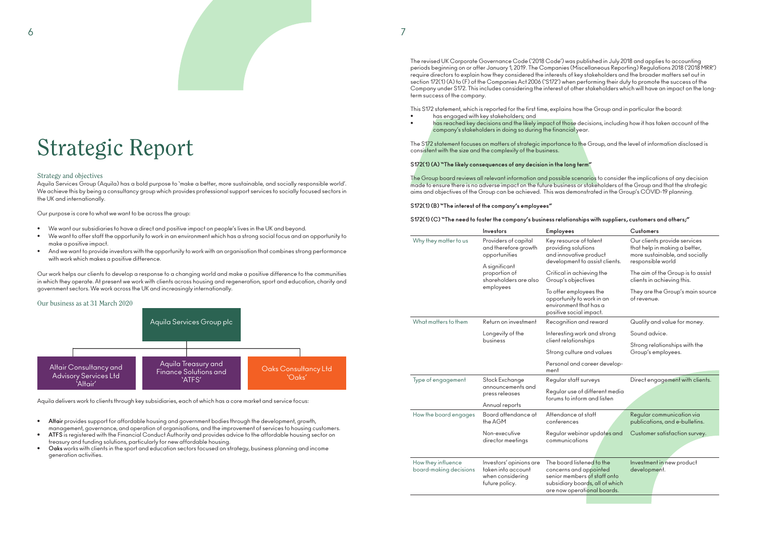# Strategic Report

## Strategy and objectives

Aquila Services Group (Aquila) has a bold purpose to 'make a better, more sustainable, and socially responsible world'. We achieve this by being a consultancy group which provides professional support services to socially focused sectors in the UK and internationally.

Our purpose is core to what we want to be across the group:

- We want our subsidiaries to have a direct and positive impact on people's lives in the UK and beyond.
- We want to offer staff the opportunity to work in an environment which has a strong social focus and an opportunity to make a positive impact.
- And we want to provide investors with the opportunity to work with an organisation that combines strong performance with work which makes a positive difference.

Our work helps our clients to develop a response to a changing world and make a positive difference to the communities in which they operate. At present we work with clients across housing and regeneration, sport and education, charity and government sectors. We work across the UK and increasingly internationally.

## Our business as at 31 March 2020

Aquila Services Group plc

- Altair Consultancy and Advisory Services Ltd 'Altair'
- Aquila Treasury and Finance Solutions and 'ATFS'
- Oaks Consultancy Ltd 'Oaks'

Aquila delivers work to clients through key subsidiaries, each of which has a core market and service focus:

- **Altair** provides support for affordable housing and government bodies through the development, growth, management, governance, and operation of organisations, and the improvement of services to housing customers.
- **ATFS** is registered with the Financial Conduct Authority and provides advice to the affordable housing sector on treasury and funding solutions, particularly for new affordable housing.
- **Oaks** works with clients in the sport and education sectors focused on strategy, business planning and income generation activities.

The revised UK Corporate Governance Code ('2018 Code') was published in July 2018 and applies to accounting periods beginning on or after January 1, 2019. The Companies (Miscellaneous Reporting) Regulations 2018 ('2018 MRR') require directors to explain how they considered the interests of key stakeholders and the broader matters set out in section 172(1) (A) to (F) of the Companies Act 2006 ('S172') when performing their duty to promote the success of the Company under S172. This includes considering the interest of other stakeholders which will have an impact on the long-term success of the company.

This S172 statement, which is reported for the first time, explains how the Group and in particular the board:

- has engaged with key stakeholders; and
- has reached key decisions and the likely impact of those decisions, including how it has taken account of the company's stakeholders in doing so during the financial year.

The S172 statement focuses on matters of strategic importance to the Group, and the level of information disclosed is consistent with the size and the complexity of the business.

**S172(1) (A) "The likely consequences of any decision in the long term"**

The Group board reviews all relevant information and possible scenarios to consider the implications of any decision made to ensure there is no adverse impact on the future business or stakeholders of the Group and that the strategic aims and objectives of the Group can be achieved. This was demonstrated in the Group's COVID-19 planning.

**S172(1) (B) "The interest of the company's employees"**

**S172(1) (C) "The need to foster the company's business relationships with suppliers, customers and others;"**

| | Investors | Employees | Customers |
|---|---|---|---|
| Why they matter to us | Providers of capital and therefore growth opportunities<br><br>A significant proportion of shareholders are also employees | Key resource of talent providing solutions and innovative product development to assist clients.<br><br>Critical in achieving the Group's objectives<br><br>To offer employees the opportunity to work in an environment that has a positive social impact. | Our clients provide services that help in making a better, more sustainable, and socially responsible world<br><br>The aim of the Group is to assist clients in achieving this.<br><br>They are the Group's main source of revenue. |
| What matters to them | Return on investment<br><br>Longevity of the business | Recognition and reward<br><br>Interesting work and strong client relationships<br><br>Strong culture and values<br><br>Personal and career development | Quality and value for money.<br><br>Sound advice.<br><br>Strong relationships with the Group's employees. |
| Type of engagement | Stock Exchange announcements and press releases<br><br>Annual reports | Regular staff surveys<br><br>Regular use of different media forums to inform and listen | Direct engagement with clients. |
| How the board engages | Board attendance at the AGM<br><br>Non-executive director meetings | Attendance at staff conferences<br><br>Regular webinar updates and communications | Regular communication via publications, and e-bulletins.<br><br>Customer satisfaction survey. |
| How they influence board-making decisions | Investors' opinions are taken into account when considering future policy. | The board listened to the concerns and appointed senior members of staff onto subsidiary boards, all of which are now operational boards. | Investment in new product development. |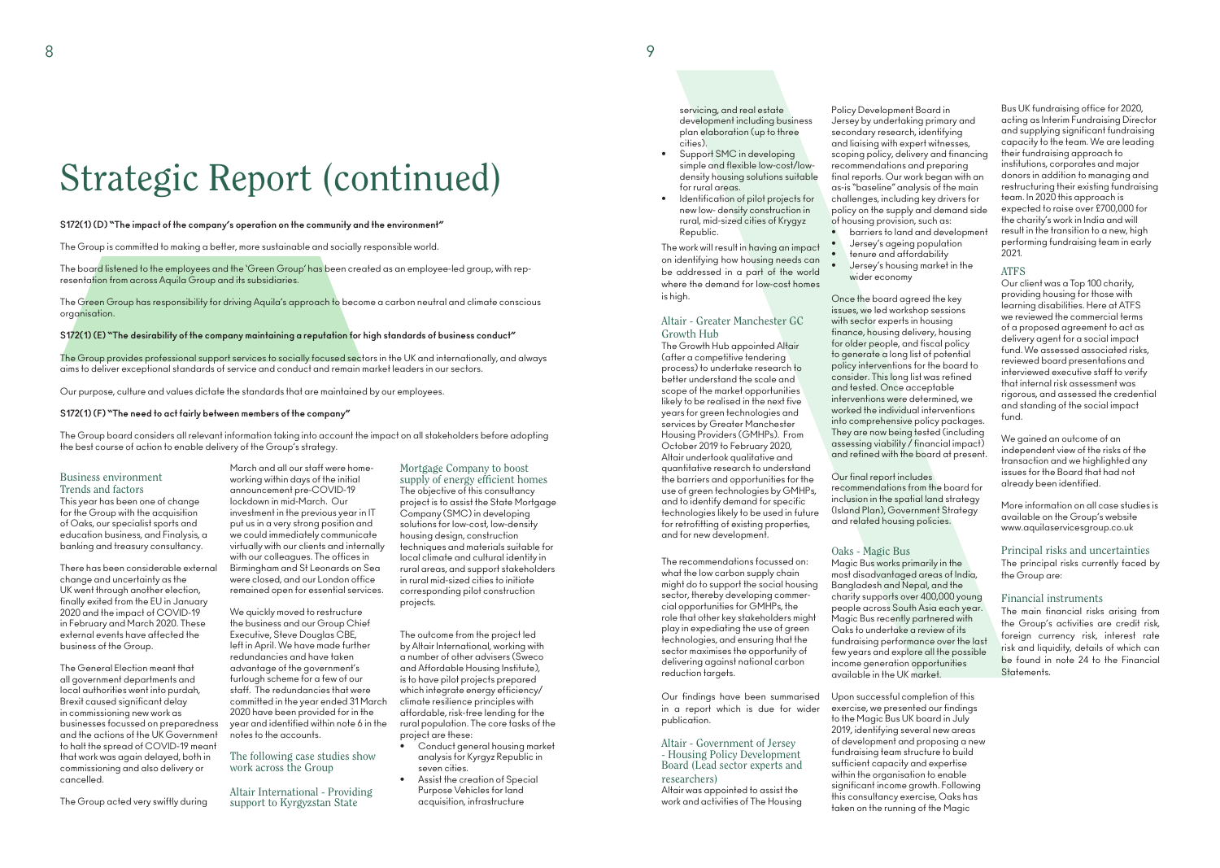# Strategic Report (continued)

**S172(1) (D) "The impact of the company's operation on the community and the environment"**

The Group is committed to making a better, more sustainable and socially responsible world.

The board listened to the employees and the 'Green Group' has been created as an employee-led group, with representation from across Aquila Group and its subsidiaries.

The Green Group has responsibility for driving Aquila's approach to become a carbon neutral and climate conscious organisation.

**S172(1) (E) "The desirability of the company maintaining a reputation for high standards of business conduct"**

The Group provides professional support services to socially focused sectors in the UK and internationally, and always aims to deliver exceptional standards of service and conduct and remain market leaders in our sectors.

Our purpose, culture and values dictate the standards that are maintained by our employees.

**S172(1) (F) "The need to act fairly between members of the company"**

The Group board considers all relevant information taking into account the impact on all stakeholders before adopting the best course of action to enable delivery of the Group's strategy.

## Business environment
### Trends and factors

This year has been one of change for the Group with the acquisition of Oaks, our specialist sports and education business, and Finalysis, a banking and treasury consultancy.

There has been considerable external change and uncertainty as the UK went through another election, finally exited from the EU in January 2020 and the impact of COVID-19 in February and March 2020. These external events have affected the business of the Group.

The General Election meant that all government departments and local authorities went into purdah, Brexit caused significant delay in commissioning new work as businesses focussed on preparedness and the actions of the UK Government to halt the spread of COVID-19 meant that work was again delayed, both in commissioning and also delivery or cancelled.

The Group acted very swiftly during March and all our staff were home-working within days of the initial announcement pre-COVID-19 lockdown in mid-March. Our investment in the previous year in IT put us in a very strong position and we could immediately communicate virtually with our clients and internally with our colleagues. The offices in Birmingham and St Leonards on Sea were closed, and our London office remained open for essential services.

We quickly moved to restructure the business and our Group Chief Executive, Steve Douglas CBE, left in April. We have made further redundancies and have taken advantage of the government's furlough scheme for a few of our staff. The redundancies that were committed in the year ended 31 March 2020 have been provided for in the year and identified within note 6 in the notes to the accounts.

### The following case studies show work across the Group

### Altair International - Providing support to Kyrgyzstan State Mortgage Company to boost supply of energy efficient homes

The objective of this consultancy project is to assist the State Mortgage Company (SMC) in developing solutions for low-cost, low-density housing design, construction techniques and materials suitable for local climate and cultural identity in rural areas, and support stakeholders in rural mid-sized cities to initiate corresponding pilot construction projects.

The outcome from the project led by Altair International, working with a number of other advisers (Sweco and Affordable Housing Institute), is to have pilot projects prepared which integrate energy efficiency/climate resilience principles with affordable, risk-free lending for the rural population. The core tasks of the project are these:

- Conduct general housing market analysis for Kyrgyz Republic in seven cities.
- Assist the creation of Special Purpose Vehicles for land acquisition, infrastructure servicing, and real estate development including business plan elaboration (up to three cities).
- Support SMC in developing simple and flexible low-cost/low-density housing solutions suitable for rural areas.
- Identification of pilot projects for new low- density construction in rural, mid-sized cities of Krygyz Republic.

The work will result in having an impact on identifying how housing needs can be addressed in a part of the world where the demand for low-cost homes is high.

### Altair - Greater Manchester GC Growth Hub

The Growth Hub appointed Altair (after a competitive tendering process) to undertake research to better understand the scale and scope of the market opportunities likely to be realised in the next five years for green technologies and services by Greater Manchester Housing Providers (GMHPs). From October 2019 to February 2020, Altair undertook qualitative and quantitative research to understand the barriers and opportunities for the use of green technologies by GMHPs, and to identify demand for specific technologies likely to be used in future for retrofitting of existing properties, and for new development.

The recommendations focussed on: what the low carbon supply chain might do to support the social housing sector, thereby developing commercial opportunities for GMHPs, the role that other key stakeholders might play in expediating the use of green technologies, and ensuring that the sector maximises the opportunity of delivering against national carbon reduction targets.

Our findings have been summarised in a report which is due for wider publication.

### Altair - Government of Jersey - Housing Policy Development Board (Lead sector experts and researchers)

Altair was appointed to assist the work and activities of The Housing Policy Development Board in Jersey by undertaking primary and secondary research, identifying and liaising with expert witnesses, scoping policy, delivery and financing recommendations and preparing final reports. Our work began with an as-is "baseline" analysis of the main challenges, including key drivers for policy on the supply and demand side of housing provision, such as:

- barriers to land and development
- Jersey's ageing population
- tenure and affordability
- Jersey's housing market in the wider economy

Once the board agreed the key issues, we led workshop sessions with sector experts in housing finance, housing delivery, housing for older people, and fiscal policy to generate a long list of potential policy interventions for the board to consider. This long list was refined and tested. Once acceptable interventions were determined, we worked the individual interventions into comprehensive policy packages. They are now being tested (including assessing viability / financial impact) and refined with the board at present.

Our final report includes recommendations from the board for inclusion in the spatial land strategy (Island Plan), Government Strategy and related housing policies.

### Oaks - Magic Bus

Magic Bus works primarily in the most disadvantaged areas of India, Bangladesh and Nepal, and the charity supports over 400,000 young people across South Asia each year. Magic Bus recently partnered with Oaks to undertake a review of its fundraising performance over the last few years and explore all the possible income generation opportunities available in the UK market.

Upon successful completion of this exercise, we presented our findings to the Magic Bus UK board in July 2019, identifying several new areas of development and proposing a new fundraising team structure to build sufficient capacity and expertise within the organisation to enable significant income growth. Following this consultancy exercise, Oaks has taken on the running of the Magic Bus UK fundraising office for 2020, acting as Interim Fundraising Director and supplying significant fundraising capacity to the team. We are leading their fundraising approach to institutions, corporates and major donors in addition to managing and restructuring their existing fundraising team. In 2020 this approach is expected to raise over £700,000 for the charity's work in India and will result in the transition to a new, high performing fundraising team in early 2021.

### ATFS

Our client was a Top 100 charity, providing housing for those with learning disabilities. Here at ATFS we reviewed the commercial terms of a proposed agreement to act as delivery agent for a social impact fund. We assessed associated risks, reviewed board presentations and interviewed executive staff to verify that internal risk assessment was rigorous, and assessed the credential and standing of the social impact fund.

We gained an outcome of an independent view of the risks of the transaction and we highlighted any issues for the Board that had not already been identified.

More information on all case studies is available on the Group's website www.aquilaservicesgroup.co.uk

## Principal risks and uncertainties

The principal risks currently faced by the Group are:

### Financial instruments

The main financial risks arising from the Group's activities are credit risk, foreign currency risk, interest rate risk and liquidity, details of which can be found in note 24 to the Financial Statements.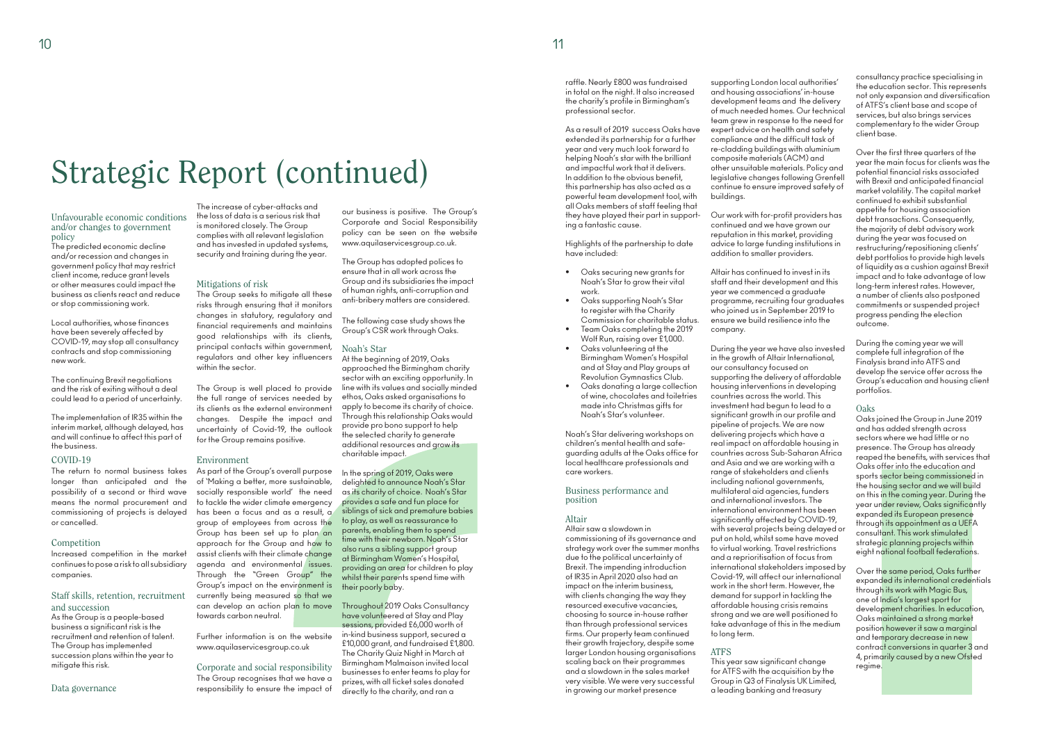# Strategic Report (continued)

### Unfavourable economic conditions and/or changes to government policy

The predicted economic decline and/or recession and changes in government policy that may restrict client income, reduce grant levels or other measures could impact the business as clients react and reduce or stop commissioning work.

Local authorities, whose finances have been severely affected by COVID-19, may stop all consultancy contracts and stop commissioning new work.

The continuing Brexit negotiations and the risk of exiting without a deal could lead to a period of uncertainty.

The implementation of IR35 within the interim market, although delayed, has and will continue to affect this part of the business.

### COVID-19

The return to normal business takes longer than anticipated and the possibility of a second or third wave means the normal procurement and commissioning of projects is delayed or cancelled.

### Competition

Increased competition in the market continues to pose a risk to all subsidiary companies.

### Staff skills, retention, recruitment and succession

As the Group is a people-based business a significant risk is the recruitment and retention of talent. The Group has implemented succession plans within the year to mitigate this risk.

### Data governance

The increase of cyber-attacks and the loss of data is a serious risk that is monitored closely. The Group complies with all relevant legislation and has invested in updated systems, security and training during the year.

### Mitigations of risk

The Group seeks to mitigate all these risks through ensuring that it monitors changes in statutory, regulatory and financial requirements and maintains good relationships with its clients, principal contacts within government, regulators and other key influencers within the sector.

The Group is well placed to provide the full range of services needed by its clients as the external environment changes. Despite the impact and uncertainty of Covid-19, the outlook for the Group remains positive.

### Environment

As part of the Group's overall purpose of 'Making a better, more sustainable, socially responsible world' the need to tackle the wider climate emergency has been a focus and as a result, a group of employees from across the Group has been set up to plan an approach for the Group and how to assist clients with their climate change agenda and environmental issues. Through the "Green Group" the Group's impact on the environment is currently being measured so that we can develop an action plan to move towards carbon neutral.

Further information is on the website www.aquilaservicesgroup.co.uk

### Corporate and social responsibility

The Group recognises that we have a responsibility to ensure the impact of our business is positive. The Group's Corporate and Social Responsibility policy can be seen on the website www.aquilaservicesgroup.co.uk.

The Group has adopted polices to ensure that in all work across the Group and its subsidiaries the impact of human rights, anti-corruption and anti-bribery matters are considered.

The following case study shows the Group's CSR work through Oaks.

### Noah's Star

At the beginning of 2019, Oaks approached the Birmingham charity sector with an exciting opportunity. In line with its values and socially minded ethos, Oaks asked organisations to apply to become its charity of choice. Through this relationship Oaks would provide pro bono support to help the selected charity to generate additional resources and grow its charitable impact.

In the spring of 2019, Oaks were delighted to announce Noah's Star as its charity of choice. Noah's Star provides a safe and fun place for siblings of sick and premature babies to play, as well as reassurance to parents, enabling them to spend time with their newborn. Noah's Star also runs a sibling support group at Birmingham Women's Hospital, providing an area for children to play whilst their parents spend time with their poorly baby.

Throughout 2019 Oaks Consultancy have volunteered at Stay and Play sessions, provided £6,000 worth of in-kind business support, secured a £10,000 grant, and fundraised £1,800. The Charity Quiz Night in March at Birmingham Malmaison invited local businesses to enter teams to play for prizes, with all ticket sales donated directly to the charity, and ran a raffle. Nearly £800 was fundraised in total on the night. It also increased the charity's profile in Birmingham's professional sector.

As a result of 2019 success Oaks have extended its partnership for a further year and very much look forward to helping Noah's star with the brilliant and impactful work that it delivers. In addition to the obvious benefit, this partnership has also acted as a powerful team development tool, with all Oaks members of staff feeling that they have played their part in supporting a fantastic cause.

Highlights of the partnership to date have included:

- Oaks securing new grants for Noah's Star to grow their vital work.
- Oaks supporting Noah's Star to register with the Charity Commission for charitable status.
- Team Oaks completing the 2019 Wolf Run, raising over £1,000.
- Oaks volunteering at the Birmingham Women's Hospital and at Stay and Play groups at Revolution Gymnastics Club.
- Oaks donating a large collection of wine, chocolates and toiletries made into Christmas gifts for Noah's Star's volunteer.

Noah's Star delivering workshops on children's mental health and safeguarding adults at the Oaks office for local healthcare professionals and care workers.

## Business performance and position

### Altair

Altair saw a slowdown in commissioning of its governance and strategy work over the summer months due to the political uncertainty of Brexit. The impending introduction of IR35 in April 2020 also had an impact on the interim business, with clients changing the way they resourced executive vacancies, choosing to source in-house rather than through professional services firms. Our property team continued their growth trajectory, despite some larger London housing organisations scaling back on their programmes and a slowdown in the sales market very visible. We were very successful in growing our market presence supporting London local authorities' and housing associations' in-house development teams and the delivery of much needed homes. Our technical team grew in response to the need for expert advice on health and safety compliance and the difficult task of re-cladding buildings with aluminium composite materials (ACM) and other unsuitable materials. Policy and legislative changes following Grenfell continue to ensure improved safety of buildings.

Our work with for-profit providers has continued and we have grown our reputation in this market, providing advice to large funding institutions in addition to smaller providers.

Altair has continued to invest in its staff and their development and this year we commenced a graduate programme, recruiting four graduates who joined us in September 2019 to ensure we build resilience into the company.

During the year we have also invested in the growth of Altair International, our consultancy focused on supporting the delivery of affordable housing interventions in developing countries across the world. This investment had begun to lead to a significant growth in our profile and pipeline of projects. We are now delivering projects which have a real impact on affordable housing in countries across Sub-Saharan Africa and Asia and we are working with a range of stakeholders and clients including national governments, multilateral aid agencies, funders and international investors. The international environment has been significantly affected by COVID-19, with several projects being delayed or put on hold, whilst some have moved to virtual working. Travel restrictions and a reprioritisation of focus from international stakeholders imposed by Covid-19, will affect our international work in the short term. However, the demand for support in tackling the affordable housing crisis remains strong and we are well positioned to take advantage of this in the medium to long term.

### ATFS

This year saw significant change for ATFS with the acquisition by the Group in Q3 of Finalysis UK Limited, a leading banking and treasury consultancy practice specialising in the education sector. This represents not only expansion and diversification of ATFS's client base and scope of services, but also brings services complementary to the wider Group client base.

Over the first three quarters of the year the main focus for clients was the potential financial risks associated with Brexit and anticipated financial market volatility. The capital market continued to exhibit substantial appetite for housing association debt transactions. Consequently, the majority of debt advisory work during the year was focused on restructuring/repositioning clients' debt portfolios to provide high levels of liquidity as a cushion against Brexit impact and to take advantage of low long-term interest rates. However, a number of clients also postponed commitments or suspended project progress pending the election outcome.

During the coming year we will complete full integration of the Finalysis brand into ATFS and develop the service offer across the Group's education and housing client portfolios.

### Oaks

Oaks joined the Group in June 2019 and has added strength across sectors where we had little or no presence. The Group has already reaped the benefits, with services that Oaks offer into the education and sports sector being commissioned in the housing sector and we will build on this in the coming year. During the year under review, Oaks significantly expanded its European presence through its appointment as a UEFA consultant. This work stimulated strategic planning projects within eight national football federations.

Over the same period, Oaks further expanded its international credentials through its work with Magic Bus, one of India's largest sport for development charities. In education, Oaks maintained a strong market position however it saw a marginal and temporary decrease in new contract conversions in quarter 3 and 4, primarily caused by a new Ofsted regime.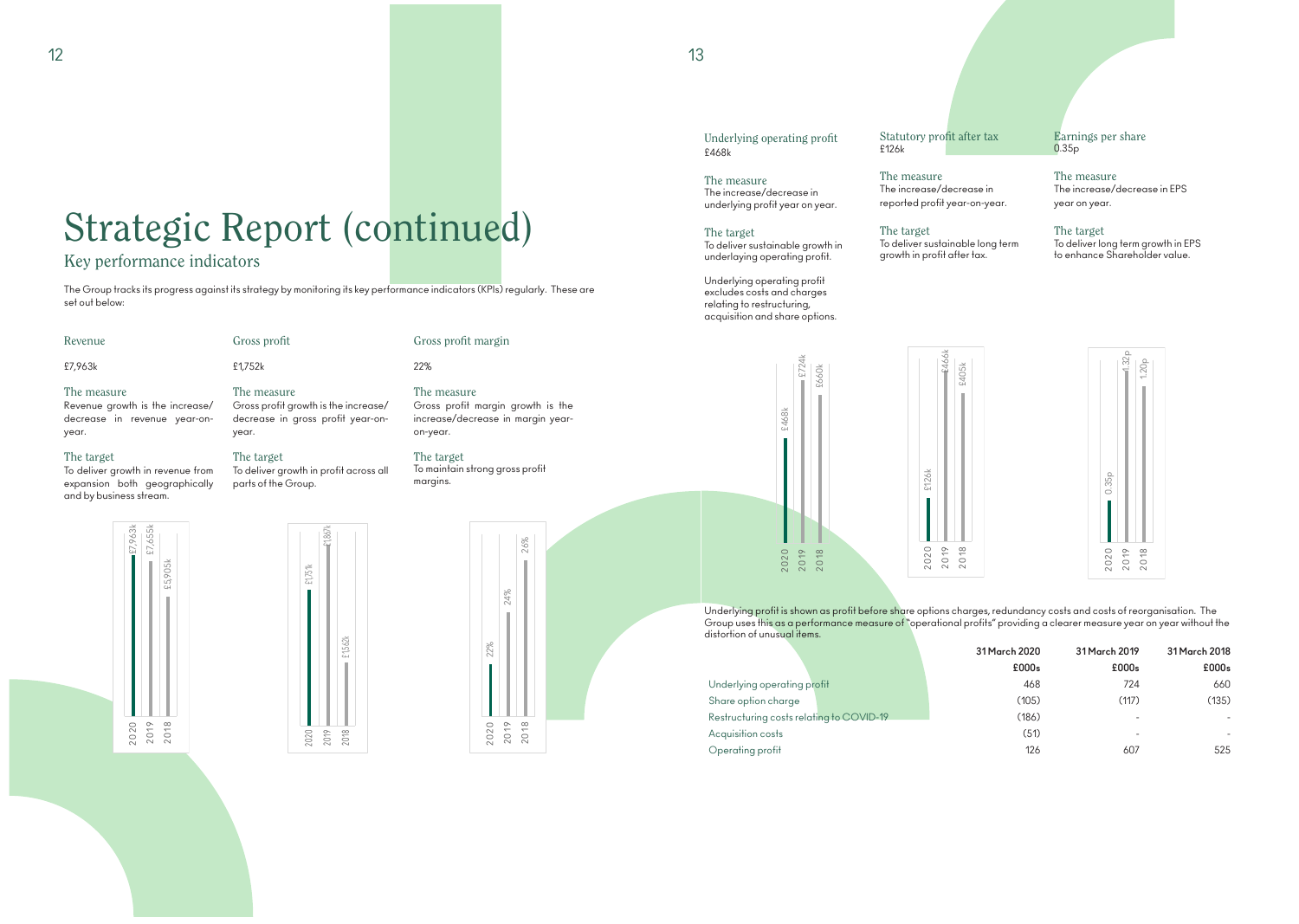# Strategic Report (continued)

## Key performance indicators

The Group tracks its progress against its strategy by monitoring its key performance indicators (KPIs) regularly. These are set out below:

### Revenue

£7,963k

**The measure**
Revenue growth is the increase/decrease in revenue year-on-year.

**The target**
To deliver growth in revenue from expansion both geographically and by business stream.

| Year | Revenue |
|---|---|
| 2020 | £7,963k |
| 2019 | £7,655k |
| 2018 | £5,905k |

### Gross profit

£1,752k

**The measure**
Gross profit growth is the increase/decrease in gross profit year-on-year.

**The target**
To deliver growth in profit across all parts of the Group.

| Year | Gross profit |
|---|---|
| 2020 | £1,751k |
| 2019 | £1,867k |
| 2018 | £1,562k |

### Gross profit margin

22%

**The measure**
Gross profit margin growth is the increase/decrease in margin year-on-year.

**The target**
To maintain strong gross profit margins.

| Year | Gross profit margin |
|---|---|
| 2020 | 22% |
| 2019 | 24% |
| 2018 | 26% |

### Underlying operating profit

£468k

**The measure**
The increase/decrease in underlying profit year on year.

**The target**
To deliver sustainable growth in underlaying operating profit.

Underlying operating profit excludes costs and charges relating to restructuring, acquisition and share options.

| Year | Underlying operating profit |
|---|---|
| 2020 | £468k |
| 2019 | £724k |
| 2018 | £660k |

### Statutory profit after tax

£126k

**The measure**
The increase/decrease in reported profit year-on-year.

**The target**
To deliver sustainable long term growth in profit after tax.

| Year | Statutory profit after tax |
|---|---|
| 2020 | £126k |
| 2019 | £466k |
| 2018 | £405k |

### Earnings per share

0.35p

**The measure**
The increase/decrease in EPS year on year.

**The target**
To deliver long term growth in EPS to enhance Shareholder value.

| Year | Earnings per share |
|---|---|
| 2020 | 0.35p |
| 2019 | 1.32p |
| 2018 | 1.20p |

Underlying profit is shown as profit before share options charges, redundancy costs and costs of reorganisation. The Group uses this as a performance measure of "operational profits" providing a clearer measure year on year without the distortion of unusual items.

| | 31 March 2020 | 31 March 2019 | 31 March 2018 |
|---|---|---|---|
| | £000s | £000s | £000s |
| Underlying operating profit | 468 | 724 | 660 |
| Share option charge | (105) | (117) | (135) |
| Restructuring costs relating to COVID-19 | (186) | - | - |
| Acquisition costs | (51) | - | - |
| Operating profit | 126 | 607 | 525 |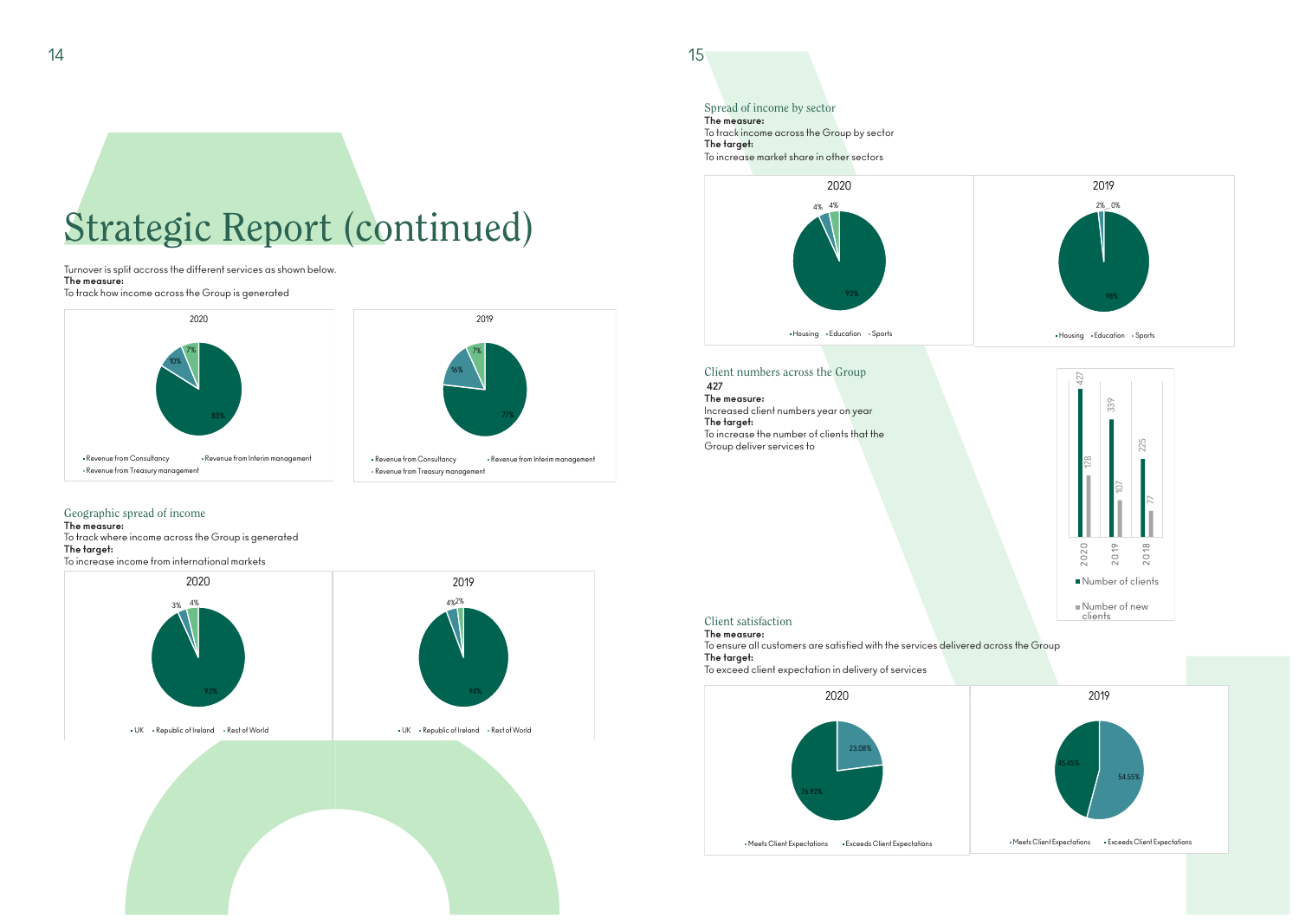# Strategic Report (continued)

Turnover is split accross the different services as shown below.

**The measure:**
To track how income across the Group is generated

2020

- Revenue from Consultancy: 83%
- Revenue from Interim management: 10%
- Revenue from Treasury management: 7%

2019

- Revenue from Consultancy: 77%
- Revenue from Interim management: 16%
- Revenue from Treasury management: 7%

## Geographic spread of income

**The measure:**
To track where income across the Group is generated

**The target:**
To increase income from international markets

2020

- UK: 93%
- Republic of Ireland: 3%
- Rest of World: 4%

2019

- UK: 94%
- Republic of Ireland: 4%
- Rest of World: 2%

## Spread of income by sector

**The measure:**
To track income across the Group by sector

**The target:**
To increase market share in other sectors

2020

- Housing: 93%
- Education: 4%
- Sports: 4%

2019

- Housing: 98%
- Education: 2%
- Sports: 0%

## Client numbers across the Group

427

**The measure:**
Increased client numbers year on year

**The target:**
To increase the number of clients that the Group deliver services to

| | 2020 | 2019 | 2018 |
|---|---|---|---|
| Number of clients | 427 | 339 | 225 |
| Number of new clients | 178 | 107 | 77 |

## Client satisfaction

**The measure:**
To ensure all customers are satisfied with the services delivered across the Group

**The target:**
To exceed client expectation in delivery of services

2020

- Meets Client Expectations: 76.92%
- Exceeds Client Expectations: 23.08%

2019

- Meets Client Expectations: 45.45%
- Exceeds Client Expectations: 54.55%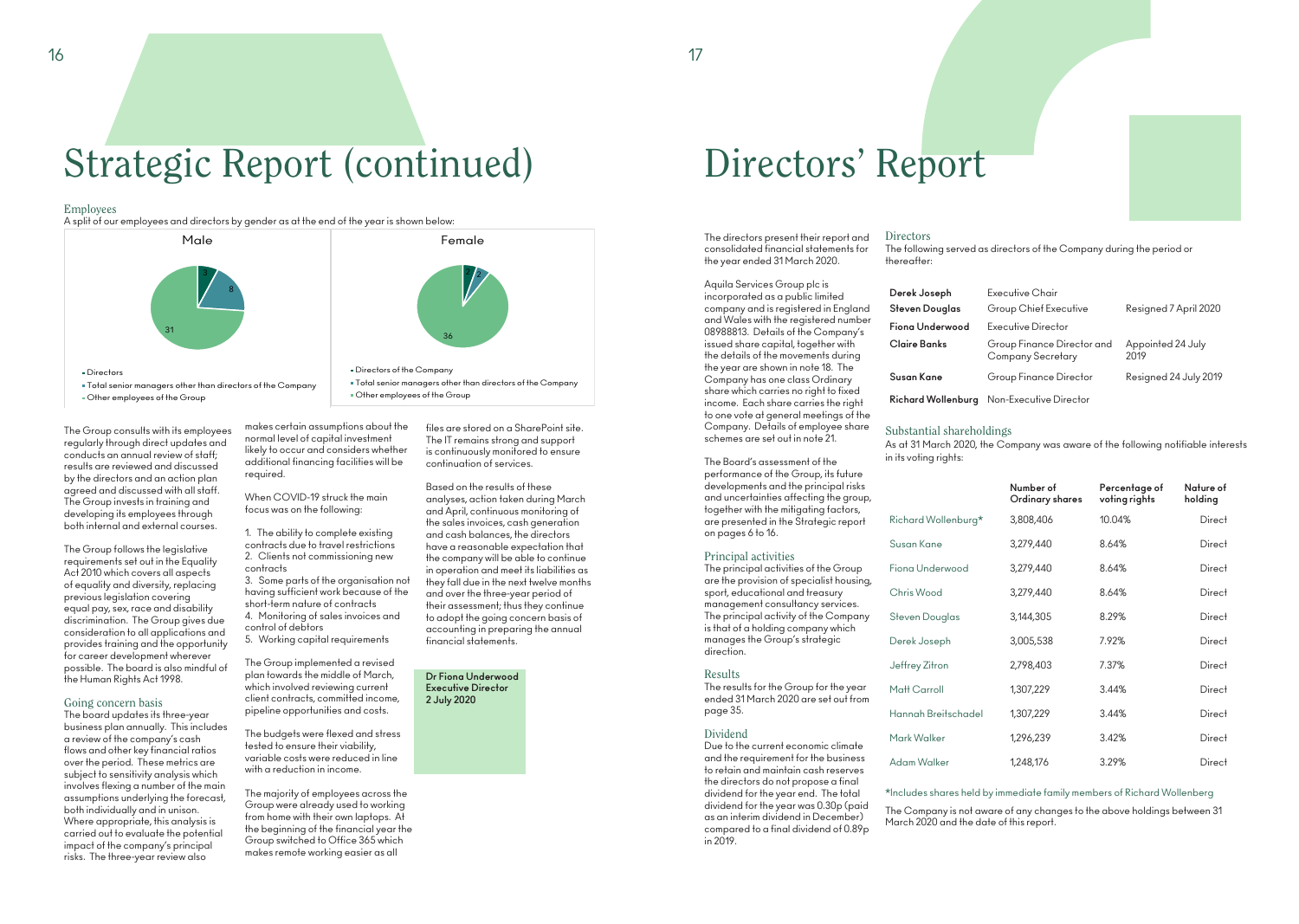# Strategic Report (continued)

### Employees

A split of our employees and directors by gender as at the end of the year is shown below:

Male

- Directors: 3
- Total senior managers other than directors of the Company: 8
- Other employees of the Group: 31

Female

- Directors of the Company: 2
- Total senior managers other than directors of the Company: 2
- Other employees of the Group: 36

The Group consults with its employees regularly through direct updates and conducts an annual review of staff; results are reviewed and discussed by the directors and an action plan agreed and discussed with all staff. The Group invests in training and developing its employees through both internal and external courses.

The Group follows the legislative requirements set out in the Equality Act 2010 which covers all aspects of equality and diversity, replacing previous legislation covering equal pay, sex, race and disability discrimination. The Group gives due consideration to all applications and provides training and the opportunity for career development wherever possible. The board is also mindful of the Human Rights Act 1998.

### Going concern basis

The board updates its three-year business plan annually. This includes a review of the company's cash flows and other key financial ratios over the period. These metrics are subject to sensitivity analysis which involves flexing a number of the main assumptions underlying the forecast, both individually and in unison. Where appropriate, this analysis is carried out to evaluate the potential impact of the company's principal risks. The three-year review also makes certain assumptions about the normal level of capital investment likely to occur and considers whether additional financing facilities will be required.

When COVID-19 struck the main focus was on the following:

1. The ability to complete existing contracts due to travel restrictions
2. Clients not commissioning new contracts
3. Some parts of the organisation not having sufficient work because of the short-term nature of contracts
4. Monitoring of sales invoices and control of debtors
5. Working capital requirements

The Group implemented a revised plan towards the middle of March, which involved reviewing current client contracts, committed income, pipeline opportunities and costs.

The budgets were flexed and stress tested to ensure their viability, variable costs were reduced in line with a reduction in income.

The majority of employees across the Group were already used to working from home with their own laptops. At the beginning of the financial year the Group switched to Office 365 which makes remote working easier as all files are stored on a SharePoint site. The IT remains strong and support is continuously monitored to ensure continuation of services.

Based on the results of these analyses, action taken during March and April, continuous monitoring of the sales invoices, cash generation and cash balances, the directors have a reasonable expectation that the company will be able to continue in operation and meet its liabilities as they fall due in the next twelve months and over the three-year period of their assessment; thus they continue to adopt the going concern basis of accounting in preparing the annual financial statements.

**Dr Fiona Underwood**
**Executive Director**
**2 July 2020**

# Directors' Report

The directors present their report and consolidated financial statements for the year ended 31 March 2020.

Aquila Services Group plc is incorporated as a public limited company and is registered in England and Wales with the registered number 08988813. Details of the Company's issued share capital, together with the details of the movements during the year are shown in note 18. The Company has one class Ordinary share which carries no right to fixed income. Each share carries the right to one vote at general meetings of the Company. Details of employee share schemes are set out in note 21.

The Board's assessment of the performance of the Group, its future developments and the principal risks and uncertainties affecting the group, together with the mitigating factors, are presented in the Strategic report on pages 6 to 16.

### Principal activities

The principal activities of the Group are the provision of specialist housing, sport, educational and treasury management consultancy services. The principal activity of the Company is that of a holding company which manages the Group's strategic direction.

### Results

The results for the Group for the year ended 31 March 2020 are set out from page 35.

### Dividend

Due to the current economic climate and the requirement for the business to retain and maintain cash reserves the directors do not propose a final dividend for the year end. The total dividend for the year was 0.30p (paid as an interim dividend in December) compared to a final dividend of 0.89p in 2019.

### Directors

The following served as directors of the Company during the period or thereafter:

| | | |
|---|---|---|
| **Derek Joseph** | Executive Chair | |
| **Steven Douglas** | Group Chief Executive | Resigned 7 April 2020 |
| **Fiona Underwood** | Executive Director | |
| **Claire Banks** | Group Finance Director and Company Secretary | Appointed 24 July 2019 |
| **Susan Kane** | Group Finance Director | Resigned 24 July 2019 |
| **Richard Wollenburg** | Non-Executive Director | |

### Substantial shareholdings

As at 31 March 2020, the Company was aware of the following notifiable interests in its voting rights:

| | Number of Ordinary shares | Percentage of voting rights | Nature of holding |
|---|---|---|---|
| Richard Wollenburg* | 3,808,406 | 10.04% | Direct |
| Susan Kane | 3,279,440 | 8.64% | Direct |
| Fiona Underwood | 3,279,440 | 8.64% | Direct |
| Chris Wood | 3,279,440 | 8.64% | Direct |
| Steven Douglas | 3,144,305 | 8.29% | Direct |
| Derek Joseph | 3,005,538 | 7.92% | Direct |
| Jeffrey Zitron | 2,798,403 | 7.37% | Direct |
| Matt Carroll | 1,307,229 | 3.44% | Direct |
| Hannah Breitschadel | 1,307,229 | 3.44% | Direct |
| Mark Walker | 1,296,239 | 3.42% | Direct |
| Adam Walker | 1,248,176 | 3.29% | Direct |

*Includes shares held by immediate family members of Richard Wollenberg

The Company is not aware of any changes to the above holdings between 31 March 2020 and the date of this report.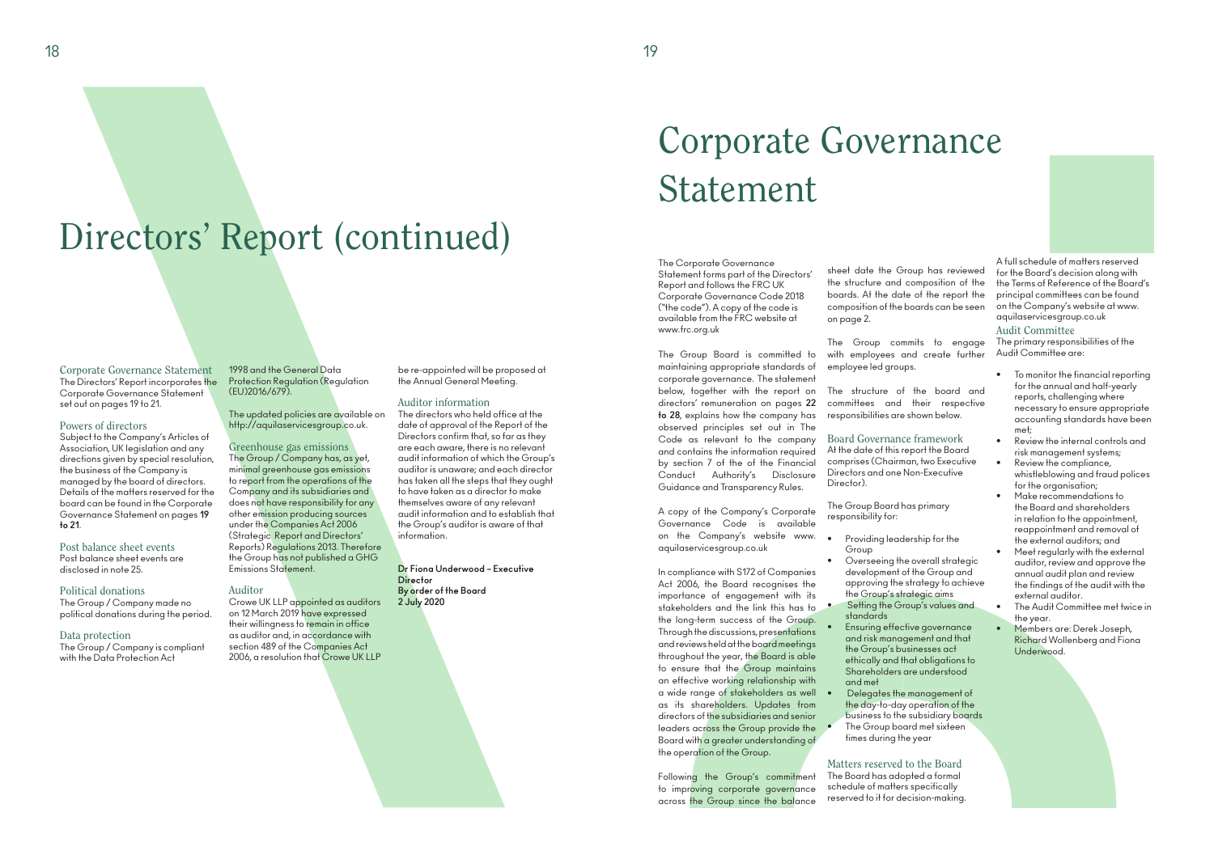# Directors' Report (continued)

### Corporate Governance Statement

The Directors' Report incorporates the Corporate Governance Statement set out on pages 19 to 21.

### Powers of directors

Subject to the Company's Articles of Association, UK legislation and any directions given by special resolution, the business of the Company is managed by the board of directors. Details of the matters reserved for the board can be found in the Corporate Governance Statement on pages **19 to 21**.

### Post balance sheet events

Post balance sheet events are disclosed in note 25.

### Political donations

The Group / Company made no political donations during the period.

### Data protection

The Group / Company is compliant with the Data Protection Act 1998 and the General Data Protection Regulation (Regulation (EU)2016/679).

The updated policies are available on http://aquilaservicesgroup.co.uk.

### Greenhouse gas emissions

The Group / Company has, as yet, minimal greenhouse gas emissions to report from the operations of the Company and its subsidiaries and does not have responsibility for any other emission producing sources under the Companies Act 2006 (Strategic Report and Directors' Reports) Regulations 2013. Therefore the Group has not published a GHG Emissions Statement.

### Auditor

Crowe UK LLP appointed as auditors on 12 March 2019 have expressed their willingness to remain in office as auditor and, in accordance with section 489 of the Companies Act 2006, a resolution that Crowe UK LLP be re-appointed will be proposed at the Annual General Meeting.

### Auditor information

The directors who held office at the date of approval of the Report of the Directors confirm that, so far as they are each aware, there is no relevant audit information of which the Group's auditor is unaware; and each director has taken all the steps that they ought to have taken as a director to make themselves aware of any relevant audit information and to establish that the Group's auditor is aware of that information.

**Dr Fiona Underwood – Executive Director**
**By order of the Board**
**2 July 2020**

# Corporate Governance Statement

The Corporate Governance Statement forms part of the Directors' Report and follows the FRC UK Corporate Governance Code 2018 ("the code"). A copy of the code is available from the FRC website at www.frc.org.uk

The Group Board is committed to maintaining appropriate standards of corporate governance. The statement below, together with the report on directors' remuneration on pages **22 to 28**, explains how the company has observed principles set out in The Code as relevant to the company and contains the information required by section 7 of the of the Financial Conduct Authority's Disclosure Guidance and Transparency Rules.

A copy of the Company's Corporate Governance Code is available on the Company's website www.aquilaservicesgroup.co.uk

In compliance with S172 of Companies Act 2006, the Board recognises the importance of engagement with its stakeholders and the link this has to the long-term success of the Group. Through the discussions, presentations and reviews held at the board meetings throughout the year, the Board is able to ensure that the Group maintains an effective working relationship with a wide range of stakeholders as well as its shareholders. Updates from directors of the subsidiaries and senior leaders across the Group provide the Board with a greater understanding of the operation of the Group.

Following the Group's commitment to improving corporate governance across the Group since the balance sheet date the Group has reviewed the structure and composition of the boards. At the date of the report the composition of the boards can be seen on page 2.

The Group commits to engage with employees and create further employee led groups.

The structure of the board and committees and their respective responsibilities are shown below.

### Board Governance framework

At the date of this report the Board comprises (Chairman, two Executive Directors and one Non-Executive Director).

The Group Board has primary responsibility for:

- Providing leadership for the Group
- Overseeing the overall strategic development of the Group and approving the strategy to achieve the Group's strategic aims
- Setting the Group's values and standards
- Ensuring effective governance and risk management and that the Group's businesses act ethically and that obligations to Shareholders are understood and met
- Delegates the management of the day-to-day operation of the business to the subsidiary boards
- The Group board met sixteen times during the year

### Matters reserved to the Board

The Board has adopted a formal schedule of matters specifically reserved to it for decision-making.

A full schedule of matters reserved for the Board's decision along with the Terms of Reference of the Board's principal committees can be found on the Company's website at www.aquilaservicesgroup.co.uk

### Audit Committee

The primary responsibilities of the Audit Committee are:

- To monitor the financial reporting for the annual and half-yearly reports, challenging where necessary to ensure appropriate accounting standards have been met;
- Review the internal controls and risk management systems;
- Review the compliance, whistleblowing and fraud polices for the organisation;
- Make recommendations to the Board and shareholders in relation to the appointment, reappointment and removal of the external auditors; and
- Meet regularly with the external auditor, review and approve the annual audit plan and review the findings of the audit with the external auditor.
- The Audit Committee met twice in the year.
- Members are: Derek Joseph, Richard Wollenberg and Fiona Underwood.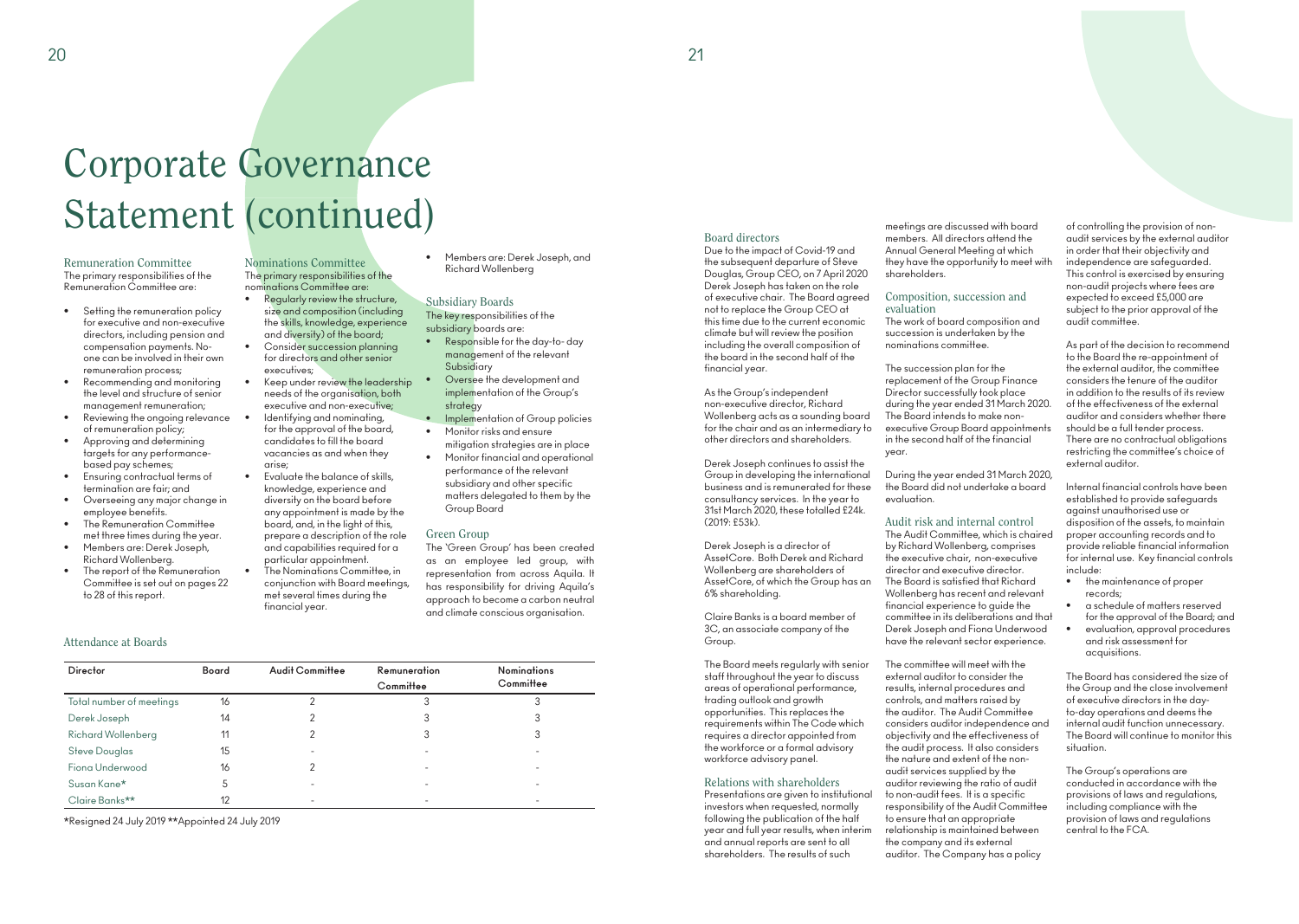# Corporate Governance Statement (continued)

## Remuneration Committee

The primary responsibilities of the Remuneration Committee are:

- Setting the remuneration policy for executive and non-executive directors, including pension and compensation payments. No-one can be involved in their own remuneration process;
- Recommending and monitoring the level and structure of senior management remuneration;
- Reviewing the ongoing relevance of remuneration policy;
- Approving and determining targets for any performance-based pay schemes;
- Ensuring contractual terms of termination are fair; and
- Overseeing any major change in employee benefits.
- The Remuneration Committee met three times during the year.
- Members are: Derek Joseph, Richard Wollenberg.
- The report of the Remuneration Committee is set out on pages 22 to 28 of this report.

## Nominations Committee

The primary responsibilities of the nominations Committee are:

- Regularly review the structure, size and composition (including the skills, knowledge, experience and diversity) of the board;
- Consider succession planning for directors and other senior executives;
- Keep under review the leadership needs of the organisation, both executive and non-executive;
- Identifying and nominating, for the approval of the board, candidates to fill the board vacancies as and when they arise;
- Evaluate the balance of skills, knowledge, experience and diversity on the board before any appointment is made by the board, and, in the light of this, prepare a description of the role and capabilities required for a particular appointment.
- The Nominations Committee, in conjunction with Board meetings, met several times during the financial year.
- Members are: Derek Joseph, and Richard Wollenberg

## Subsidiary Boards

The key responsibilities of the subsidiary boards are:

- Responsible for the day-to- day management of the relevant Subsidiary
- Oversee the development and implementation of the Group's strategy
- Implementation of Group policies
- Monitor risks and ensure mitigation strategies are in place
- Monitor financial and operational performance of the relevant subsidiary and other specific matters delegated to them by the Group Board

## Green Group

The 'Green Group' has been created as an employee led group, with representation from across Aquila. It has responsibility for driving Aquila's approach to become a carbon neutral and climate conscious organisation.

## Attendance at Boards

| Director | Board | Audit Committee | Remuneration Committee | Nominations Committee |
|---|---|---|---|---|
| Total number of meetings | 16 | 2 | 3 | 3 |
| Derek Joseph | 14 | 2 | 3 | 3 |
| Richard Wollenberg | 11 | 2 | 3 | 3 |
| Steve Douglas | 15 | - | - | - |
| Fiona Underwood | 16 | 2 | - | - |
| Susan Kane* | 5 | - | - | - |
| Claire Banks** | 12 | - | - | - |

*Resigned 24 July 2019 **Appointed 24 July 2019

## Board directors

Due to the impact of Covid-19 and the subsequent departure of Steve Douglas, Group CEO, on 7 April 2020 Derek Joseph has taken on the role of executive chair. The Board agreed not to replace the Group CEO at this time due to the current economic climate but will review the position including the overall composition of the board in the second half of the financial year.

As the Group's independent non-executive director, Richard Wollenberg acts as a sounding board for the chair and as an intermediary to other directors and shareholders.

Derek Joseph continues to assist the Group in developing the international business and is remunerated for these consultancy services. In the year to 31st March 2020, these totalled £24k. (2019: £53k).

Derek Joseph is a director of AssetCore. Both Derek and Richard Wollenberg are shareholders of AssetCore, of which the Group has an 6% shareholding.

Claire Banks is a board member of 3C, an associate company of the Group.

The Board meets regularly with senior staff throughout the year to discuss areas of operational performance, trading outlook and growth opportunities. This replaces the requirements within The Code which requires a director appointed from the workforce or a formal advisory workforce advisory panel.

## Relations with shareholders

Presentations are given to institutional investors when requested, normally following the publication of the half year and full year results, when interim and annual reports are sent to all shareholders. The results of such meetings are discussed with board members. All directors attend the Annual General Meeting at which they have the opportunity to meet with shareholders.

## Composition, succession and evaluation

The work of board composition and succession is undertaken by the nominations committee.

The succession plan for the replacement of the Group Finance Director successfully took place during the year ended 31 March 2020. The Board intends to make non-executive Group Board appointments in the second half of the financial year.

During the year ended 31 March 2020, the Board did not undertake a board evaluation.

## Audit risk and internal control

The Audit Committee, which is chaired by Richard Wollenberg, comprises the executive chair, non-executive director and executive director. The Board is satisfied that Richard Wollenberg has recent and relevant financial experience to guide the committee in its deliberations and that Derek Joseph and Fiona Underwood have the relevant sector experience.

The committee will meet with the external auditor to consider the results, internal procedures and controls, and matters raised by the auditor. The Audit Committee considers auditor independence and objectivity and the effectiveness of the audit process. It also considers the nature and extent of the non-audit services supplied by the auditor reviewing the ratio of audit to non-audit fees. It is a specific responsibility of the Audit Committee to ensure that an appropriate relationship is maintained between the company and its external auditor. The Company has a policy of controlling the provision of non-audit services by the external auditor in order that their objectivity and independence are safeguarded. This control is exercised by ensuring non-audit projects where fees are expected to exceed £5,000 are subject to the prior approval of the audit committee.

As part of the decision to recommend to the Board the re-appointment of the external auditor, the committee considers the tenure of the auditor in addition to the results of its review of the effectiveness of the external auditor and considers whether there should be a full tender process. There are no contractual obligations restricting the committee's choice of external auditor.

Internal financial controls have been established to provide safeguards against unauthorised use or disposition of the assets, to maintain proper accounting records and to provide reliable financial information for internal use. Key financial controls include:

- the maintenance of proper records;
- a schedule of matters reserved for the approval of the Board; and
- evaluation, approval procedures and risk assessment for acquisitions.

The Board has considered the size of the Group and the close involvement of executive directors in the day-to-day operations and deems the internal audit function unnecessary. The Board will continue to monitor this situation.

The Group's operations are conducted in accordance with the provisions of laws and regulations, including compliance with the provision of laws and regulations central to the FCA.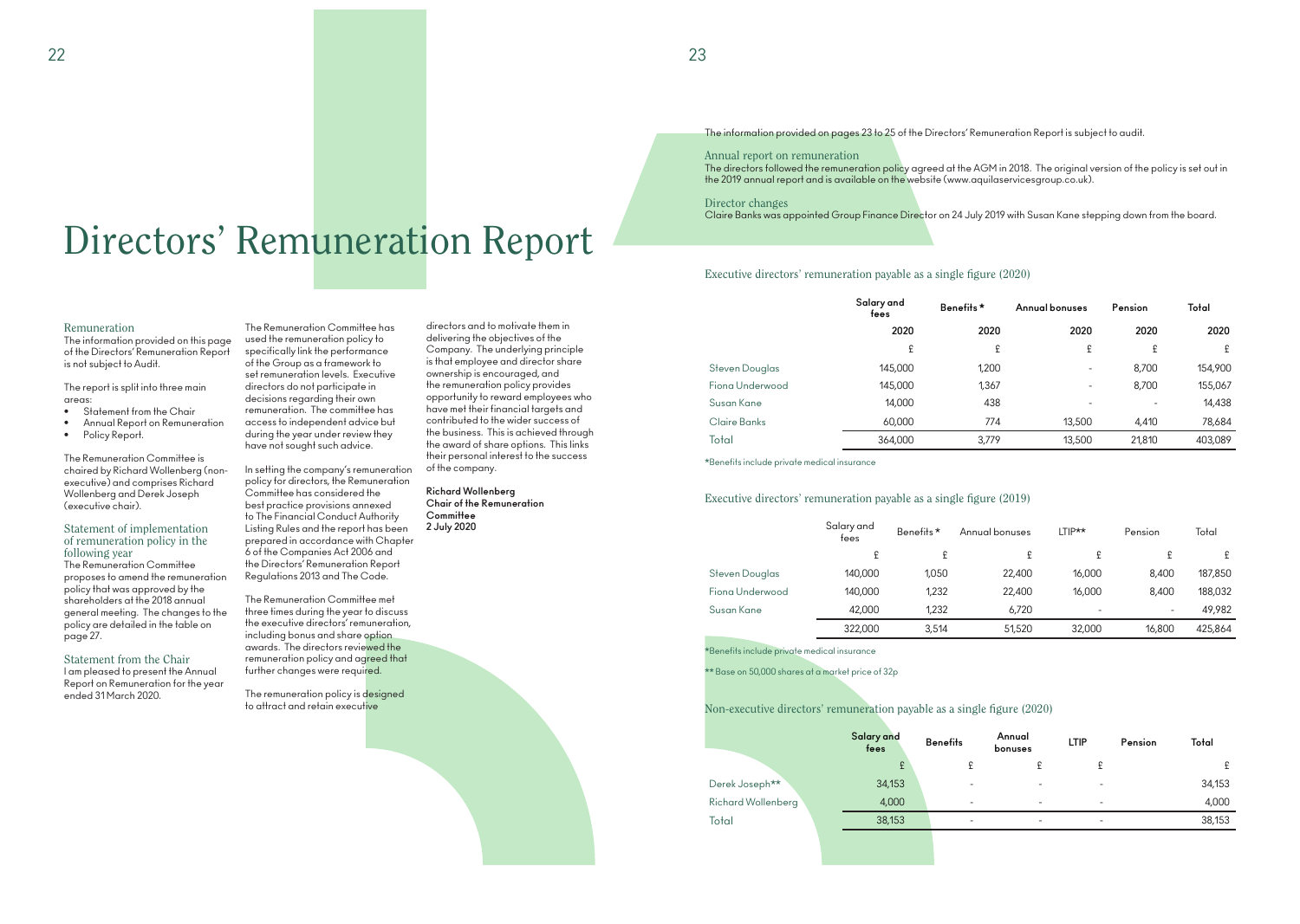// Pages 22–23

# Directors' Remuneration Report

## Remuneration

The information provided on this page of the Directors' Remuneration Report is not subject to Audit.

The report is split into three main areas:

- Statement from the Chair
- Annual Report on Remuneration
- Policy Report.

The Remuneration Committee is chaired by Richard Wollenberg (non-executive) and comprises Richard Wollenberg and Derek Joseph (executive chair).

## Statement of implementation of remuneration policy in the following year

The Remuneration Committee proposes to amend the remuneration policy that was approved by the shareholders at the 2018 annual general meeting. The changes to the policy are detailed in the table on page 27.

## Statement from the Chair

I am pleased to present the Annual Report on Remuneration for the year ended 31 March 2020.

The Remuneration Committee has used the remuneration policy to specifically link the performance of the Group as a framework to set remuneration levels. Executive directors do not participate in decisions regarding their own remuneration. The committee has access to independent advice but during the year under review they have not sought such advice.

In setting the company's remuneration policy for directors, the Remuneration Committee has considered the best practice provisions annexed to The Financial Conduct Authority Listing Rules and the report has been prepared in accordance with Chapter 6 of the Companies Act 2006 and the Directors' Remuneration Report Regulations 2013 and The Code.

The Remuneration Committee met three times during the year to discuss the executive directors' remuneration, including bonus and share option awards. The directors reviewed the remuneration policy and agreed that further changes were required.

The remuneration policy is designed to attract and retain executive directors and to motivate them in delivering the objectives of the Company. The underlying principle is that employee and director share ownership is encouraged, and the remuneration policy provides opportunity to reward employees who have met their financial targets and contributed to the wider success of the business. This is achieved through the award of share options. This links their personal interest to the success of the company.

**Richard Wollenberg**
**Chair of the Remuneration Committee**
**2 July 2020**

The information provided on pages 23 to 25 of the Directors' Remuneration Report is subject to audit.

## Annual report on remuneration

The directors followed the remuneration policy agreed at the AGM in 2018. The original version of the policy is set out in the 2019 annual report and is available on the website (www.aquilaservicesgroup.co.uk).

## Director changes

Claire Banks was appointed Group Finance Director on 24 July 2019 with Susan Kane stepping down from the board.

## Executive directors' remuneration payable as a single figure (2020)

| | Salary and fees | Benefits* | Annual bonuses | Pension | Total |
|---|---|---|---|---|---|
| | 2020 | 2020 | 2020 | 2020 | 2020 |
| | £ | £ | £ | £ | £ |
| Steven Douglas | 145,000 | 1,200 | - | 8,700 | 154,900 |
| Fiona Underwood | 145,000 | 1,367 | - | 8,700 | 155,067 |
| Susan Kane | 14,000 | 438 | - | - | 14,438 |
| Claire Banks | 60,000 | 774 | 13,500 | 4,410 | 78,684 |
| Total | 364,000 | 3,779 | 13,500 | 21,810 | 403,089 |

*Benefits include private medical insurance

## Executive directors' remuneration payable as a single figure (2019)

| | Salary and fees | Benefits* | Annual bonuses | LTIP** | Pension | Total |
|---|---|---|---|---|---|---|
| | £ | £ | £ | £ | £ | £ |
| Steven Douglas | 140,000 | 1,050 | 22,400 | 16,000 | 8,400 | 187,850 |
| Fiona Underwood | 140,000 | 1,232 | 22,400 | 16,000 | 8,400 | 188,032 |
| Susan Kane | 42,000 | 1,232 | 6,720 | - | - | 49,982 |
| | 322,000 | 3,514 | 51,520 | 32,000 | 16,800 | 425,864 |

*Benefits include private medical insurance

** Base on 50,000 shares at a market price of 32p

## Non-executive directors' remuneration payable as a single figure (2020)

| | Salary and fees | Benefits | Annual bonuses | LTIP | Pension | Total |
|---|---|---|---|---|---|---|
| | £ | £ | £ | £ | | £ |
| Derek Joseph** | 34,153 | - | - | - | | 34,153 |
| Richard Wollenberg | 4,000 | - | - | - | | 4,000 |
| Total | 38,153 | - | - | - | | 38,153 |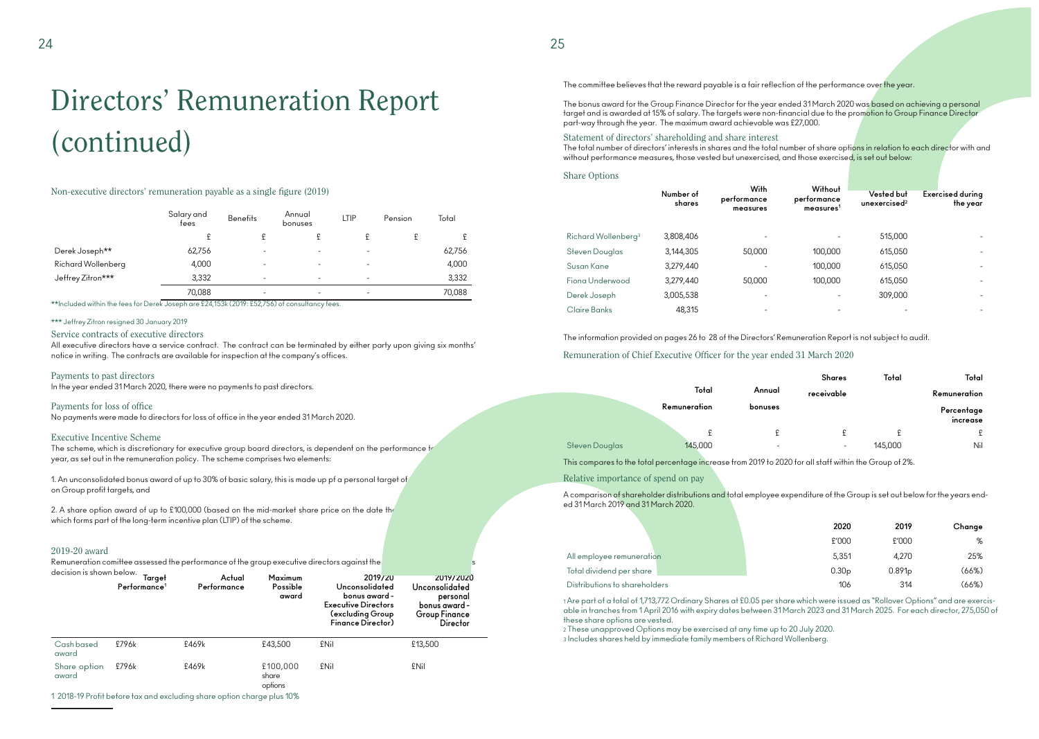# Directors' Remuneration Report (continued)

## Non-executive directors' remuneration payable as a single figure (2019)

| | Salary and fees | Benefits | Annual bonuses | LTIP | Pension | Total |
|---|---|---|---|---|---|---|
| | £ | £ | £ | £ | £ | £ |
| Derek Joseph** | 62,756 | - | - | - | | 62,756 |
| Richard Wollenberg | 4,000 | - | - | - | | 4,000 |
| Jeffrey Zitron*** | 3,332 | - | - | - | | 3,332 |
| | 70,088 | - | - | - | | 70,088 |

**Included within the fees for Derek Joseph are £24,153k (2019: £52,756) of consultancy fees.

*** Jeffrey Zitron resigned 30 January 2019

### Service contracts of executive directors

All executive directors have a service contract. The contract can be terminated by either party upon giving six months' notice in writing. The contracts are available for inspection at the company's offices.

### Payments to past directors

In the year ended 31 March 2020, there were no payments to past directors.

### Payments for loss of office

No payments were made to directors for loss of office in the year ended 31 March 2020.

### Executive Incentive Scheme

The scheme, which is discretionary for executive group board directors, is dependent on the performance t year, as set out in the remuneration policy. The scheme comprises two elements:

1. An unconsolidated bonus award of up to 30% of basic salary, this is made up pf a personal target of on Group profit targets, and

2. A share option award of up to £100,000 (based on the mid-market share price on the date th which forms part of the long-term incentive plan (LTIP) of the scheme.

### 2019-20 award

Remuneration comittee assessed the performance of the group executive directors against the s decision is shown below.

| | Target Performance[1] | Actual Performance | Maximum Possible award | 2019/20 Unconsolidated bonus award - Executive Directors (excluding Group Finance Director) | 2019/2020 Unconsolidated personal bonus award - Group Finance Director |
|---|---|---|---|---|---|
| Cash based award | £796k | £469k | £43,500 | £Nil | £13,500 |
| Share option award | £796k | £469k | £100,000 share options | £Nil | £Nil |

1 2018-19 Profit before tax and excluding share option charge plus 10%

The committee believes that the reward payable is a fair reflection of the performance over the year.

The bonus award for the Group Finance Director for the year ended 31 March 2020 was based on achieving a personal target and is awarded at 15% of salary. The targets were non-financial due to the promotion to Group Finance Director part-way through the year. The maximum award achievable was £27,000.

### Statement of directors' shareholding and share interest

The total number of directors' interests in shares and the total number of share options in relation to each director with and without performance measures, those vested but unexercised, and those exercised, is set out below:

### Share Options

| | Number of shares | With performance measures | Without performance measures[1] | Vested but unexercised[2] | Exercised during the year |
|---|---|---|---|---|---|
| Richard Wollenberg[3] | 3,808,406 | - | - | 515,000 | - |
| Steven Douglas | 3,144,305 | 50,000 | 100,000 | 615,050 | - |
| Susan Kane | 3,279,440 | - | 100,000 | 615,050 | - |
| Fiona Underwood | 3,279,440 | 50,000 | 100,000 | 615,050 | - |
| Derek Joseph | 3,005,538 | - | - | 309,000 | - |
| Claire Banks | 48,315 | - | - | - | - |

The information provided on pages 26 to 28 of the Directors' Remuneration Report is not subject to audit.

### Remuneration of Chief Executive Officer for the year ended 31 March 2020

| | Total Remuneration | Annual bonuses | Shares receivable | Total | Total Remuneration Percentage increase |
|---|---|---|---|---|---|
| | £ | £ | £ | £ | £ |
| Steven Douglas | 145,000 | - | - | 145,000 | Nil |

This compares to the total percentage increase from 2019 to 2020 for all staff within the Group of 2%.

### Relative importance of spend on pay

A comparison of shareholder distributions and total employee expenditure of the Group is set out below for the years ended 31 March 2019 and 31 March 2020.

| | 2020 | 2019 | Change |
|---|---|---|---|
| | £'000 | £'000 | % |
| All employee remuneration | 5,351 | 4,270 | 25% |
| Total dividend per share | 0.30p | 0.891p | (66%) |
| Distributions to shareholders | 106 | 314 | (66%) |

1 Are part of a total of 1,713,772 Ordinary Shares at £0.05 per share which were issued as "Rollover Options" and are exercisable in tranches from 1 April 2016 with expiry dates between 31 March 2023 and 31 March 2025. For each director, 275,050 of these share options are vested.

2 These unapproved Options may be exercised at any time up to 20 July 2020.

3 Includes shares held by immediate family members of Richard Wollenberg.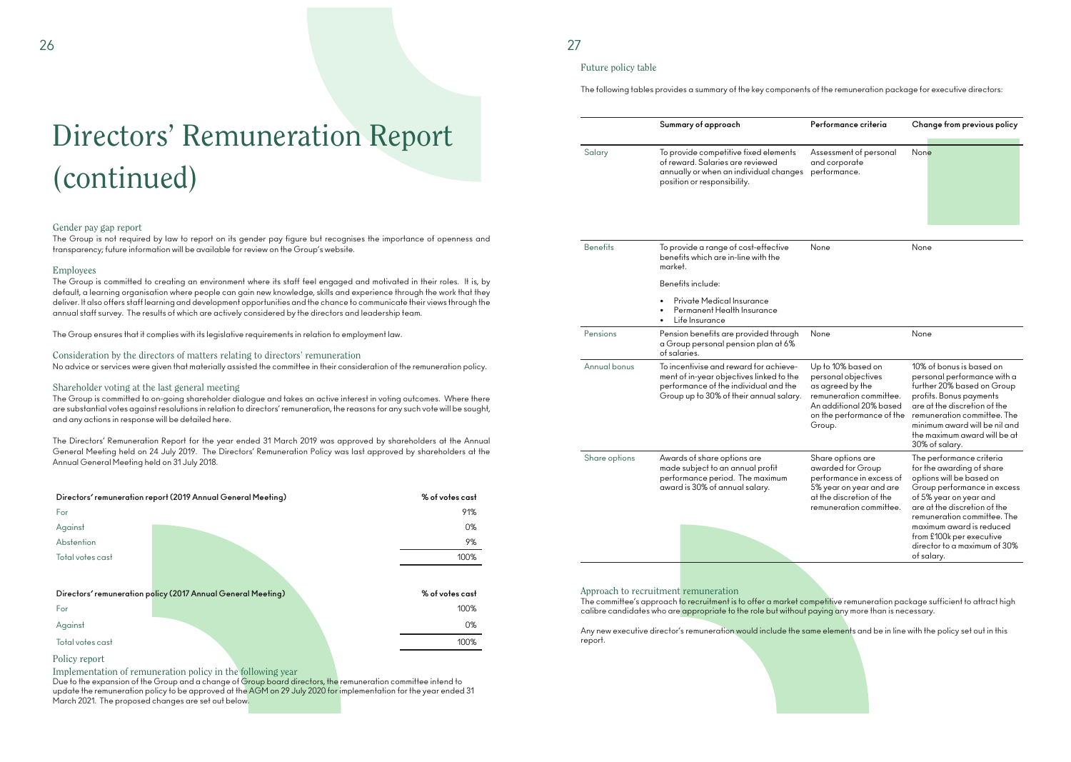# Directors' Remuneration Report (continued)

## Gender pay gap report

The Group is not required by law to report on its gender pay figure but recognises the importance of openness and transparency; future information will be available for review on the Group's website.

## Employees

The Group is committed to creating an environment where its staff feel engaged and motivated in their roles. It is, by default, a learning organisation where people can gain new knowledge, skills and experience through the work that they deliver. It also offers staff learning and development opportunities and the chance to communicate their views through the annual staff survey. The results of which are actively considered by the directors and leadership team.

The Group ensures that it complies with its legislative requirements in relation to employment law.

## Consideration by the directors of matters relating to directors' remuneration

No advice or services were given that materially assisted the committee in their consideration of the remuneration policy.

## Shareholder voting at the last general meeting

The Group is committed to on-going shareholder dialogue and takes an active interest in voting outcomes. Where there are substantial votes against resolutions in relation to directors' remuneration, the reasons for any such vote will be sought, and any actions in response will be detailed here.

The Directors' Remuneration Report for the year ended 31 March 2019 was approved by shareholders at the Annual General Meeting held on 24 July 2019. The Directors' Remuneration Policy was last approved by shareholders at the Annual General Meeting held on 31 July 2018.

| Directors' remuneration report (2019 Annual General Meeting) | % of votes cast |
|---|---|
| For | 91% |
| Against | 0% |
| Abstention | 9% |
| Total votes cast | 100% |

| Directors' remuneration policy (2017 Annual General Meeting) | % of votes cast |
|---|---|
| For | 100% |
| Against | 0% |
| Total votes cast | 100% |

## Policy report

### Implementation of remuneration policy in the following year

Due to the expansion of the Group and a change of Group board directors, the remuneration committee intend to update the remuneration policy to be approved at the AGM on 29 July 2020 for implementation for the year ended 31 March 2021. The proposed changes are set out below.

### Future policy table

The following tables provides a summary of the key components of the remuneration package for executive directors:

| | Summary of approach | Performance criteria | Change from previous policy |
|---|---|---|---|
| Salary | To provide competitive fixed elements of reward. Salaries are reviewed annually or when an individual changes position or responsibility. | Assessment of personal and corporate performance. | None |
| Benefits | To provide a range of cost-effective benefits which are in-line with the market.<br><br>Benefits include:<br>• Private Medical Insurance<br>• Permanent Health Insurance<br>• Life Insurance | None | None |
| Pensions | Pension benefits are provided through a Group personal pension plan at 6% of salaries. | None | None |
| Annual bonus | To incentivise and reward for achievement of in-year objectives linked to the performance of the individual and the Group up to 30% of their annual salary. | Up to 10% based on personal objectives as agreed by the remuneration committee. An additional 20% based on the performance of the Group. | 10% of bonus is based on personal performance with a further 20% based on Group profits. Bonus payments are at the discretion of the remuneration committee. The minimum award will be nil and the maximum award will be at 30% of salary. |
| Share options | Awards of share options are made subject to an annual profit performance period. The maximum award is 30% of annual salary. | Share options are awarded for Group performance in excess of 5% year on year and are at the discretion of the remuneration committee. | The performance criteria for the awarding of share options will be based on Group performance in excess of 5% year on year and are at the discretion of the remuneration committee. The maximum award is reduced from £100k per executive director to a maximum of 30% of salary. |

### Approach to recruitment remuneration

The committee's approach to recruitment is to offer a market competitive remuneration package sufficient to attract high calibre candidates who are appropriate to the role but without paying any more than is necessary.

Any new executive director's remuneration would include the same elements and be in line with the policy set out in this report.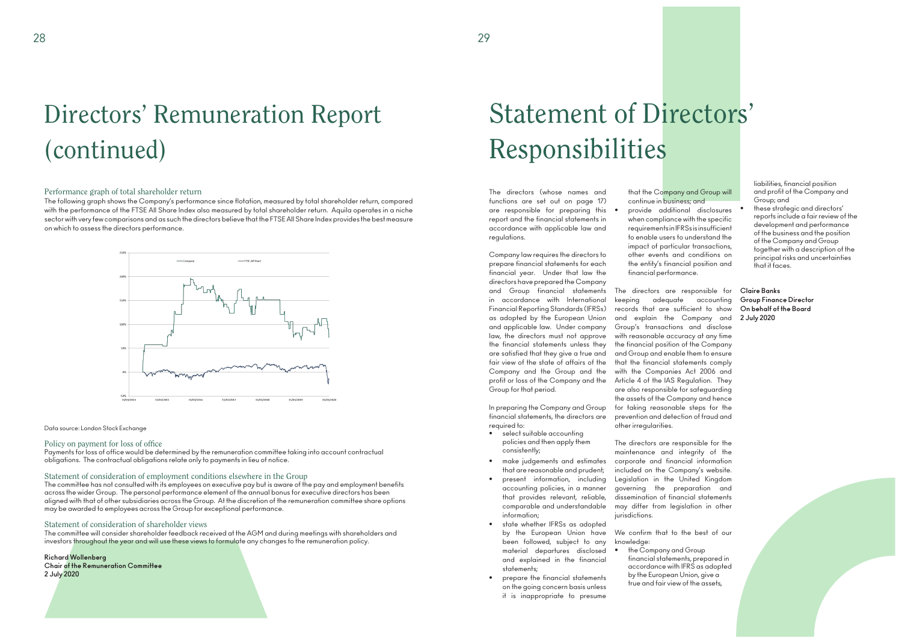# Directors' Remuneration Report (continued)

### Performance graph of total shareholder return

The following graph shows the Company's performance since flotation, measured by total shareholder return, compared with the performance of the FTSE All Share Index also measured by total shareholder return. Aquila operates in a niche sector with very few comparisons and as such the directors believe that the FTSE All Share Index provides the best measure on which to assess the directors performance.

Data source: London Stock Exchange

### Policy on payment for loss of office

Payments for loss of office would be determined by the remuneration committee taking into account contractual obligations. The contractual obligations relate only to payments in lieu of notice.

### Statement of consideration of employment conditions elsewhere in the Group

The committee has not consulted with its employees on executive pay but is aware of the pay and employment benefits across the wider Group. The personal performance element of the annual bonus for executive directors has been aligned with that of other subsidiaries across the Group. At the discretion of the remuneration committee share options may be awarded to employees across the Group for exceptional performance.

### Statement of consideration of shareholder views

The committee will consider shareholder feedback received at the AGM and during meetings with shareholders and investors throughout the year and will use these views to formulate any changes to the remuneration policy.

**Richard Wollenberg**
**Chair of the Remuneration Committee**
**2 July 2020**

# Statement of Directors' Responsibilities

The directors (whose names and functions are set out on page 17) are responsible for preparing this report and the financial statements in accordance with applicable law and regulations.

Company law requires the directors to prepare financial statements for each financial year. Under that law the directors have prepared the Company and Group financial statements in accordance with International Financial Reporting Standards (IFRSs) as adopted by the European Union and applicable law. Under company law, the directors must not approve the financial statements unless they are satisfied that they give a true and fair view of the state of affairs of the Company and the Group and the profit or loss of the Company and the Group for that period.

In preparing the Company and Group financial statements, the directors are required to:

- select suitable accounting policies and then apply them consistently;
- make judgements and estimates that are reasonable and prudent;
- present information, including accounting policies, in a manner that provides relevant, reliable, comparable and understandable information;
- state whether IFRSs as adopted by the European Union have been followed, subject to any material departures disclosed and explained in the financial statements;
- prepare the financial statements on the going concern basis unless it is inappropriate to presume that the Company and Group will continue in business; and
- provide additional disclosures when compliance with the specific requirements in IFRSs is insufficient to enable users to understand the impact of particular transactions, other events and conditions on the entity's financial position and financial performance.

The directors are responsible for keeping adequate accounting records that are sufficient to show and explain the Company and Group's transactions and disclose with reasonable accuracy at any time the financial position of the Company and Group and enable them to ensure that the financial statements comply with the Companies Act 2006 and Article 4 of the IAS Regulation. They are also responsible for safeguarding the assets of the Company and hence for taking reasonable steps for the prevention and detection of fraud and other irregularities.

The directors are responsible for the maintenance and integrity of the corporate and financial information included on the Company's website. Legislation in the United Kingdom governing the preparation and dissemination of financial statements may differ from legislation in other jurisdictions.

We confirm that to the best of our knowledge:

- the Company and Group financial statements, prepared in accordance with IFRS as adopted by the European Union, give a true and fair view of the assets, liabilities, financial position and profit of the Company and Group; and
- these strategic and directors' reports include a fair review of the development and performance of the business and the position of the Company and Group together with a description of the principal risks and uncertainties that it faces.

**Claire Banks**
**Group Finance Director**
**On behalf of the Board**
**2 July 2020**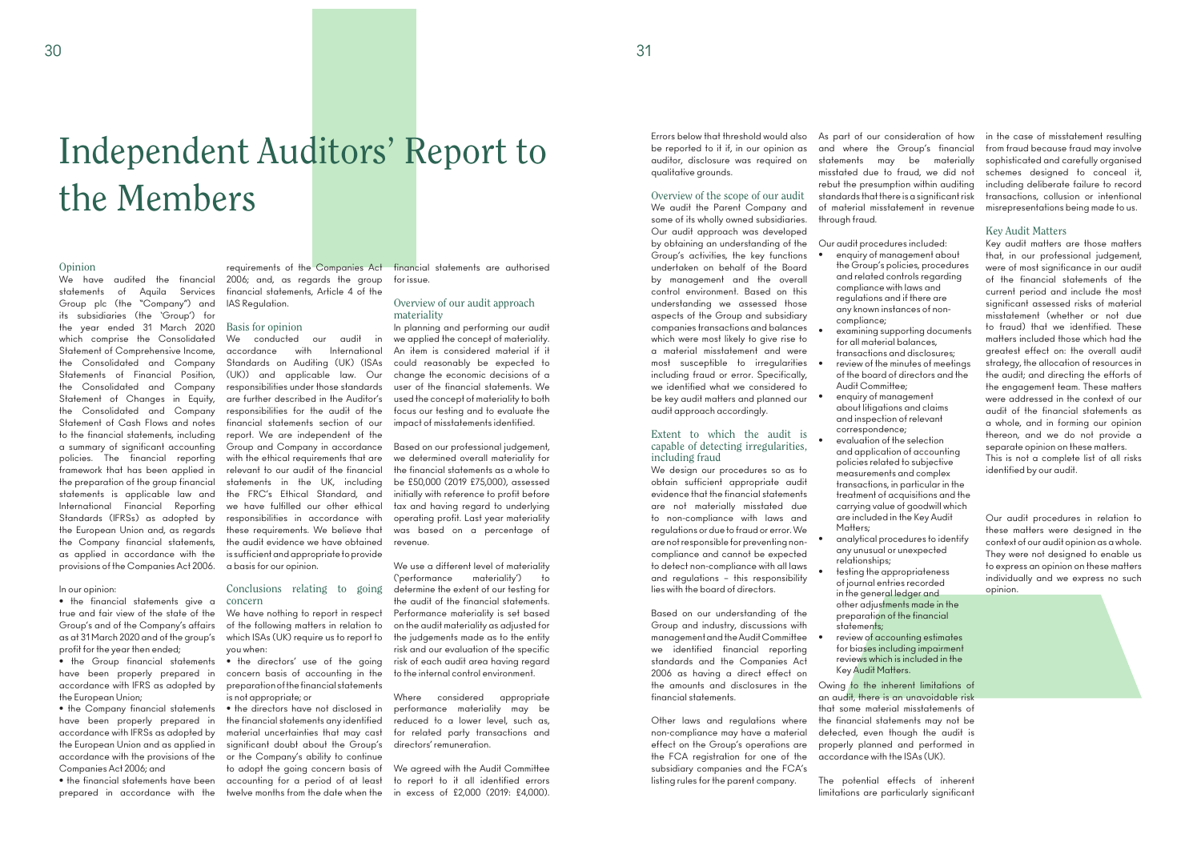# Independent Auditors' Report to the Members

## Opinion

We have audited the financial statements of Aquila Services Group plc (the "Company") and its subsidiaries (the 'Group') for the year ended 31 March 2020 which comprise the Consolidated Statement of Comprehensive Income, the Consolidated and Company Statements of Financial Position, the Consolidated and Company Statement of Changes in Equity, the Consolidated and Company Statement of Cash Flows and notes to the financial statements, including a summary of significant accounting policies. The financial reporting framework that has been applied in the preparation of the group financial statements is applicable law and International Financial Reporting Standards (IFRSs) as adopted by the European Union and, as regards the Company financial statements, as applied in accordance with the provisions of the Companies Act 2006.

In our opinion:

- the financial statements give a true and fair view of the state of the Group's and of the Company's affairs as at 31 March 2020 and of the group's profit for the year then ended;
- the Group financial statements have been properly prepared in accordance with IFRS as adopted by the European Union;
- the Company financial statements have been properly prepared in accordance with IFRSs as adopted by the European Union and as applied in accordance with the provisions of the Companies Act 2006; and
- the financial statements have been prepared in accordance with the requirements of the Companies Act 2006; and, as regards the group financial statements, Article 4 of the IAS Regulation.

## Basis for opinion

We conducted our audit in accordance with International Standards on Auditing (UK) (ISAs (UK)) and applicable law. Our responsibilities under those standards are further described in the Auditor's responsibilities for the audit of the financial statements section of our report. We are independent of the Group and Company in accordance with the ethical requirements that are relevant to our audit of the financial statements in the UK, including the FRC's Ethical Standard, and we have fulfilled our other ethical responsibilities in accordance with these requirements. We believe that the audit evidence we have obtained is sufficient and appropriate to provide a basis for our opinion.

## Conclusions relating to going concern

We have nothing to report in respect of the following matters in relation to which ISAs (UK) require us to report to you when:

- the directors' use of the going concern basis of accounting in the preparation of the financial statements is not appropriate; or
- the directors have not disclosed in the financial statements any identified material uncertainties that may cast significant doubt about the Group's or the Company's ability to continue to adopt the going concern basis of accounting for a period of at least twelve months from the date when the financial statements are authorised for issue.

## Overview of our audit approach materiality

In planning and performing our audit we applied the concept of materiality. An item is considered material if it could reasonably be expected to change the economic decisions of a user of the financial statements. We used the concept of materiality to both focus our testing and to evaluate the impact of misstatements identified.

Based on our professional judgement, we determined overall materiality for the financial statements as a whole to be £50,000 (2019 £75,000), assessed initially with reference to profit before tax and having regard to underlying operating profit. Last year materiality was based on a percentage of revenue.

We use a different level of materiality ('performance materiality') to determine the extent of our testing for the audit of the financial statements. Performance materiality is set based on the audit materiality as adjusted for the judgements made as to the entity risk and our evaluation of the specific risk of each audit area having regard to the internal control environment.

Where considered appropriate performance materiality may be reduced to a lower level, such as, for related party transactions and directors' remuneration.

We agreed with the Audit Committee to report to it all identified errors in excess of £2,000 (2019: £4,000). Errors below that threshold would also be reported to it if, in our opinion as auditor, disclosure was required on qualitative grounds.

## Overview of the scope of our audit

We audit the Parent Company and some of its wholly owned subsidiaries. Our audit approach was developed by obtaining an understanding of the Group's activities, the key functions undertaken on behalf of the Board by management and the overall control environment. Based on this understanding we assessed those aspects of the Group and subsidiary companies transactions and balances which were most likely to give rise to a material misstatement and were most susceptible to irregularities including fraud or error. Specifically, we identified what we considered to be key audit matters and planned our audit approach accordingly.

## Extent to which the audit is capable of detecting irregularities, including fraud

We design our procedures so as to obtain sufficient appropriate audit evidence that the financial statements are not materially misstated due to non-compliance with laws and regulations or due to fraud or error. We are not responsible for preventing non-compliance and cannot be expected to detect non-compliance with all laws and regulations – this responsibility lies with the board of directors.

Based on our understanding of the Group and industry, discussions with management and the Audit Committee we identified financial reporting standards and the Companies Act 2006 as having a direct effect on the amounts and disclosures in the financial statements.

Other laws and regulations where non-compliance may have a material effect on the Group's operations are the FCA registration for one of the subsidiary companies and the FCA's listing rules for the parent company.

As part of our consideration of how and where the Group's financial statements may be materially misstated due to fraud, we did not rebut the presumption within auditing standards that there is a significant risk of material misstatement in revenue through fraud.

Our audit procedures included:

- enquiry of management about the Group's policies, procedures and related controls regarding compliance with laws and regulations and if there are any known instances of non-compliance;
- examining supporting documents for all material balances, transactions and disclosures;
- review of the minutes of meetings of the board of directors and the Audit Committee;
- enquiry of management about litigations and claims and inspection of relevant correspondence;
- evaluation of the selection and application of accounting policies related to subjective measurements and complex transactions, in particular in the treatment of acquisitions and the carrying value of goodwill which are included in the Key Audit Matters;
- analytical procedures to identify any unusual or unexpected relationships;
- testing the appropriateness of journal entries recorded in the general ledger and other adjustments made in the preparation of the financial statements;
- review of accounting estimates for biases including impairment reviews which is included in the Key Audit Matters.

Owing to the inherent limitations of an audit, there is an unavoidable risk that some material misstatements of the financial statements may not be detected, even though the audit is properly planned and performed in accordance with the ISAs (UK).

The potential effects of inherent limitations are particularly significant in the case of misstatement resulting from fraud because fraud may involve sophisticated and carefully organised schemes designed to conceal it, including deliberate failure to record transactions, collusion or intentional misrepresentations being made to us.

## Key Audit Matters

Key audit matters are those matters that, in our professional judgement, were of most significance in our audit of the financial statements of the current period and include the most significant assessed risks of material misstatement (whether or not due to fraud) that we identified. These matters included those which had the greatest effect on: the overall audit strategy, the allocation of resources in the audit; and directing the efforts of the engagement team. These matters were addressed in the context of our audit of the financial statements as a whole, and in forming our opinion thereon, and we do not provide a separate opinion on these matters. This is not a complete list of all risks identified by our audit.

Our audit procedures in relation to these matters were designed in the context of our audit opinion as a whole. They were not designed to enable us to express an opinion on these matters individually and we express no such opinion.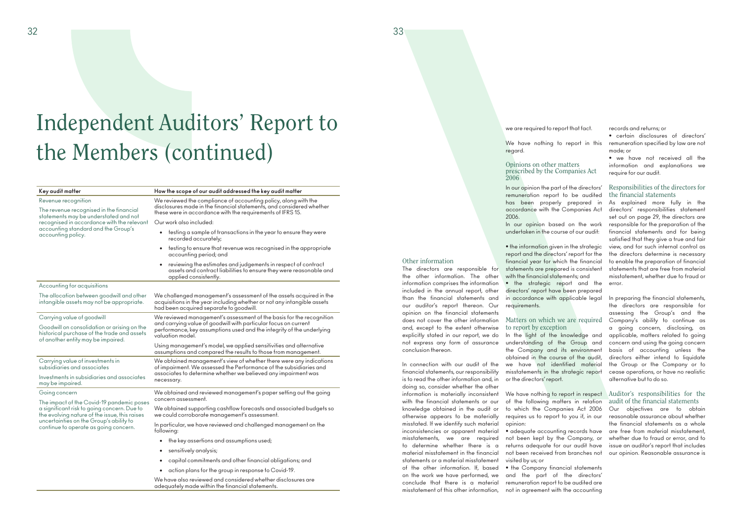# Independent Auditors' Report to the Members (continued)

| Key audit matter | How the scope of our audit addressed the key audit matter |
| --- | --- |
| Revenue recognition<br><br>The revenue recognised in the financial statements may be understated and not recognised in accordance with the relevant accounting standard and the Group's accounting policy. | We reviewed the compliance of accounting policy, along with the disclosures made in the financial statements, and considered whether these were in accordance with the requirements of IFRS 15.<br><br>Our work also included:<br><br>• testing a sample of transactions in the year to ensure they were recorded accurately;<br>• testing to ensure that revenue was recognised in the appropriate accounting period; and<br>• reviewing the estimates and judgements in respect of contract assets and contract liabilities to ensure they were reasonable and applied consistently. |
| Accounting for acquisitions<br><br>The allocation between goodwill and other intangible assets may not be appropriate. | We challenged management's assessment of the assets acquired in the acquisitions in the year including whether or not any intangible assets had been acquired separate to goodwill. |
| Carrying value of goodwill<br><br>Goodwill on consolidation or arising on the historical purchase of the trade and assets of another entity may be impaired. | We reviewed management's assessment of the basis for the recognition and carrying value of goodwill with particular focus on current performance, key assumptions used and the integrity of the underlying valuation model.<br><br>Using management's model, we applied sensitivities and alternative assumptions and compared the results to those from management. |
| Carrying value of investments in subsidiaries and associates<br><br>Investments in subsidiaries and associates may be impaired. | We obtained management's view of whether there were any indications of impairment. We assessed the Performance of the subsidiaries and associates to determine whether we believed any impairment was necessary. |
| Going concern<br><br>The impact of the Covid-19 pandemic poses a significant risk to going concern. Due to the evolving nature of the issue, this raises uncertainties on the Group's ability to continue to operate as going concern. | We obtained and reviewed management's paper setting out the going concern assessment.<br><br>We obtained supporting cashflow forecasts and associated budgets so we could corroborate management's assessment.<br><br>In particular, we have reviewed and challenged management on the following:<br><br>• the key assertions and assumptions used;<br>• sensitively analysis;<br>• capital commitments and other financial obligations; and<br>• action plans for the group in response to Covid-19.<br><br>We have also reviewed and considered whether disclosures are adequately made within the financial statements. |

### Other information

The directors are responsible for the other information. The other information comprises the information included in the annual report, other than the financial statements and our auditor's report thereon. Our opinion on the financial statements does not cover the other information and, except to the extent otherwise explicitly stated in our report, we do not express any form of assurance conclusion thereon.

In connection with our audit of the financial statements, our responsibility is to read the other information and, in doing so, consider whether the other information is materially inconsistent with the financial statements or our knowledge obtained in the audit or otherwise appears to be materially misstated. If we identify such material inconsistencies or apparent material misstatements, we are required to determine whether there is a material misstatement in the financial statements or a material misstatement of the other information. If, based on the work we have performed, we conclude that there is a material misstatement of this other information, we are required to report that fact.

We have nothing to report in this regard.

### Opinions on other matters prescribed by the Companies Act 2006

In our opinion the part of the directors' remuneration report to be audited has been properly prepared in accordance with the Companies Act 2006.

In our opinion based on the work undertaken in the course of our audit:

• the information given in the strategic report and the directors' report for the financial year for which the financial statements are prepared is consistent with the financial statements; and
• the strategic report and the directors' report have been prepared in accordance with applicable legal requirements.

### Matters on which we are required to report by exception

In the light of the knowledge and understanding of the Group and the Company and its environment obtained in the course of the audit, we have not identified material misstatements in the strategic report or the directors' report.

We have nothing to report in respect of the following matters in relation to which the Companies Act 2006 requires us to report to you if, in our opinion:

• adequate accounting records have not been kept by the Company, or returns adequate for our audit have not been received from branches not visited by us; or
• the Company financial statements and the part of the directors' remuneration report to be audited are not in agreement with the accounting records and returns; or
• certain disclosures of directors' remuneration specified by law are not made; or
• we have not received all the information and explanations we require for our audit.

### Responsibilities of the directors for the financial statements

As explained more fully in the directors' responsibilities statement set out on page 29, the directors are responsible for the preparation of the financial statements and for being satisfied that they give a true and fair view, and for such internal control as the directors determine is necessary to enable the preparation of financial statements that are free from material misstatement, whether due to fraud or error.

In preparing the financial statements, the directors are responsible for assessing the Group's and the Company's ability to continue as a going concern, disclosing, as applicable, matters related to going concern and using the going concern basis of accounting unless the directors either intend to liquidate the Group or the Company or to cease operations, or have no realistic alternative but to do so.

### Auditor's responsibilities for the audit of the financial statements

Our objectives are to obtain reasonable assurance about whether the financial statements as a whole are free from material misstatement, whether due to fraud or error, and to issue an auditor's report that includes our opinion. Reasonable assurance is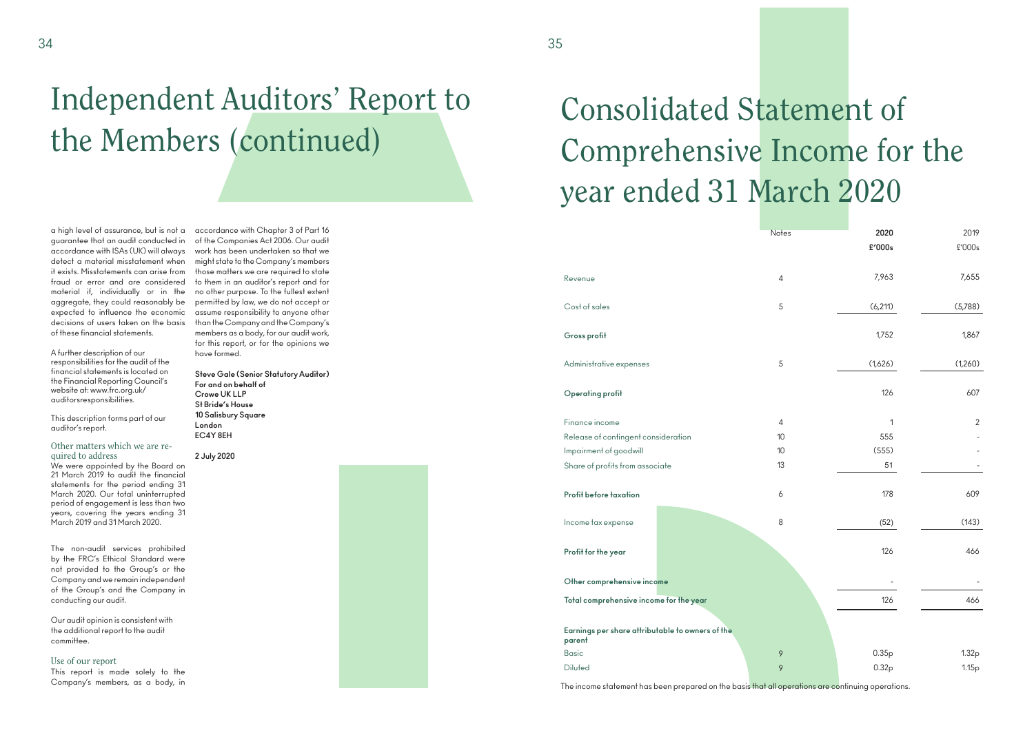# Independent Auditors' Report to the Members (continued)

a high level of assurance, but is not a guarantee that an audit conducted in accordance with ISAs (UK) will always detect a material misstatement when it exists. Misstatements can arise from fraud or error and are considered material if, individually or in the aggregate, they could reasonably be expected to influence the economic decisions of users taken on the basis of these financial statements.

A further description of our responsibilities for the audit of the financial statements is located on the Financial Reporting Council's website at: www.frc.org.uk/auditorsresponsibilities.

This description forms part of our auditor's report.

### Other matters which we are required to address

We were appointed by the Board on 21 March 2019 to audit the financial statements for the period ending 31 March 2020. Our total uninterrupted period of engagement is less than two years, covering the years ending 31 March 2019 and 31 March 2020.

The non-audit services prohibited by the FRC's Ethical Standard were not provided to the Group's or the Company and we remain independent of the Group's and the Company in conducting our audit.

Our audit opinion is consistent with the additional report to the audit committee.

### Use of our report

This report is made solely to the Company's members, as a body, in accordance with Chapter 3 of Part 16 of the Companies Act 2006. Our audit work has been undertaken so that we might state to the Company's members those matters we are required to state to them in an auditor's report and for no other purpose. To the fullest extent permitted by law, we do not accept or assume responsibility to anyone other than the Company and the Company's members as a body, for our audit work, for this report, or for the opinions we have formed.

**Steve Gale (Senior Statutory Auditor)**
**For and on behalf of**
**Crowe UK LLP**
**St Bride's House**
**10 Salisbury Square**
**London**
**EC4Y 8EH**

**2 July 2020**

# Consolidated Statement of Comprehensive Income for the year ended 31 March 2020

| | Notes | **2020** | 2019 |
|---|---|---|---|
| | | **£'000s** | £'000s |
| Revenue | 4 | 7,963 | 7,655 |
| Cost of sales | 5 | (6,211) | (5,788) |
| **Gross profit** | | 1,752 | 1,867 |
| Administrative expenses | 5 | (1,626) | (1,260) |
| **Operating profit** | | 126 | 607 |
| Finance income | 4 | 1 | 2 |
| Release of contingent consideration | 10 | 555 | - |
| Impairment of goodwill | 10 | (555) | - |
| Share of profits from associate | 13 | 51 | - |
| **Profit before taxation** | 6 | 178 | 609 |
| Income tax expense | 8 | (52) | (143) |
| **Profit for the year** | | 126 | 466 |
| **Other comprehensive income** | | - | - |
| **Total comprehensive income for the year** | | 126 | 466 |
| **Earnings per share attributable to owners of the parent** | | | |
| Basic | 9 | 0.35p | 1.32p |
| Diluted | 9 | 0.32p | 1.15p |

The income statement has been prepared on the basis that all operations are continuing operations.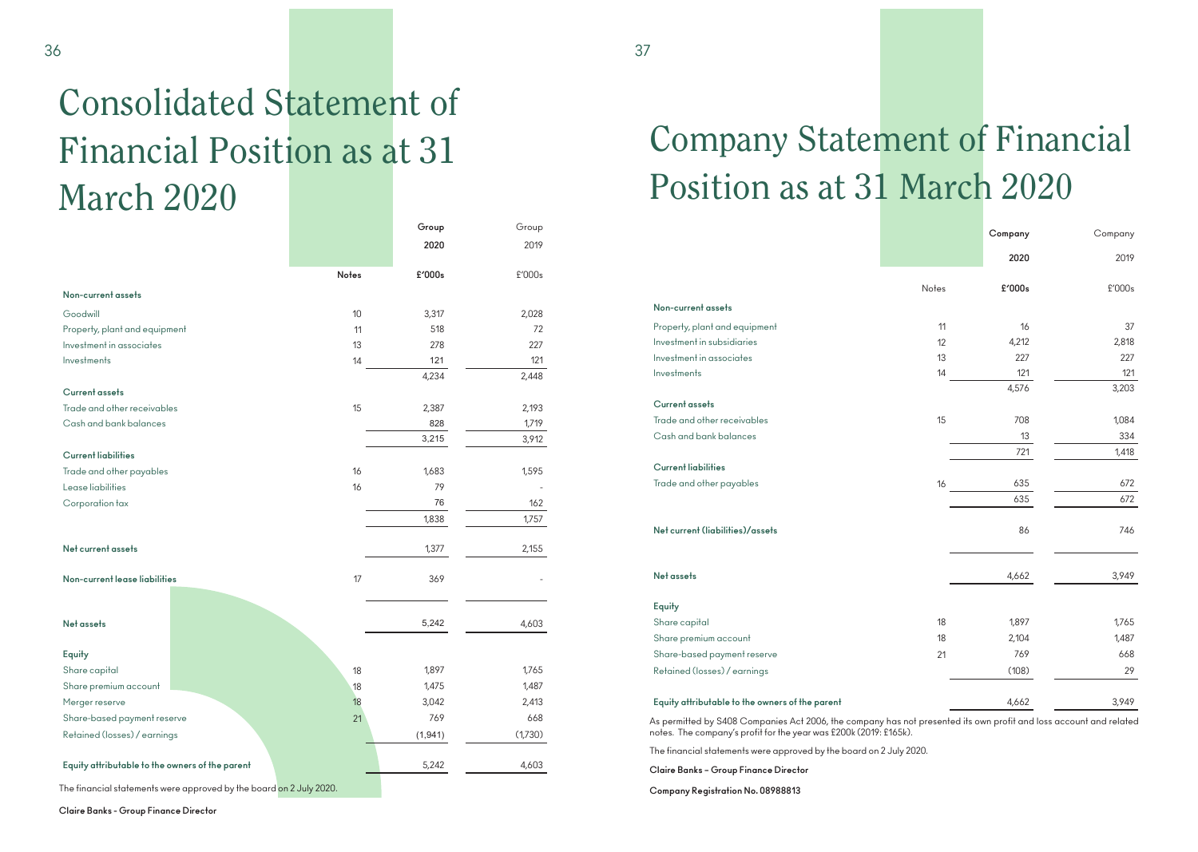# Consolidated Statement of Financial Position as at 31 March 2020

| | Notes | Group 2020 £'000s | Group 2019 £'000s |
|---|---|---|---|
| **Non-current assets** | | | |
| Goodwill | 10 | 3,317 | 2,028 |
| Property, plant and equipment | 11 | 518 | 72 |
| Investment in associates | 13 | 278 | 227 |
| Investments | 14 | 121 | 121 |
| | | 4,234 | 2,448 |
| **Current assets** | | | |
| Trade and other receivables | 15 | 2,387 | 2,193 |
| Cash and bank balances | | 828 | 1,719 |
| | | 3,215 | 3,912 |
| **Current liabilities** | | | |
| Trade and other payables | 16 | 1,683 | 1,595 |
| Lease liabilities | 16 | 79 | - |
| Corporation tax | | 76 | 162 |
| | | 1,838 | 1,757 |
| **Net current assets** | | 1,377 | 2,155 |
| **Non-current lease liabilities** | 17 | 369 | - |
| **Net assets** | | 5,242 | 4,603 |
| **Equity** | | | |
| Share capital | 18 | 1,897 | 1,765 |
| Share premium account | 18 | 1,475 | 1,487 |
| Merger reserve | 18 | 3,042 | 2,413 |
| Share-based payment reserve | 21 | 769 | 668 |
| Retained (losses) / earnings | | (1,941) | (1,730) |
| **Equity attributable to the owners of the parent** | | 5,242 | 4,603 |

The financial statements were approved by the board on 2 July 2020.

**Claire Banks - Group Finance Director**

# Company Statement of Financial Position as at 31 March 2020

| | Notes | Company 2020 £'000s | Company 2019 £'000s |
|---|---|---|---|
| **Non-current assets** | | | |
| Property, plant and equipment | 11 | 16 | 37 |
| Investment in subsidiaries | 12 | 4,212 | 2,818 |
| Investment in associates | 13 | 227 | 227 |
| Investments | 14 | 121 | 121 |
| | | 4,576 | 3,203 |
| **Current assets** | | | |
| Trade and other receivables | 15 | 708 | 1,084 |
| Cash and bank balances | | 13 | 334 |
| | | 721 | 1,418 |
| **Current liabilities** | | | |
| Trade and other payables | 16 | 635 | 672 |
| | | 635 | 672 |
| **Net current (liabilities)/assets** | | 86 | 746 |
| **Net assets** | | 4,662 | 3,949 |
| **Equity** | | | |
| Share capital | 18 | 1,897 | 1,765 |
| Share premium account | 18 | 2,104 | 1,487 |
| Share-based payment reserve | 21 | 769 | 668 |
| Retained (losses) / earnings | | (108) | 29 |
| **Equity attributable to the owners of the parent** | | 4,662 | 3,949 |

As permitted by S408 Companies Act 2006, the company has not presented its own profit and loss account and related notes. The company's profit for the year was £200k (2019: £165k).

The financial statements were approved by the board on 2 July 2020.

**Claire Banks – Group Finance Director**

**Company Registration No. 08988813**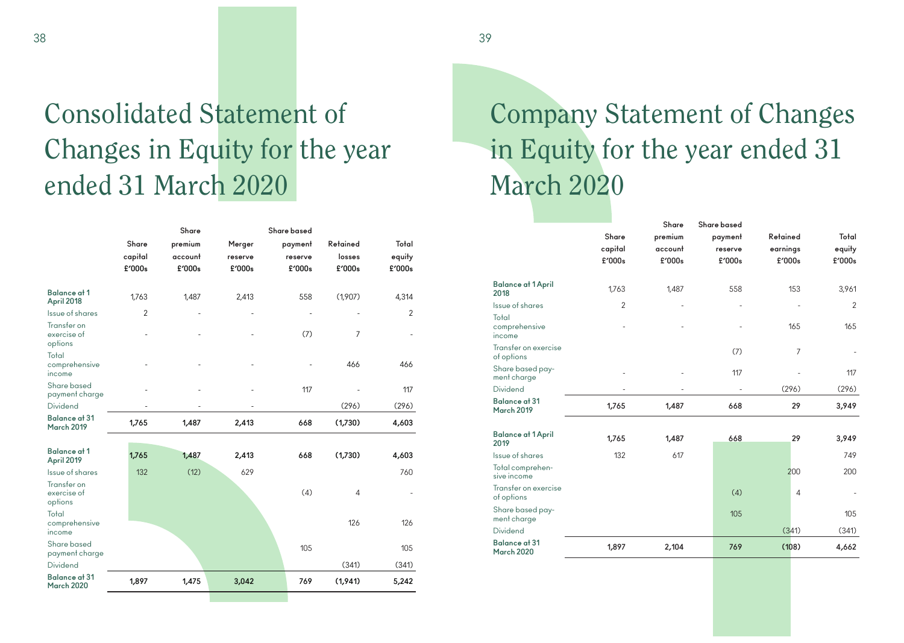# Consolidated Statement of Changes in Equity for the year ended 31 March 2020

| | Share capital £'000s | Share premium account £'000s | Merger reserve £'000s | Share based payment reserve £'000s | Retained losses £'000s | Total equity £'000s |
|---|---|---|---|---|---|---|
| **Balance at 1 April 2018** | 1,763 | 1,487 | 2,413 | 558 | (1,907) | 4,314 |
| Issue of shares | 2 | - | - | - | - | 2 |
| Transfer on exercise of options | - | - | - | (7) | 7 | - |
| Total comprehensive income | - | - | - | - | 466 | 466 |
| Share based payment charge | - | - | - | 117 | - | 117 |
| Dividend | - | - | - | | (296) | (296) |
| **Balance at 31 March 2019** | **1,765** | **1,487** | **2,413** | **668** | **(1,730)** | **4,603** |
| | | | | | | |
| **Balance at 1 April 2019** | **1,765** | **1,487** | **2,413** | **668** | **(1,730)** | **4,603** |
| Issue of shares | 132 | (12) | 629 | | | 760 |
| Transfer on exercise of options | | | | (4) | 4 | - |
| Total comprehensive income | | | | | 126 | 126 |
| Share based payment charge | | | | 105 | | 105 |
| Dividend | | | | | (341) | (341) |
| **Balance at 31 March 2020** | **1,897** | **1,475** | **3,042** | **769** | **(1,941)** | **5,242** |

# Company Statement of Changes in Equity for the year ended 31 March 2020

| | Share capital £'000s | Share premium account £'000s | Share based payment reserve £'000s | Retained earnings £'000s | Total equity £'000s |
|---|---|---|---|---|---|
| **Balance at 1 April 2018** | 1,763 | 1,487 | 558 | 153 | 3,961 |
| Issue of shares | 2 | - | - | - | 2 |
| Total comprehensive income | - | - | - | 165 | 165 |
| Transfer on exercise of options | | | (7) | 7 | - |
| Share based payment charge | - | - | 117 | - | 117 |
| Dividend | - | - | - | (296) | (296) |
| **Balance at 31 March 2019** | **1,765** | **1,487** | **668** | **29** | **3,949** |
| | | | | | |
| **Balance at 1 April 2019** | **1,765** | **1,487** | **668** | **29** | **3,949** |
| Issue of shares | 132 | 617 | | | 749 |
| Total comprehensive income | | | | 200 | 200 |
| Transfer on exercise of options | | | (4) | 4 | - |
| Share based payment charge | | | 105 | | 105 |
| Dividend | | | | (341) | (341) |
| **Balance at 31 March 2020** | **1,897** | **2,104** | **769** | **(108)** | **4,662** |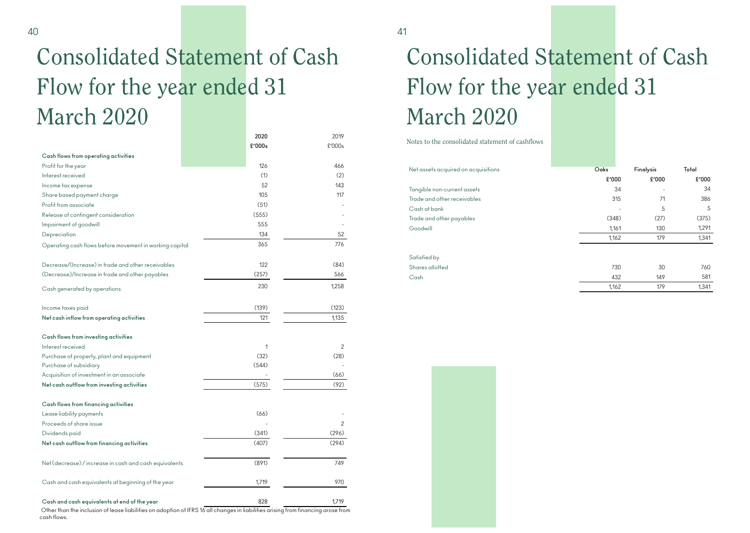# Consolidated Statement of Cash Flow for the year ended 31 March 2020

| | 2020 £'000s | 2019 £'000s |
|---|---|---|
| **Cash flows from operating activities** | | |
| Profit for the year | 126 | 466 |
| Interest received | (1) | (2) |
| Income tax expense | 52 | 143 |
| Share based payment charge | 105 | 117 |
| Profit from associate | (51) | - |
| Release of contingent consideration | (555) | - |
| Impairment of goodwill | 555 | - |
| Depreciation | 134 | 52 |
| Operating cash flows before movement in working capital | 365 | 776 |
| | | |
| Decrease/(Increase) in trade and other receivables | 122 | (84) |
| (Decrease)/Increase in trade and other payables | (257) | 566 |
| Cash generated by operations | 230 | 1,258 |
| | | |
| Income taxes paid | (139) | (123) |
| **Net cash inflow from operating activities** | 121 | 1,135 |
| | | |
| **Cash flows from investing activities** | | |
| Interest received | 1 | 2 |
| Purchase of property, plant and equipment | (32) | (28) |
| Purchase of subsidiary | (544) | - |
| Acquisition of investment in an associate | - | (66) |
| **Net cash outflow from investing activities** | (575) | (92) |
| | | |
| **Cash flows from financing activities** | | |
| Lease liability payments | (66) | - |
| Proceeds of share issue | - | 2 |
| Dividends paid | (341) | (296) |
| **Net cash outflow from financing activities** | (407) | (294) |
| | | |
| Net (decrease) / increase in cash and cash equivalents | (891) | 749 |
| | | |
| Cash and cash equivalents at beginning of the year | 1,719 | 970 |
| | | |
| **Cash and cash equivalents at end of the year** | 828 | 1,719 |

Other than the inclusion of lease liabilities on adoption of IFRS 16 all changes in liabilities arising from financing arose from cash flows.

# Consolidated Statement of Cash Flow for the year ended 31 March 2020

Notes to the consolidated statement of cashflows

| Net assets acquired on acquisitions | Oaks £'000 | Finalysis £'000 | Total £'000 |
|---|---|---|---|
| Tangible non-current assets | 34 | - | 34 |
| Trade and other receivables | 315 | 71 | 386 |
| Cash at bank | - | 5 | 5 |
| Trade and other payables | (348) | (27) | (375) |
| Goodwill | 1,161 | 130 | 1,291 |
| | 1,162 | 179 | 1,341 |
| | | | |
| Satisfied by | | | |
| Shares allotted | 730 | 30 | 760 |
| Cash | 432 | 149 | 581 |
| | 1,162 | 179 | 1,341 |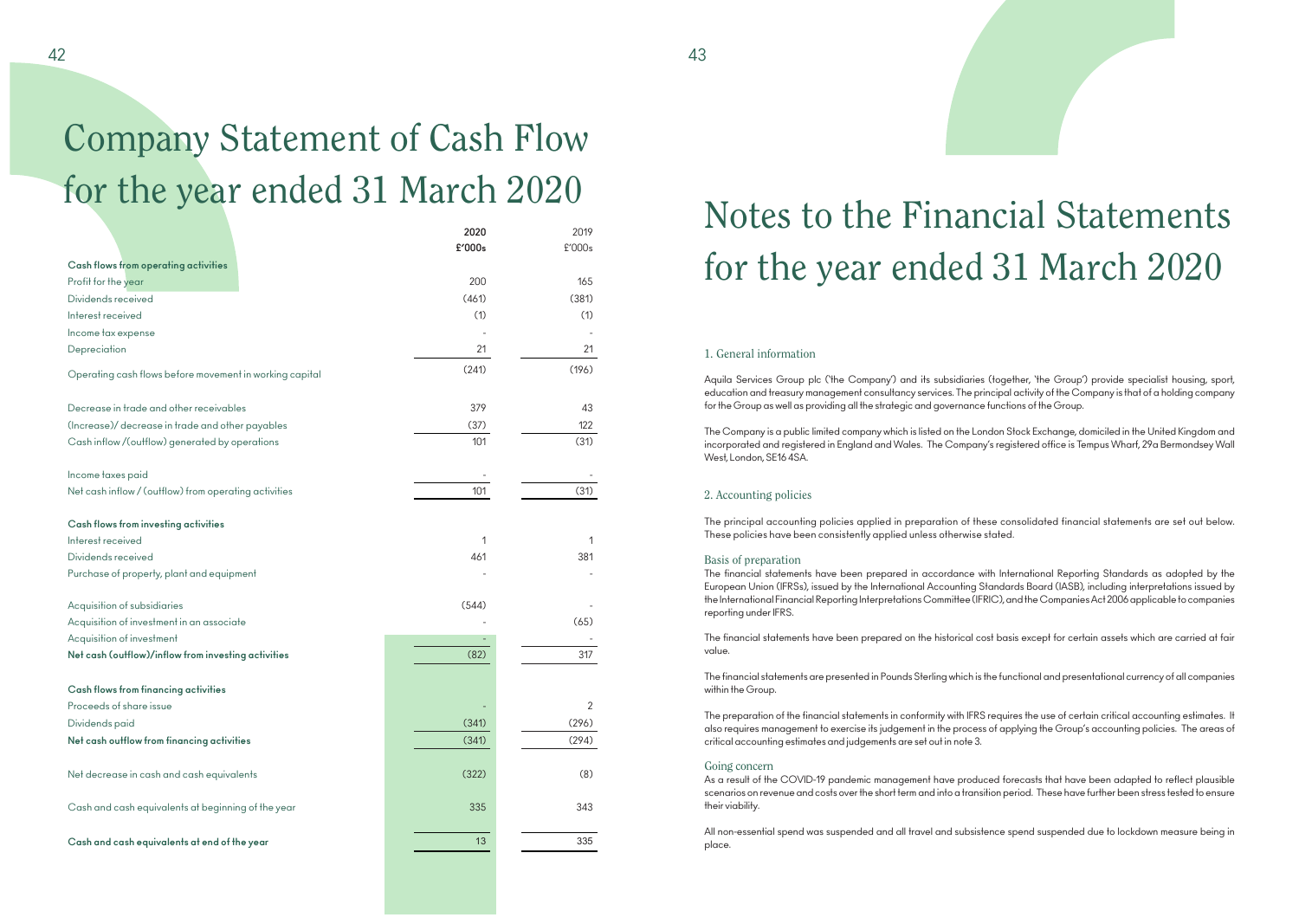# Company Statement of Cash Flow for the year ended 31 March 2020

| | 2020 £'000s | 2019 £'000s |
|---|---|---|
| **Cash flows from operating activities** | | |
| Profit for the year | 200 | 165 |
| Dividends received | (461) | (381) |
| Interest received | (1) | (1) |
| Income tax expense | - | - |
| Depreciation | 21 | 21 |
| Operating cash flows before movement in working capital | (241) | (196) |
| | | |
| Decrease in trade and other receivables | 379 | 43 |
| (Increase)/ decrease in trade and other payables | (37) | 122 |
| Cash inflow /(outflow) generated by operations | 101 | (31) |
| | | |
| Income taxes paid | - | - |
| Net cash inflow / (outflow) from operating activities | 101 | (31) |
| | | |
| **Cash flows from investing activities** | | |
| Interest received | 1 | 1 |
| Dividends received | 461 | 381 |
| Purchase of property, plant and equipment | - | - |
| | | |
| Acquisition of subsidiaries | (544) | - |
| Acquisition of investment in an associate | - | (65) |
| Acquisition of investment | - | - |
| **Net cash (outflow)/inflow from investing activities** | (82) | 317 |
| | | |
| **Cash flows from financing activities** | | |
| Proceeds of share issue | - | 2 |
| Dividends paid | (341) | (296) |
| **Net cash outflow from financing activities** | (341) | (294) |
| | | |
| Net decrease in cash and cash equivalents | (322) | (8) |
| | | |
| Cash and cash equivalents at beginning of the year | 335 | 343 |
| | | |
| **Cash and cash equivalents at end of the year** | 13 | 335 |

# Notes to the Financial Statements for the year ended 31 March 2020

## 1. General information

Aquila Services Group plc ('the Company') and its subsidiaries (together, 'the Group') provide specialist housing, sport, education and treasury management consultancy services. The principal activity of the Company is that of a holding company for the Group as well as providing all the strategic and governance functions of the Group.

The Company is a public limited company which is listed on the London Stock Exchange, domiciled in the United Kingdom and incorporated and registered in England and Wales. The Company's registered office is Tempus Wharf, 29a Bermondsey Wall West, London, SE16 4SA.

## 2. Accounting policies

The principal accounting policies applied in preparation of these consolidated financial statements are set out below. These policies have been consistently applied unless otherwise stated.

### Basis of preparation

The financial statements have been prepared in accordance with International Reporting Standards as adopted by the European Union (IFRSs), issued by the International Accounting Standards Board (IASB), including interpretations issued by the International Financial Reporting Interpretations Committee (IFRIC), and the Companies Act 2006 applicable to companies reporting under IFRS.

The financial statements have been prepared on the historical cost basis except for certain assets which are carried at fair value.

The financial statements are presented in Pounds Sterling which is the functional and presentational currency of all companies within the Group.

The preparation of the financial statements in conformity with IFRS requires the use of certain critical accounting estimates. It also requires management to exercise its judgement in the process of applying the Group's accounting policies. The areas of critical accounting estimates and judgements are set out in note 3.

### Going concern

As a result of the COVID-19 pandemic management have produced forecasts that have been adapted to reflect plausible scenarios on revenue and costs over the short term and into a transition period. These have further been stress tested to ensure their viability.

All non-essential spend was suspended and all travel and subsistence spend suspended due to lockdown measure being in place.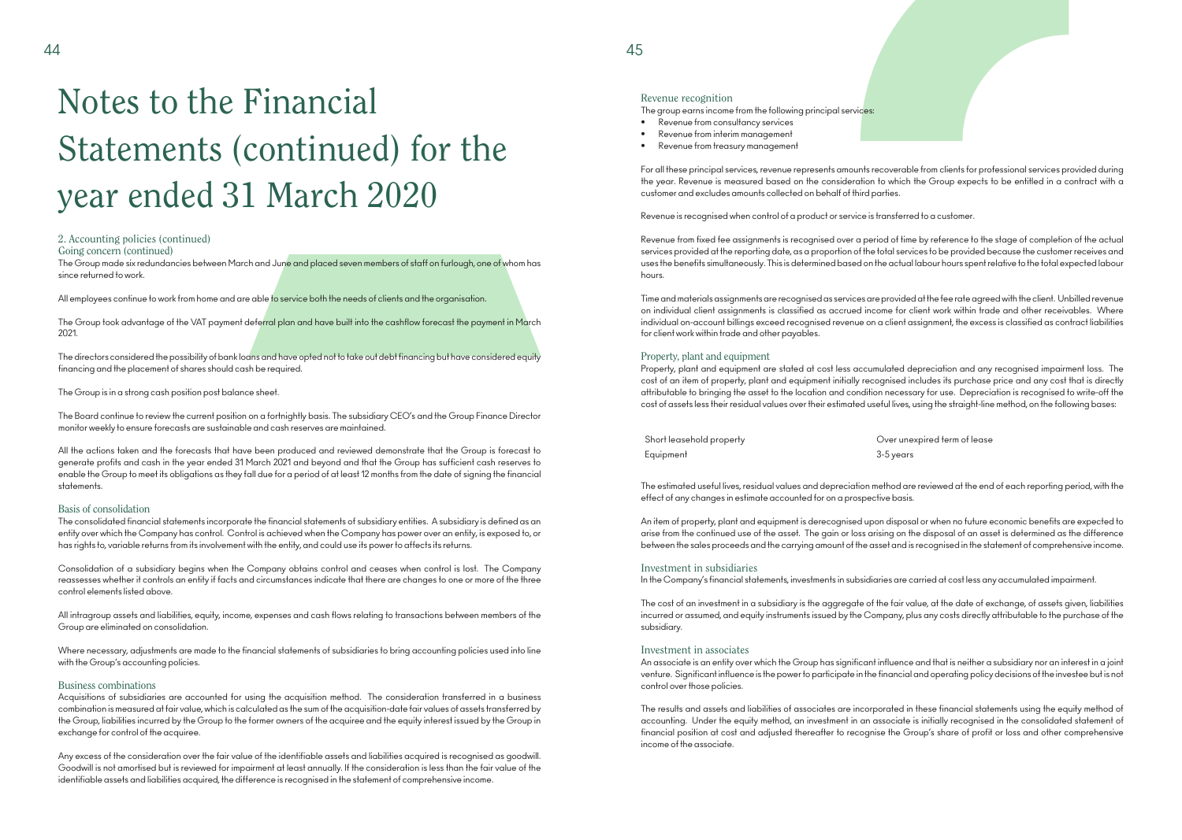# Notes to the Financial Statements (continued) for the year ended 31 March 2020

## 2. Accounting policies (continued)

### Going concern (continued)

The Group made six redundancies between March and June and placed seven members of staff on furlough, one of whom has since returned to work.

All employees continue to work from home and are able to service both the needs of clients and the organisation.

The Group took advantage of the VAT payment deferral plan and have built into the cashflow forecast the payment in March 2021.

The directors considered the possibility of bank loans and have opted not to take out debt financing but have considered equity financing and the placement of shares should cash be required.

The Group is in a strong cash position post balance sheet.

The Board continue to review the current position on a fortnightly basis. The subsidiary CEO's and the Group Finance Director monitor weekly to ensure forecasts are sustainable and cash reserves are maintained.

All the actions taken and the forecasts that have been produced and reviewed demonstrate that the Group is forecast to generate profits and cash in the year ended 31 March 2021 and beyond and that the Group has sufficient cash reserves to enable the Group to meet its obligations as they fall due for a period of at least 12 months from the date of signing the financial statements.

### Basis of consolidation

The consolidated financial statements incorporate the financial statements of subsidiary entities. A subsidiary is defined as an entity over which the Company has control. Control is achieved when the Company has power over an entity, is exposed to, or has rights to, variable returns from its involvement with the entity, and could use its power to affects its returns.

Consolidation of a subsidiary begins when the Company obtains control and ceases when control is lost. The Company reassesses whether it controls an entity if facts and circumstances indicate that there are changes to one or more of the three control elements listed above.

All intragroup assets and liabilities, equity, income, expenses and cash flows relating to transactions between members of the Group are eliminated on consolidation.

Where necessary, adjustments are made to the financial statements of subsidiaries to bring accounting policies used into line with the Group's accounting policies.

### Business combinations

Acquisitions of subsidiaries are accounted for using the acquisition method. The consideration transferred in a business combination is measured at fair value, which is calculated as the sum of the acquisition-date fair values of assets transferred by the Group, liabilities incurred by the Group to the former owners of the acquiree and the equity interest issued by the Group in exchange for control of the acquiree.

Any excess of the consideration over the fair value of the identifiable assets and liabilities acquired is recognised as goodwill. Goodwill is not amortised but is reviewed for impairment at least annually. If the consideration is less than the fair value of the identifiable assets and liabilities acquired, the difference is recognised in the statement of comprehensive income.

### Revenue recognition

The group earns income from the following principal services:

- Revenue from consultancy services
- Revenue from interim management
- Revenue from treasury management

For all these principal services, revenue represents amounts recoverable from clients for professional services provided during the year. Revenue is measured based on the consideration to which the Group expects to be entitled in a contract with a customer and excludes amounts collected on behalf of third parties.

Revenue is recognised when control of a product or service is transferred to a customer.

Revenue from fixed fee assignments is recognised over a period of time by reference to the stage of completion of the actual services provided at the reporting date, as a proportion of the total services to be provided because the customer receives and uses the benefits simultaneously. This is determined based on the actual labour hours spent relative to the total expected labour hours.

Time and materials assignments are recognised as services are provided at the fee rate agreed with the client. Unbilled revenue on individual client assignments is classified as accrued income for client work within trade and other receivables. Where individual on-account billings exceed recognised revenue on a client assignment, the excess is classified as contract liabilities for client work within trade and other payables.

### Property, plant and equipment

Property, plant and equipment are stated at cost less accumulated depreciation and any recognised impairment loss. The cost of an item of property, plant and equipment initially recognised includes its purchase price and any cost that is directly attributable to bringing the asset to the location and condition necessary for use. Depreciation is recognised to write-off the cost of assets less their residual values over their estimated useful lives, using the straight-line method, on the following bases:

| | |
|---|---|
| Short leasehold property | Over unexpired term of lease |
| Equipment | 3-5 years |

The estimated useful lives, residual values and depreciation method are reviewed at the end of each reporting period, with the effect of any changes in estimate accounted for on a prospective basis.

An item of property, plant and equipment is derecognised upon disposal or when no future economic benefits are expected to arise from the continued use of the asset. The gain or loss arising on the disposal of an asset is determined as the difference between the sales proceeds and the carrying amount of the asset and is recognised in the statement of comprehensive income.

### Investment in subsidiaries

In the Company's financial statements, investments in subsidiaries are carried at cost less any accumulated impairment.

The cost of an investment in a subsidiary is the aggregate of the fair value, at the date of exchange, of assets given, liabilities incurred or assumed, and equity instruments issued by the Company, plus any costs directly attributable to the purchase of the subsidiary.

### Investment in associates

An associate is an entity over which the Group has significant influence and that is neither a subsidiary nor an interest in a joint venture. Significant influence is the power to participate in the financial and operating policy decisions of the investee but is not control over those policies.

The results and assets and liabilities of associates are incorporated in these financial statements using the equity method of accounting. Under the equity method, an investment in an associate is initially recognised in the consolidated statement of financial position at cost and adjusted thereafter to recognise the Group's share of profit or loss and other comprehensive income of the associate.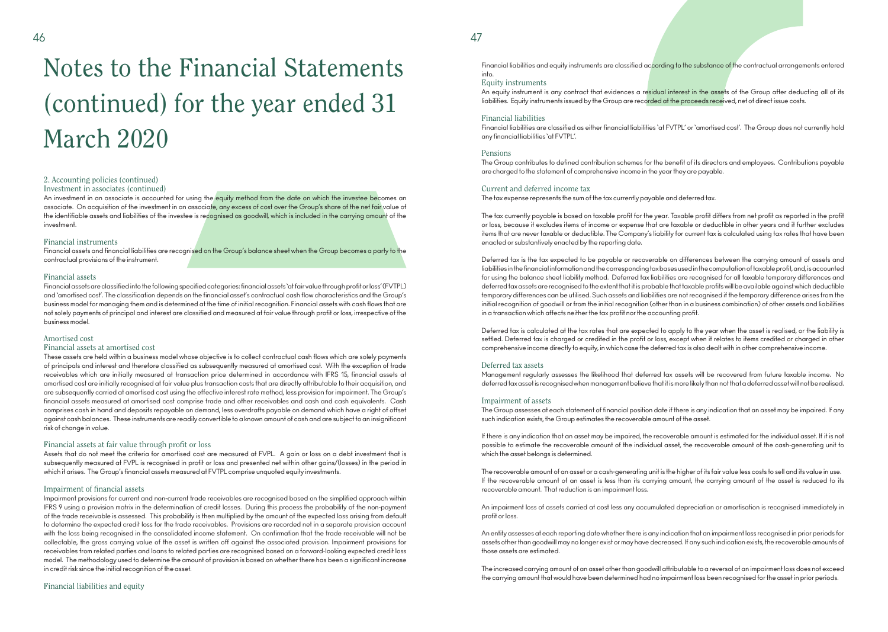# Notes to the Financial Statements (continued) for the year ended 31 March 2020

## 2. Accounting policies (continued)

### Investment in associates (continued)

An investment in an associate is accounted for using the equity method from the date on which the investee becomes an associate. On acquisition of the investment in an associate, any excess of cost over the Group's share of the net fair value of the identifiable assets and liabilities of the investee is recognised as goodwill, which is included in the carrying amount of the investment.

### Financial instruments

Financial assets and financial liabilities are recognised on the Group's balance sheet when the Group becomes a party to the contractual provisions of the instrument.

### Financial assets

Financial assets are classified into the following specified categories: financial assets 'at fair value through profit or loss' (FVTPL) and 'amortised cost'. The classification depends on the financial asset's contractual cash flow characteristics and the Group's business model for managing them and is determined at the time of initial recognition. Financial assets with cash flows that are not solely payments of principal and interest are classified and measured at fair value through profit or loss, irrespective of the business model.

### Amortised cost

### Financial assets at amortised cost

These assets are held within a business model whose objective is to collect contractual cash flows which are solely payments of principals and interest and therefore classified as subsequently measured at amortised cost. With the exception of trade receivables which are initially measured at transaction price determined in accordance with IFRS 15, financial assets at amortised cost are initially recognised at fair value plus transaction costs that are directly attributable to their acquisition, and are subsequently carried at amortised cost using the effective interest rate method, less provision for impairment. The Group's financial assets measured at amortised cost comprise trade and other receivables and cash and cash equivalents. Cash comprises cash in hand and deposits repayable on demand, less overdrafts payable on demand which have a right of offset against cash balances. These instruments are readily convertible to a known amount of cash and are subject to an insignificant risk of change in value.

### Financial assets at fair value through profit or loss

Assets that do not meet the criteria for amortised cost are measured at FVPL. A gain or loss on a debt investment that is subsequently measured at FVPL is recognised in profit or loss and presented net within other gains/(losses) in the period in which it arises. The Group's financial assets measured at FVTPL comprise unquoted equity investments.

### Impairment of financial assets

Impairment provisions for current and non-current trade receivables are recognised based on the simplified approach within IFRS 9 using a provision matrix in the determination of credit losses. During this process the probability of the non-payment of the trade receivable is assessed. This probability is then multiplied by the amount of the expected loss arising from default to determine the expected credit loss for the trade receivables. Provisions are recorded net in a separate provision account with the loss being recognised in the consolidated income statement. On confirmation that the trade receivable will not be collectable, the gross carrying value of the asset is written off against the associated provision. Impairment provisions for receivables from related parties and loans to related parties are recognised based on a forward-looking expected credit loss model. The methodology used to determine the amount of provision is based on whether there has been a significant increase in credit risk since the initial recognition of the asset.

### Financial liabilities and equity

Financial liabilities and equity instruments are classified according to the substance of the contractual arrangements entered into.

### Equity instruments

An equity instrument is any contract that evidences a residual interest in the assets of the Group after deducting all of its liabilities. Equity instruments issued by the Group are recorded at the proceeds received, net of direct issue costs.

### Financial liabilities

Financial liabilities are classified as either financial liabilities 'at FVTPL' or 'amortised cost'. The Group does not currently hold any financial liabilities 'at FVTPL'.

### Pensions

The Group contributes to defined contribution schemes for the benefit of its directors and employees. Contributions payable are charged to the statement of comprehensive income in the year they are payable.

### Current and deferred income tax

The tax expense represents the sum of the tax currently payable and deferred tax.

The tax currently payable is based on taxable profit for the year. Taxable profit differs from net profit as reported in the profit or loss, because it excludes items of income or expense that are taxable or deductible in other years and it further excludes items that are never taxable or deductible. The Company's liability for current tax is calculated using tax rates that have been enacted or substantively enacted by the reporting date.

Deferred tax is the tax expected to be payable or recoverable on differences between the carrying amount of assets and liabilities in the financial information and the corresponding tax bases used in the computation of taxable profit, and, is accounted for using the balance sheet liability method. Deferred tax liabilities are recognised for all taxable temporary differences and deferred tax assets are recognised to the extent that it is probable that taxable profits will be available against which deductible temporary differences can be utilised. Such assets and liabilities are not recognised if the temporary difference arises from the initial recognition of goodwill or from the initial recognition (other than in a business combination) of other assets and liabilities in a transaction which affects neither the tax profit nor the accounting profit.

Deferred tax is calculated at the tax rates that are expected to apply to the year when the asset is realised, or the liability is settled. Deferred tax is charged or credited in the profit or loss, except when it relates to items credited or charged in other comprehensive income directly to equity, in which case the deferred tax is also dealt with in other comprehensive income.

### Deferred tax assets

Management regularly assesses the likelihood that deferred tax assets will be recovered from future taxable income. No deferred tax asset is recognised when management believe that it is more likely than not that a deferred asset will not be realised.

### Impairment of assets

The Group assesses at each statement of financial position date if there is any indication that an asset may be impaired. If any such indication exists, the Group estimates the recoverable amount of the asset.

If there is any indication that an asset may be impaired, the recoverable amount is estimated for the individual asset. If it is not possible to estimate the recoverable amount of the individual asset, the recoverable amount of the cash-generating unit to which the asset belongs is determined.

The recoverable amount of an asset or a cash-generating unit is the higher of its fair value less costs to sell and its value in use. If the recoverable amount of an asset is less than its carrying amount, the carrying amount of the asset is reduced to its recoverable amount. That reduction is an impairment loss.

An impairment loss of assets carried at cost less any accumulated depreciation or amortisation is recognised immediately in profit or loss.

An entity assesses at each reporting date whether there is any indication that an impairment loss recognised in prior periods for assets other than goodwill may no longer exist or may have decreased. If any such indication exists, the recoverable amounts of those assets are estimated.

The increased carrying amount of an asset other than goodwill attributable to a reversal of an impairment loss does not exceed the carrying amount that would have been determined had no impairment loss been recognised for the asset in prior periods.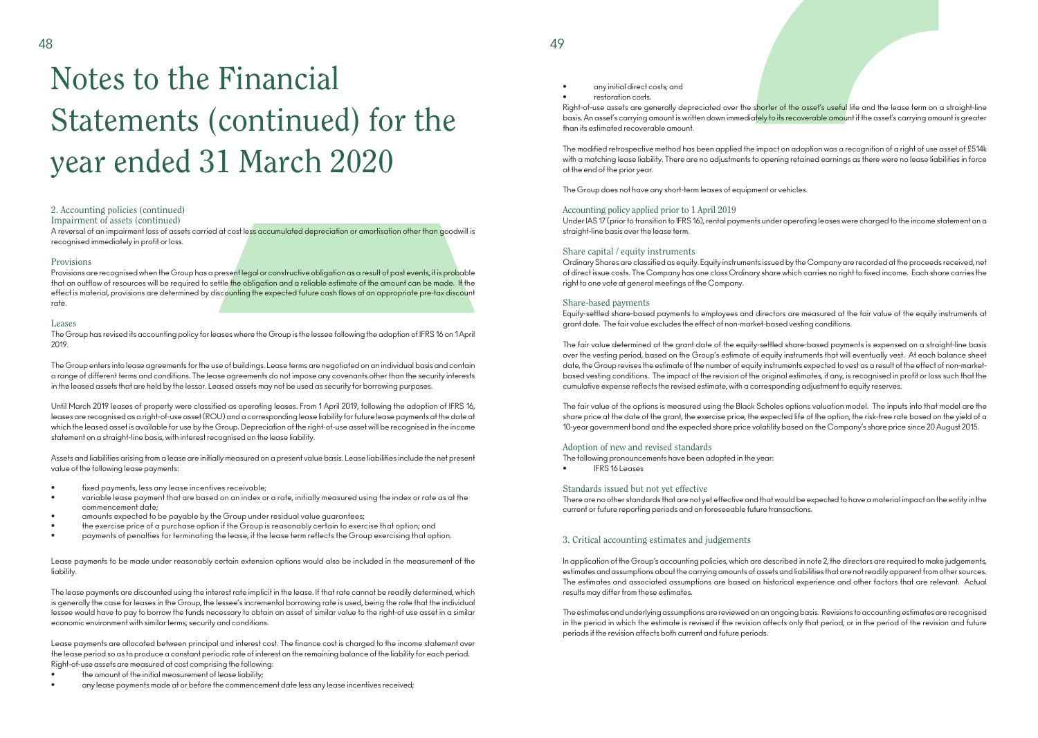# Notes to the Financial Statements (continued) for the year ended 31 March 2020

## 2. Accounting policies (continued)

### Impairment of assets (continued)

A reversal of an impairment loss of assets carried at cost less accumulated depreciation or amortisation other than goodwill is recognised immediately in profit or loss.

### Provisions

Provisions are recognised when the Group has a present legal or constructive obligation as a result of past events, it is probable that an outflow of resources will be required to settle the obligation and a reliable estimate of the amount can be made. If the effect is material, provisions are determined by discounting the expected future cash flows at an appropriate pre-tax discount rate.

### Leases

The Group has revised its accounting policy for leases where the Group is the lessee following the adoption of IFRS 16 on 1 April 2019.

The Group enters into lease agreements for the use of buildings. Lease terms are negotiated on an individual basis and contain a range of different terms and conditions. The lease agreements do not impose any covenants other than the security interests in the leased assets that are held by the lessor. Leased assets may not be used as security for borrowing purposes.

Until March 2019 leases of property were classified as operating leases. From 1 April 2019, following the adoption of IFRS 16, leases are recognised as a right-of-use asset (ROU) and a corresponding lease liability for future lease payments at the date at which the leased asset is available for use by the Group. Depreciation of the right-of-use asset will be recognised in the income statement on a straight-line basis, with interest recognised on the lease liability.

Assets and liabilities arising from a lease are initially measured on a present value basis. Lease liabilities include the net present value of the following lease payments:

- fixed payments, less any lease incentives receivable;
- variable lease payment that are based on an index or a rate, initially measured using the index or rate as at the commencement date;
- amounts expected to be payable by the Group under residual value guarantees;
- the exercise price of a purchase option if the Group is reasonably certain to exercise that option; and
- payments of penalties for terminating the lease, if the lease term reflects the Group exercising that option.

Lease payments to be made under reasonably certain extension options would also be included in the measurement of the liability.

The lease payments are discounted using the interest rate implicit in the lease. If that rate cannot be readily determined, which is generally the case for leases in the Group, the lessee's incremental borrowing rate is used, being the rate that the individual lessee would have to pay to borrow the funds necessary to obtain an asset of similar value to the right-of use asset in a similar economic environment with similar terms, security and conditions.

Lease payments are allocated between principal and interest cost. The finance cost is charged to the income statement over the lease period so as to produce a constant periodic rate of interest on the remaining balance of the liability for each period. Right-of-use assets are measured at cost comprising the following:

- the amount of the initial measurement of lease liability;
- any lease payments made at or before the commencement date less any lease incentives received;
- any initial direct costs; and
- restoration costs.

Right-of-use assets are generally depreciated over the shorter of the asset's useful life and the lease term on a straight-line basis. An asset's carrying amount is written down immediately to its recoverable amount if the asset's carrying amount is greater than its estimated recoverable amount.

The modified retrospective method has been applied the impact on adoption was a recognition of a right of use asset of £514k with a matching lease liability. There are no adjustments to opening retained earnings as there were no lease liabilities in force at the end of the prior year.

The Group does not have any short-term leases of equipment or vehicles.

### Accounting policy applied prior to 1 April 2019

Under IAS 17 (prior to transition to IFRS 16), rental payments under operating leases were charged to the income statement on a straight-line basis over the lease term.

### Share capital / equity instruments

Ordinary Shares are classified as equity. Equity instruments issued by the Company are recorded at the proceeds received, net of direct issue costs. The Company has one class Ordinary share which carries no right to fixed income. Each share carries the right to one vote at general meetings of the Company.

### Share-based payments

Equity-settled share-based payments to employees and directors are measured at the fair value of the equity instruments at grant date. The fair value excludes the effect of non-market-based vesting conditions.

The fair value determined at the grant date of the equity-settled share-based payments is expensed on a straight-line basis over the vesting period, based on the Group's estimate of equity instruments that will eventually vest. At each balance sheet date, the Group revises the estimate of the number of equity instruments expected to vest as a result of the effect of non-market-based vesting conditions. The impact of the revision of the original estimates, if any, is recognised in profit or loss such that the cumulative expense reflects the revised estimate, with a corresponding adjustment to equity reserves.

The fair value of the options is measured using the Black Scholes options valuation model. The inputs into that model are the share price at the date of the grant, the exercise price, the expected life of the option, the risk-free rate based on the yield of a 10-year government bond and the expected share price volatility based on the Company's share price since 20 August 2015.

### Adoption of new and revised standards

The following pronouncements have been adopted in the year:

- IFRS 16 Leases

### Standards issued but not yet effective

There are no other standards that are not yet effective and that would be expected to have a material impact on the entity in the current or future reporting periods and on foreseeable future transactions.

## 3. Critical accounting estimates and judgements

In application of the Group's accounting policies, which are described in note 2, the directors are required to make judgements, estimates and assumptions about the carrying amounts of assets and liabilities that are not readily apparent from other sources. The estimates and associated assumptions are based on historical experience and other factors that are relevant. Actual results may differ from these estimates.

The estimates and underlying assumptions are reviewed on an ongoing basis. Revisions to accounting estimates are recognised in the period in which the estimate is revised if the revision affects only that period, or in the period of the revision and future periods if the revision affects both current and future periods.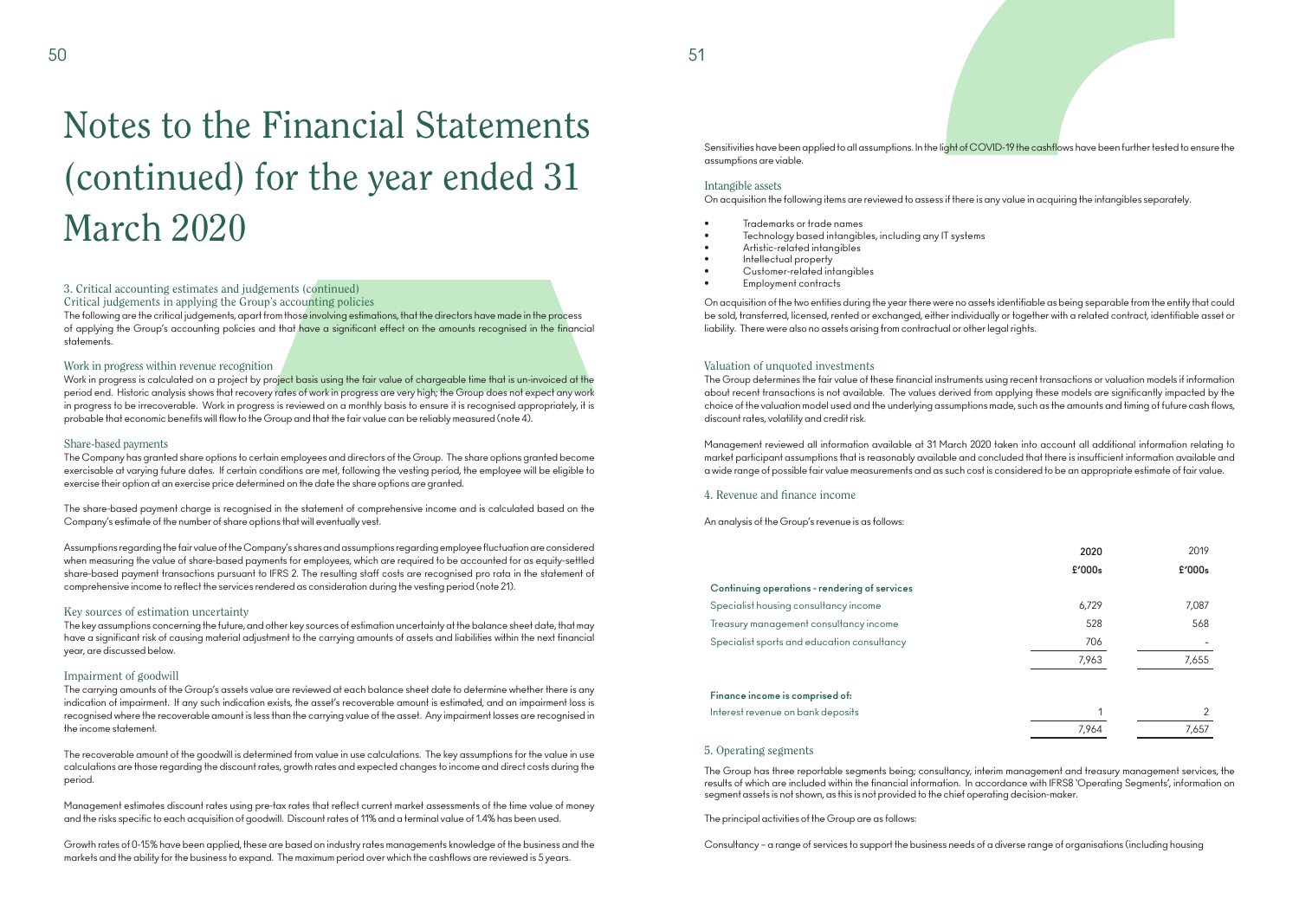# Notes to the Financial Statements (continued) for the year ended 31 March 2020

### 3. Critical accounting estimates and judgements (continued)

#### Critical judgements in applying the Group's accounting policies

The following are the critical judgements, apart from those involving estimations, that the directors have made in the process of applying the Group's accounting policies and that have a significant effect on the amounts recognised in the financial statements.

#### Work in progress within revenue recognition

Work in progress is calculated on a project by project basis using the fair value of chargeable time that is un-invoiced at the period end. Historic analysis shows that recovery rates of work in progress are very high; the Group does not expect any work in progress to be irrecoverable. Work in progress is reviewed on a monthly basis to ensure it is recognised appropriately, it is probable that economic benefits will flow to the Group and that the fair value can be reliably measured (note 4).

#### Share-based payments

The Company has granted share options to certain employees and directors of the Group. The share options granted become exercisable at varying future dates. If certain conditions are met, following the vesting period, the employee will be eligible to exercise their option at an exercise price determined on the date the share options are granted.

The share-based payment charge is recognised in the statement of comprehensive income and is calculated based on the Company's estimate of the number of share options that will eventually vest.

Assumptions regarding the fair value of the Company's shares and assumptions regarding employee fluctuation are considered when measuring the value of share-based payments for employees, which are required to be accounted for as equity-settled share-based payment transactions pursuant to IFRS 2. The resulting staff costs are recognised pro rata in the statement of comprehensive income to reflect the services rendered as consideration during the vesting period (note 21).

#### Key sources of estimation uncertainty

The key assumptions concerning the future, and other key sources of estimation uncertainty at the balance sheet date, that may have a significant risk of causing material adjustment to the carrying amounts of assets and liabilities within the next financial year, are discussed below.

#### Impairment of goodwill

The carrying amounts of the Group's assets value are reviewed at each balance sheet date to determine whether there is any indication of impairment. If any such indication exists, the asset's recoverable amount is estimated, and an impairment loss is recognised where the recoverable amount is less than the carrying value of the asset. Any impairment losses are recognised in the income statement.

The recoverable amount of the goodwill is determined from value in use calculations. The key assumptions for the value in use calculations are those regarding the discount rates, growth rates and expected changes to income and direct costs during the period.

Management estimates discount rates using pre-tax rates that reflect current market assessments of the time value of money and the risks specific to each acquisition of goodwill. Discount rates of 11% and a terminal value of 1.4% has been used.

Growth rates of 0-15% have been applied, these are based on industry rates managements knowledge of the business and the markets and the ability for the business to expand. The maximum period over which the cashflows are reviewed is 5 years.

Sensitivities have been applied to all assumptions. In the light of COVID-19 the cashflows have been further tested to ensure the assumptions are viable.

#### Intangible assets

On acquisition the following items are reviewed to assess if there is any value in acquiring the intangibles separately.

- Trademarks or trade names
- Technology based intangibles, including any IT systems
- Artistic-related intangibles
- Intellectual property
- Customer-related intangibles
- Employment contracts

On acquisition of the two entities during the year there were no assets identifiable as being separable from the entity that could be sold, transferred, licensed, rented or exchanged, either individually or together with a related contract, identifiable asset or liability. There were also no assets arising from contractual or other legal rights.

#### Valuation of unquoted investments

The Group determines the fair value of these financial instruments using recent transactions or valuation models if information about recent transactions is not available. The values derived from applying these models are significantly impacted by the choice of the valuation model used and the underlying assumptions made, such as the amounts and timing of future cash flows, discount rates, volatility and credit risk.

Management reviewed all information available at 31 March 2020 taken into account all additional information relating to market participant assumptions that is reasonably available and concluded that there is insufficient information available and a wide range of possible fair value measurements and as such cost is considered to be an appropriate estimate of fair value.

### 4. Revenue and finance income

An analysis of the Group's revenue is as follows:

| | 2020 | 2019 |
|---|---|---|
| | £'000s | £'000s |
| **Continuing operations - rendering of services** | | |
| Specialist housing consultancy income | 6,729 | 7,087 |
| Treasury management consultancy income | 528 | 568 |
| Specialist sports and education consultancy | 706 | - |
| | 7,963 | 7,655 |
| | | |
| **Finance income is comprised of:** | | |
| Interest revenue on bank deposits | 1 | 2 |
| | 7,964 | 7,657 |

### 5. Operating segments

The Group has three reportable segments being; consultancy, interim management and treasury management services, the results of which are included within the financial information. In accordance with IFRS8 'Operating Segments', information on segment assets is not shown, as this is not provided to the chief operating decision-maker.

The principal activities of the Group are as follows:

Consultancy – a range of services to support the business needs of a diverse range of organisations (including housing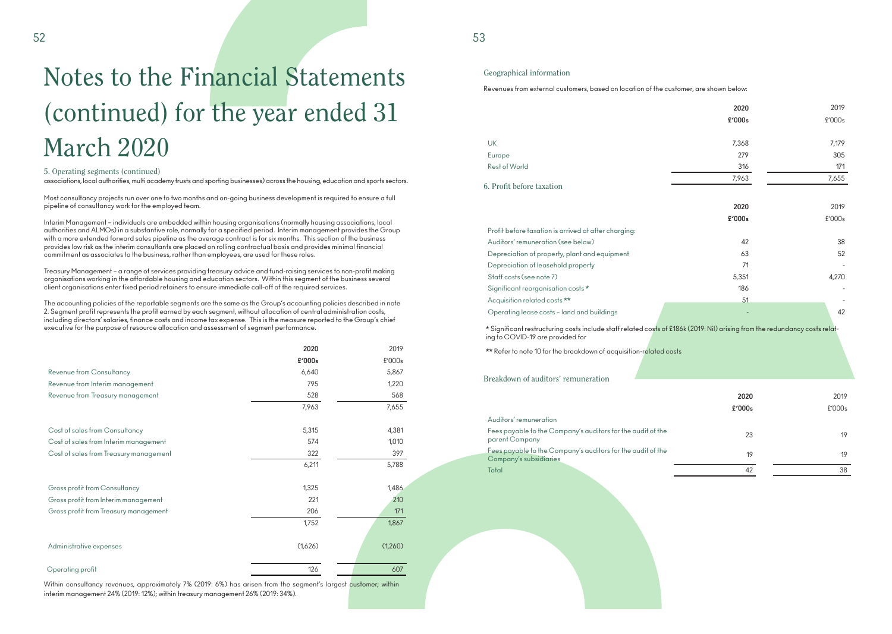# Notes to the Financial Statements (continued) for the year ended 31 March 2020

## 5. Operating segments (continued)

associations, local authorities, multi academy trusts and sporting businesses) across the housing, education and sports sectors.

Most consultancy projects run over one to two months and on-going business development is required to ensure a full pipeline of consultancy work for the employed team.

Interim Management – individuals are embedded within housing organisations (normally housing associations, local authorities and ALMOs) in a substantive role, normally for a specified period. Interim management provides the Group with a more extended forward sales pipeline as the average contract is for six months. This section of the business provides low risk as the interim consultants are placed on rolling contractual basis and provides minimal financial commitment as associates to the business, rather than employees, are used for these roles.

Treasury Management – a range of services providing treasury advice and fund-raising services to non-profit making organisations working in the affordable housing and education sectors. Within this segment of the business several client organisations enter fixed period retainers to ensure immediate call-off of the required services.

The accounting policies of the reportable segments are the same as the Group's accounting policies described in note 2. Segment profit represents the profit earned by each segment, without allocation of central administration costs, including directors' salaries, finance costs and income tax expense. This is the measure reported to the Group's chief executive for the purpose of resource allocation and assessment of segment performance.

| | **2020** | 2019 |
|---|---|---|
| | **£'000s** | £'000s |
| Revenue from Consultancy | 6,640 | 5,867 |
| Revenue from Interim management | 795 | 1,220 |
| Revenue from Treasury management | 528 | 568 |
| | 7,963 | 7,655 |
| Cost of sales from Consultancy | 5,315 | 4,381 |
| Cost of sales from Interim management | 574 | 1,010 |
| Cost of sales from Treasury management | 322 | 397 |
| | 6,211 | 5,788 |
| Gross profit from Consultancy | 1,325 | 1,486 |
| Gross profit from Interim management | 221 | 210 |
| Gross profit from Treasury management | 206 | 171 |
| | 1,752 | 1,867 |
| Administrative expenses | (1,626) | (1,260) |
| Operating profit | 126 | 607 |

Within consultancy revenues, approximately 7% (2019: 6%) has arisen from the segment's largest customer; within interim management 24% (2019: 12%); within treasury management 26% (2019: 34%).

### Geographical information

Revenues from external customers, based on location of the customer, are shown below:

| | **2020** | 2019 |
|---|---|---|
| | **£'000s** | £'000s |
| UK | 7,368 | 7,179 |
| Europe | 279 | 305 |
| Rest of World | 316 | 171 |
| | 7,963 | 7,655 |

## 6. Profit before taxation

| | **2020** | 2019 |
|---|---|---|
| | **£'000s** | £'000s |
| Profit before taxation is arrived at after charging: | | |
| Auditors' remuneration (see below) | 42 | 38 |
| Depreciation of property, plant and equipment | 63 | 52 |
| Depreciation of leasehold property | 71 | - |
| Staff costs (see note 7) | 5,351 | 4,270 |
| Significant reorganisation costs * | 186 | - |
| Acquisition related costs ** | 51 | - |
| Operating lease costs – land and buildings | - | 42 |

* Significant restructuring costs include staff related costs of £186k (2019: Nil) arising from the redundancy costs relating to COVID-19 are provided for

** Refer to note 10 for the breakdown of acquisition-related costs

### Breakdown of auditors' remuneration

| | **2020** | 2019 |
|---|---|---|
| | **£'000s** | £'000s |
| Auditors' remuneration | | |
| Fees payable to the Company's auditors for the audit of the parent Company | 23 | 19 |
| Fees payable to the Company's auditors for the audit of the Company's subsidiaries | 19 | 19 |
| Total | 42 | 38 |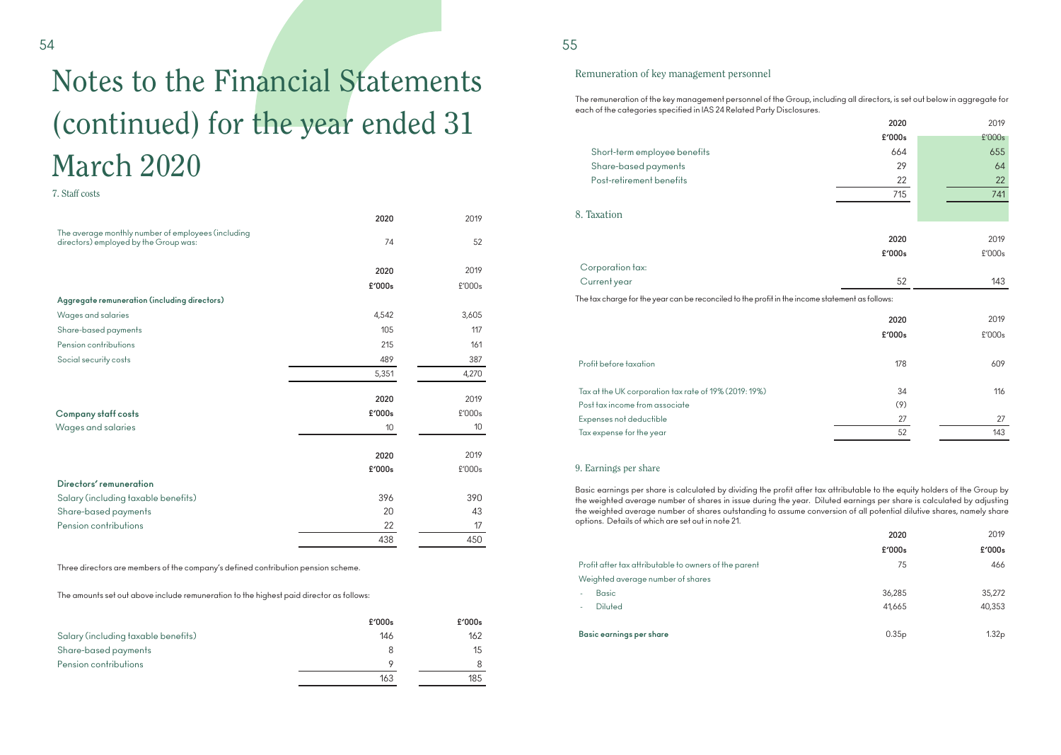# Notes to the Financial Statements (continued) for the year ended 31 March 2020

## 7. Staff costs

| | 2020 | 2019 |
|---|---|---|
| The average monthly number of employees (including directors) employed by the Group was: | 74 | 52 |

| | 2020 | 2019 |
|---|---|---|
| | £'000s | £'000s |
| **Aggregate remuneration (including directors)** | | |
| Wages and salaries | 4,542 | 3,605 |
| Share-based payments | 105 | 117 |
| Pension contributions | 215 | 161 |
| Social security costs | 489 | 387 |
| | 5,351 | 4,270 |

| | 2020 | 2019 |
|---|---|---|
| **Company staff costs** | £'000s | £'000s |
| Wages and salaries | 10 | 10 |

| | 2020 | 2019 |
|---|---|---|
| | £'000s | £'000s |
| **Directors' remuneration** | | |
| Salary (including taxable benefits) | 396 | 390 |
| Share-based payments | 20 | 43 |
| Pension contributions | 22 | 17 |
| | 438 | 450 |

Three directors are members of the company's defined contribution pension scheme.

The amounts set out above include remuneration to the highest paid director as follows:

| | £'000s | £'000s |
|---|---|---|
| Salary (including taxable benefits) | 146 | 162 |
| Share-based payments | 8 | 15 |
| Pension contributions | 9 | 8 |
| | 163 | 185 |

### Remuneration of key management personnel

The remuneration of the key management personnel of the Group, including all directors, is set out below in aggregate for each of the categories specified in IAS 24 Related Party Disclosures.

| | 2020 | 2019 |
|---|---|---|
| | £'000s | £'000s |
| Short-term employee benefits | 664 | 655 |
| Share-based payments | 29 | 64 |
| Post-retirement benefits | 22 | 22 |
| | 715 | 741 |

## 8. Taxation

| | 2020 | 2019 |
|---|---|---|
| | £'000s | £'000s |
| Corporation tax: | | |
| Current year | 52 | 143 |

The tax charge for the year can be reconciled to the profit in the income statement as follows:

| | 2020 | 2019 |
|---|---|---|
| | £'000s | £'000s |
| Profit before taxation | 178 | 609 |
| Tax at the UK corporation tax rate of 19% (2019: 19%) | 34 | 116 |
| Post tax income from associate | (9) | |
| Expenses not deductible | 27 | 27 |
| Tax expense for the year | 52 | 143 |

## 9. Earnings per share

Basic earnings per share is calculated by dividing the profit after tax attributable to the equity holders of the Group by the weighted average number of shares in issue during the year. Diluted earnings per share is calculated by adjusting the weighted average number of shares outstanding to assume conversion of all potential dilutive shares, namely share options. Details of which are set out in note 21.

| | 2020 | 2019 |
|---|---|---|
| | £'000s | £'000s |
| Profit after tax attributable to owners of the parent | 75 | 466 |
| Weighted average number of shares | | |
| - Basic | 36,285 | 35,272 |
| - Diluted | 41,665 | 40,353 |
| **Basic earnings per share** | 0.35p | 1.32p |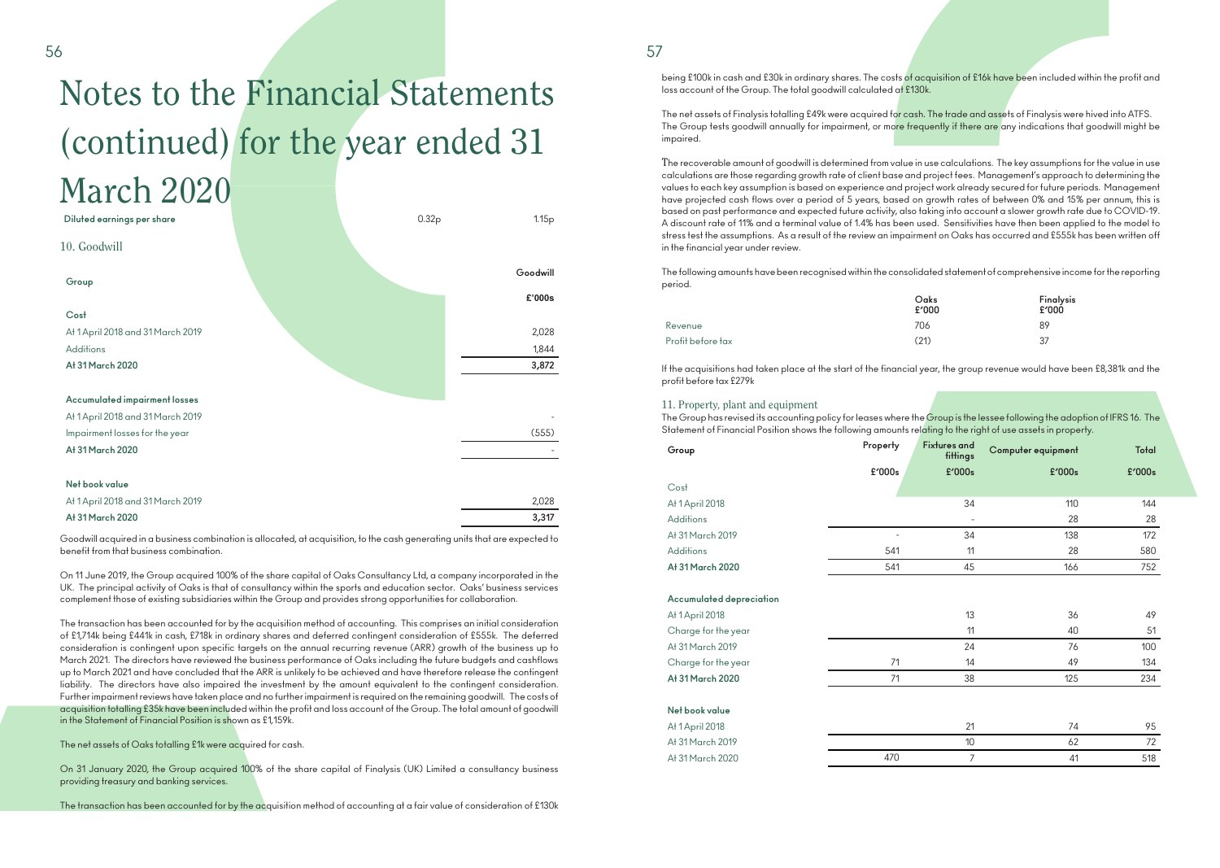# Notes to the Financial Statements (continued) for the year ended 31 March 2020

| Diluted earnings per share | 0.32p | 1.15p |
|---|---|---|

## 10. Goodwill

| Group | Goodwill |
|---|---|
| | £'000s |
| **Cost** | |
| At 1 April 2018 and 31 March 2019 | 2,028 |
| Additions | 1,844 |
| **At 31 March 2020** | **3,872** |
| | |
| **Accumulated impairment losses** | |
| At 1 April 2018 and 31 March 2019 | - |
| Impairment losses for the year | (555) |
| **At 31 March 2020** | - |
| | |
| **Net book value** | |
| At 1 April 2018 and 31 March 2019 | 2,028 |
| **At 31 March 2020** | **3,317** |

Goodwill acquired in a business combination is allocated, at acquisition, to the cash generating units that are expected to benefit from that business combination.

On 11 June 2019, the Group acquired 100% of the share capital of Oaks Consultancy Ltd, a company incorporated in the UK. The principal activity of Oaks is that of consultancy within the sports and education sector. Oaks' business services complement those of existing subsidiaries within the Group and provides strong opportunities for collaboration.

The transaction has been accounted for by the acquisition method of accounting. This comprises an initial consideration of £1,714k being £441k in cash, £718k in ordinary shares and deferred contingent consideration of £555k. The deferred consideration is contingent upon specific targets on the annual recurring revenue (ARR) growth of the business up to March 2021. The directors have reviewed the business performance of Oaks including the future budgets and cashflows up to March 2021 and have concluded that the ARR is unlikely to be achieved and have therefore release the contingent liability. The directors have also impaired the investment by the amount equivalent to the contingent consideration. Further impairment reviews have taken place and no further impairment is required on the remaining goodwill. The costs of acquisition totalling £35k have been included within the profit and loss account of the Group. The total amount of goodwill in the Statement of Financial Position is shown as £1,159k.

The net assets of Oaks totalling £1k were acquired for cash.

On 31 January 2020, the Group acquired 100% of the share capital of Finalysis (UK) Limited a consultancy business providing treasury and banking services.

The transaction has been accounted for by the acquisition method of accounting at a fair value of consideration of £130k being £100k in cash and £30k in ordinary shares. The costs of acquisition of £16k have been included within the profit and loss account of the Group. The total goodwill calculated at £130k.

The net assets of Finalysis totalling £49k were acquired for cash. The trade and assets of Finalysis were hived into ATFS. The Group tests goodwill annually for impairment, or more frequently if there are any indications that goodwill might be impaired.

The recoverable amount of goodwill is determined from value in use calculations. The key assumptions for the value in use calculations are those regarding growth rate of client base and project fees. Management's approach to determining the values to each key assumption is based on experience and project work already secured for future periods. Management have projected cash flows over a period of 5 years, based on growth rates of between 0% and 15% per annum, this is based on past performance and expected future activity, also taking into account a slower growth rate due to COVID-19. A discount rate of 11% and a terminal value of 1.4% has been used. Sensitivities have then been applied to the model to stress test the assumptions. As a result of the review an impairment on Oaks has occurred and £555k has been written off in the financial year under review.

The following amounts have been recognised within the consolidated statement of comprehensive income for the reporting period.

| | Oaks £'000 | Finalysis £'000 |
|---|---|---|
| Revenue | 706 | 89 |
| Profit before tax | (21) | 37 |

If the acquisitions had taken place at the start of the financial year, the group revenue would have been £8,381k and the profit before tax £279k

## 11. Property, plant and equipment

The Group has revised its accounting policy for leases where the Group is the lessee following the adoption of IFRS 16. The Statement of Financial Position shows the following amounts relating to the right of use assets in property.

| Group | Property | Fixtures and fittings | Computer equipment | Total |
|---|---|---|---|---|
| | £'000s | £'000s | £'000s | £'000s |
| Cost | | | | |
| At 1 April 2018 | | 34 | 110 | 144 |
| Additions | | - | 28 | 28 |
| At 31 March 2019 | - | 34 | 138 | 172 |
| Additions | 541 | 11 | 28 | 580 |
| **At 31 March 2020** | 541 | 45 | 166 | 752 |
| | | | | |
| **Accumulated depreciation** | | | | |
| At 1 April 2018 | | 13 | 36 | 49 |
| Charge for the year | | 11 | 40 | 51 |
| At 31 March 2019 | | 24 | 76 | 100 |
| Charge for the year | 71 | 14 | 49 | 134 |
| **At 31 March 2020** | 71 | 38 | 125 | 234 |
| | | | | |
| **Net book value** | | | | |
| At 1 April 2018 | | 21 | 74 | 95 |
| At 31 March 2019 | | 10 | 62 | 72 |
| At 31 March 2020 | 470 | 7 | 41 | 518 |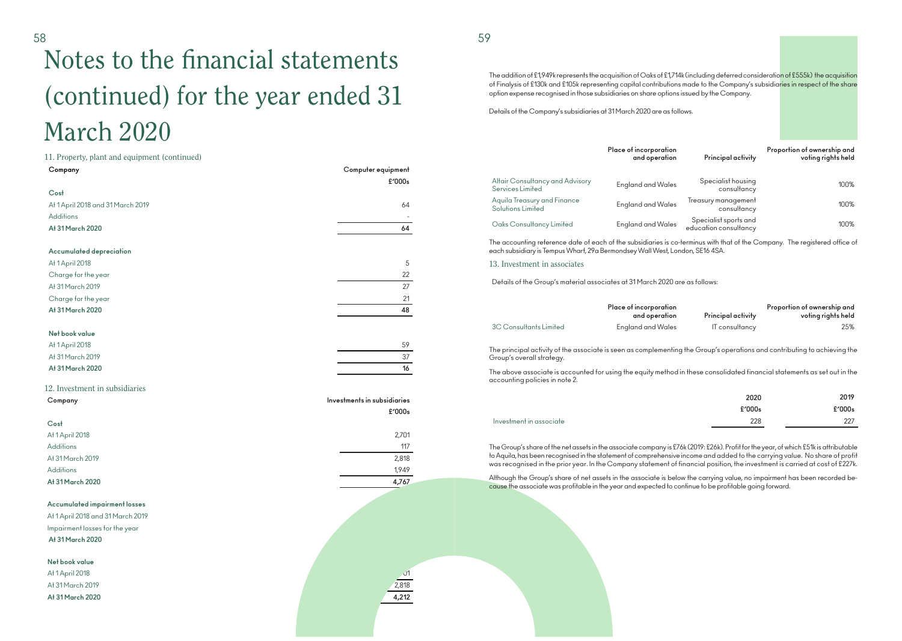# Notes to the financial statements (continued) for the year ended 31 March 2020

## 11. Property, plant and equipment (continued)

| Company | Computer equipment |
|---|---|
| | £'000s |
| **Cost** | |
| At 1 April 2018 and 31 March 2019 | 64 |
| Additions | - |
| **At 31 March 2020** | **64** |
| **Accumulated depreciation** | |
| At 1 April 2018 | 5 |
| Charge for the year | 22 |
| At 31 March 2019 | 27 |
| Charge for the year | 21 |
| **At 31 March 2020** | **48** |
| **Net book value** | |
| At 1 April 2018 | 59 |
| At 31 March 2019 | 37 |
| **At 31 March 2020** | **16** |

## 12. Investment in subsidiaries

| Company | Investments in subsidiaries |
|---|---|
| | £'000s |
| **Cost** | |
| At 1 April 2018 | 2,701 |
| Additions | 117 |
| At 31 March 2019 | 2,818 |
| Additions | 1,949 |
| **At 31 March 2020** | **4,767** |
| **Accumulated impairment losses** | |
| At 1 April 2018 and 31 March 2019 | |
| Impairment losses for the year | |
| **At 31 March 2020** | |
| **Net book value** | |
| At 1 April 2018 | 01 |
| At 31 March 2019 | 2,818 |
| **At 31 March 2020** | **4,212** |

The addition of £1,949k represents the acquisition of Oaks of £1,714k (including deferred consideration of £555k) the acquisition of Finalysis of £130k and £105k representing capital contributions made to the Company's subsidiaries in respect of the share option expense recognised in those subsidiaries on share options issued by the Company.

Details of the Company's subsidiaries at 31 March 2020 are as follows.

| | Place of incorporation and operation | Principal activity | Proportion of ownership and voting rights held |
|---|---|---|---|
| Altair Consultancy and Advisory Services Limited | England and Wales | Specialist housing consultancy | 100% |
| Aquila Treasury and Finance Solutions Limited | England and Wales | Treasury management consultancy | 100% |
| Oaks Consultancy Limited | England and Wales | Specialist sports and education consultancy | 100% |

The accounting reference date of each of the subsidiaries is co-terminus with that of the Company. The registered office of each subsidiary is Tempus Wharf, 29a Bermondsey Wall West, London, SE16 4SA.

## 13. Investment in associates

Details of the Group's material associates at 31 March 2020 are as follows:

| | Place of incorporation and operation | Principal activity | Proportion of ownership and voting rights held |
|---|---|---|---|
| 3C Consultants Limited | England and Wales | IT consultancy | 25% |

The principal activity of the associate is seen as complementing the Group's operations and contributing to achieving the Group's overall strategy.

The above associate is accounted for using the equity method in these consolidated financial statements as set out in the accounting policies in note 2.

| | 2020 | 2019 |
|---|---|---|
| | £'000s | £'000s |
| Investment in associate | 228 | 227 |

The Group's share of the net assets in the associate company is £76k (2019: £26k). Profit for the year, of which £51k is attributable to Aquila, has been recognised in the statement of comprehensive income and added to the carrying value. No share of profit was recognised in the prior year. In the Company statement of financial position, the investment is carried at cost of £227k.

Although the Group's share of net assets in the associate is below the carrying value, no impairment has been recorded because the associate was profitable in the year and expected to continue to be profitable going forward.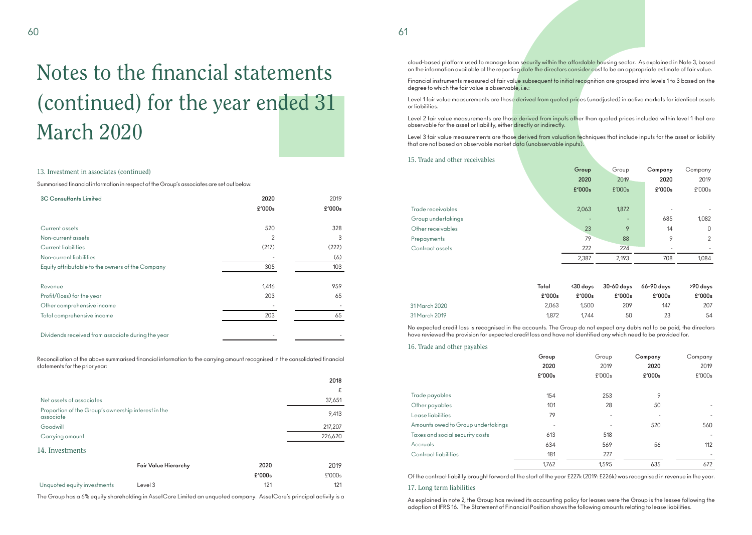# Notes to the financial statements (continued) for the year ended 31 March 2020

## 13. Investment in associates (continued)

Summarised financial information in respect of the Group's associates are set out below:

| **3C Consultants Limited** | **2020** | 2019 |
|---|---|---|
| | **£'000s** | **£'000s** |
| Current assets | 520 | 328 |
| Non-current assets | 2 | 3 |
| Current liabilities | (217) | (222) |
| Non-current liabilities | - | (6) |
| Equity attributable to the owners of the Company | 305 | 103 |
| Revenue | 1,416 | 959 |
| Profit/(loss) for the year | 203 | 65 |
| Other comprehensive income | - | - |
| Total comprehensive income | 203 | 65 |
| Dividends received from associate during the year | - | - |

Reconciliation of the above summarised financial information to the carrying amount recognised in the consolidated financial statements for the prior year:

| | **2018** |
|---|---|
| | £ |
| Net assets of associates | 37,651 |
| Proportion of the Group's ownership interest in the associate | 9,413 |
| Goodwill | 217,207 |
| Carrying amount | 226,620 |

## 14. Investments

| | **Fair Value Hierarchy** | **2020** | 2019 |
|---|---|---|---|
| | | **£'000s** | £'000s |
| Unquoted equity investments | Level 3 | 121 | 121 |

The Group has a 6% equity shareholding in AssetCore Limited an unquoted company. AssetCore's principal activity is a cloud-based platform used to manage loan security within the affordable housing sector. As explained in Note 3, based on the information available at the reporting date the directors consider cost to be an appropriate estimate of fair value.

Financial instruments measured at fair value subsequent to initial recognition are grouped into levels 1 to 3 based on the degree to which the fair value is observable, i.e.:

Level 1 fair value measurements are those derived from quoted prices (unadjusted) in active markets for identical assets or liabilities.

Level 2 fair value measurements are those derived from inputs other than quoted prices included within level 1 that are observable for the asset or liability, either directly or indirectly.

Level 3 fair value measurements are those derived from valuation techniques that include inputs for the asset or liability that are not based on observable market data (unobservable inputs).

## 15. Trade and other receivables

| | **Group** | Group | **Company** | Company |
|---|---|---|---|---|
| | **2020** | 2019 | **2020** | 2019 |
| | **£'000s** | £'000s | **£'000s** | £'000s |
| Trade receivables | 2,063 | 1,872 | - | - |
| Group undertakings | - | - | 685 | 1,082 |
| Other receivables | 23 | 9 | 14 | 0 |
| Prepayments | 79 | 88 | 9 | 2 |
| Contract assets | 222 | 224 | - | - |
| | 2,387 | 2,193 | 708 | 1,084 |

| | **Total** | **<30 days** | **30-60 days** | **66-90 days** | **>90 days** |
|---|---|---|---|---|---|
| | **£'000s** | **£'000s** | **£'000s** | **£'000s** | **£'000s** |
| 31 March 2020 | 2,063 | 1,500 | 209 | 147 | 207 |
| 31 March 2019 | 1,872 | 1,744 | 50 | 23 | 54 |

No expected credit loss is recognised in the accounts. The Group do not expect any debts not to be paid, the directors have reviewed the provision for expected credit loss and have not identified any which need to be provided for.

## 16. Trade and other payables

| | **Group** | Group | **Company** | Company |
|---|---|---|---|---|
| | **2020** | 2019 | **2020** | 2019 |
| | **£'000s** | £'000s | **£'000s** | £'000s |
| Trade payables | 154 | 253 | 9 | |
| Other payables | 101 | 28 | 50 | - |
| Lease liabilities | 79 | - | - | - |
| Amounts owed to Group undertakings | - | - | 520 | 560 |
| Taxes and social security costs | 613 | 518 | | - |
| Accruals | 634 | 569 | 56 | 112 |
| Contract liabilities | 181 | 227 | | - |
| | 1,762 | 1,595 | 635 | 672 |

Of the contract liability brought forward at the start of the year £227k (2019: £226k) was recognised in revenue in the year.

## 17. Long term liabilities

As explained in note 2, the Group has revised its accounting policy for leases were the Group is the lessee following the adoption of IFRS 16. The Statement of Financial Position shows the following amounts relating to lease liabilities.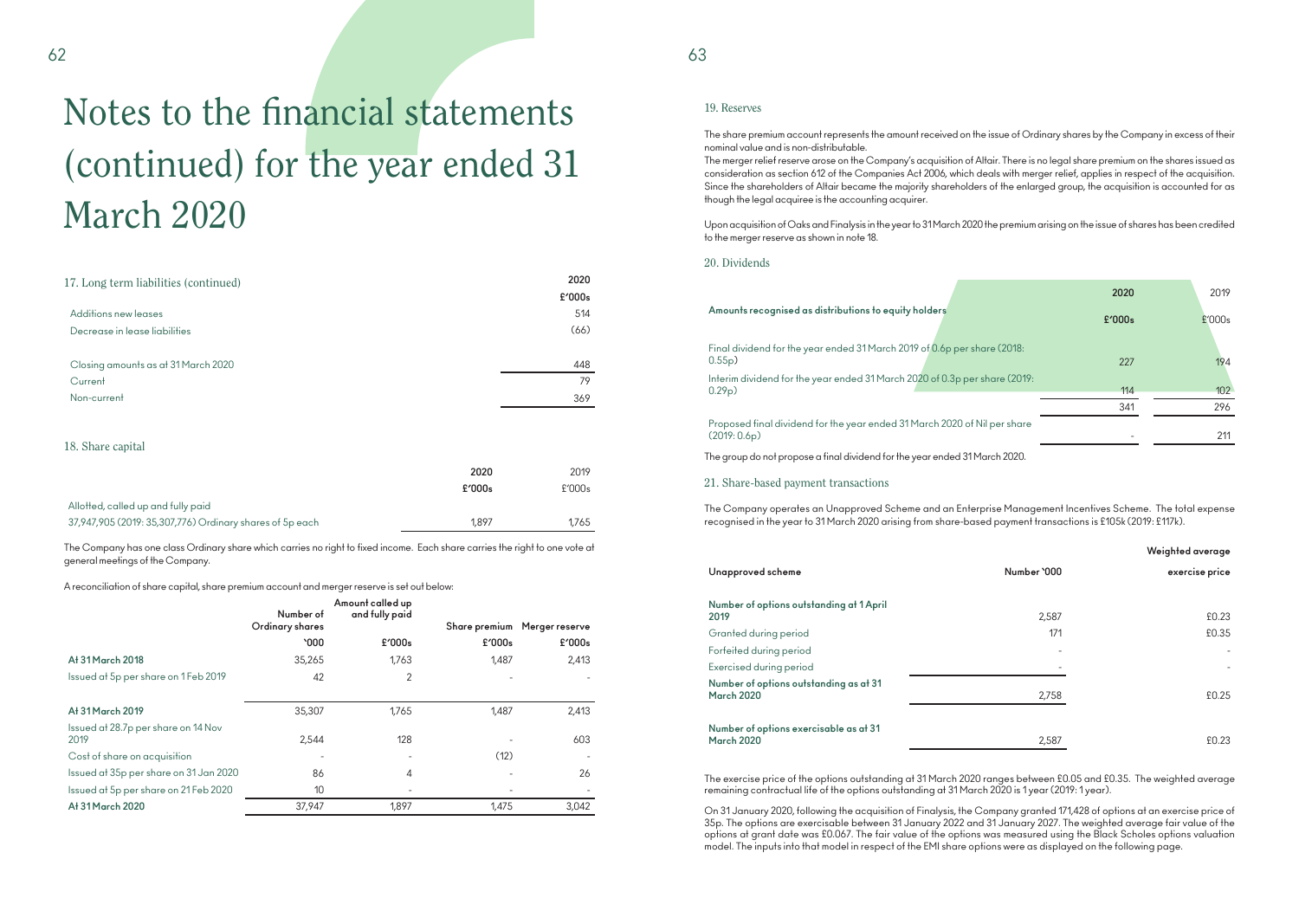# Notes to the financial statements (continued) for the year ended 31 March 2020

## 17. Long term liabilities (continued)

| | 2020 |
|---|---|
| | £'000s |
| Additions new leases | 514 |
| Decrease in lease liabilities | (66) |
| Closing amounts as at 31 March 2020 | 448 |
| Current | 79 |
| Non-current | 369 |

## 18. Share capital

| | 2020 | 2019 |
|---|---|---|
| | £'000s | £'000s |
| Allotted, called up and fully paid | | |
| 37,947,905 (2019: 35,307,776) Ordinary shares of 5p each | 1,897 | 1,765 |

The Company has one class Ordinary share which carries no right to fixed income. Each share carries the right to one vote at general meetings of the Company.

A reconciliation of share capital, share premium account and merger reserve is set out below:

| | Number of Ordinary shares | Amount called up and fully paid | Share premium | Merger reserve |
|---|---|---|---|---|
| | '000 | £'000s | £'000s | £'000s |
| **At 31 March 2018** | 35,265 | 1,763 | 1,487 | 2,413 |
| Issued at 5p per share on 1 Feb 2019 | 42 | 2 | - | - |
| **At 31 March 2019** | 35,307 | 1,765 | 1,487 | 2,413 |
| Issued at 28.7p per share on 14 Nov 2019 | 2,544 | 128 | - | 603 |
| Cost of share on acquisition | - | - | (12) | - |
| Issued at 35p per share on 31 Jan 2020 | 86 | 4 | - | 26 |
| Issued at 5p per share on 21 Feb 2020 | 10 | - | - | - |
| **At 31 March 2020** | 37,947 | 1,897 | 1,475 | 3,042 |

## 19. Reserves

The share premium account represents the amount received on the issue of Ordinary shares by the Company in excess of their nominal value and is non-distributable.

The merger relief reserve arose on the Company's acquisition of Altair. There is no legal share premium on the shares issued as consideration as section 612 of the Companies Act 2006, which deals with merger relief, applies in respect of the acquisition. Since the shareholders of Altair became the majority shareholders of the enlarged group, the acquisition is accounted for as though the legal acquiree is the accounting acquirer.

Upon acquisition of Oaks and Finalysis in the year to 31 March 2020 the premium arising on the issue of shares has been credited to the merger reserve as shown in note 18.

## 20. Dividends

| Amounts recognised as distributions to equity holders | 2020 | 2019 |
|---|---|---|
| | £'000s | £'000s |
| Final dividend for the year ended 31 March 2019 of 0.6p per share (2018: 0.55p) | 227 | 194 |
| Interim dividend for the year ended 31 March 2020 of 0.3p per share (2019: 0.29p) | 114 | 102 |
| | 341 | 296 |
| Proposed final dividend for the year ended 31 March 2020 of Nil per share (2019: 0.6p) | - | 211 |

The group do not propose a final dividend for the year ended 31 March 2020.

## 21. Share-based payment transactions

The Company operates an Unapproved Scheme and an Enterprise Management Incentives Scheme. The total expense recognised in the year to 31 March 2020 arising from share-based payment transactions is £105k (2019: £117k).

| Unapproved scheme | Number '000 | Weighted average exercise price |
|---|---|---|
| **Number of options outstanding at 1 April 2019** | 2,587 | £0.23 |
| Granted during period | 171 | £0.35 |
| Forfeited during period | - | - |
| Exercised during period | - | - |
| **Number of options outstanding as at 31 March 2020** | 2,758 | £0.25 |
| **Number of options exercisable as at 31 March 2020** | 2,587 | £0.23 |

The exercise price of the options outstanding at 31 March 2020 ranges between £0.05 and £0.35. The weighted average remaining contractual life of the options outstanding at 31 March 2020 is 1 year (2019: 1 year).

On 31 January 2020, following the acquisition of Finalysis, the Company granted 171,428 of options at an exercise price of 35p. The options are exercisable between 31 January 2022 and 31 January 2027. The weighted average fair value of the options at grant date was £0.067. The fair value of the options was measured using the Black Scholes options valuation model. The inputs into that model in respect of the EMI share options were as displayed on the following page.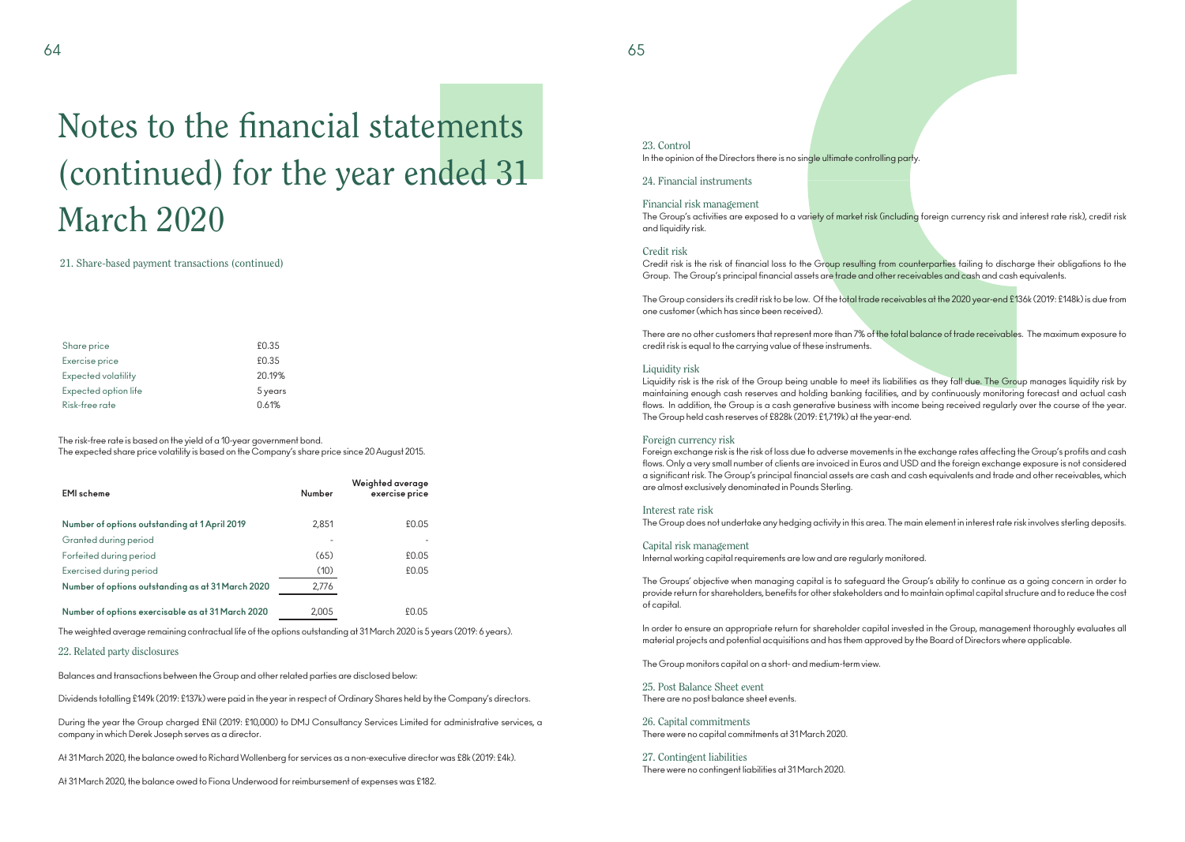# Notes to the financial statements (continued) for the year ended 31 March 2020

21. Share-based payment transactions (continued)

| | |
|---|---|
| Share price | £0.35 |
| Exercise price | £0.35 |
| Expected volatility | 20.19% |
| Expected option life | 5 years |
| Risk-free rate | 0.61% |

The risk-free rate is based on the yield of a 10-year government bond.
The expected share price volatility is based on the Company's share price since 20 August 2015.

| EMI scheme | Number | Weighted average exercise price |
|---|---|---|
| **Number of options outstanding at 1 April 2019** | 2,851 | £0.05 |
| Granted during period | - | - |
| Forfeited during period | (65) | £0.05 |
| Exercised during period | (10) | £0.05 |
| **Number of options outstanding as at 31 March 2020** | 2,776 | |
| **Number of options exercisable as at 31 March 2020** | 2,005 | £0.05 |

The weighted average remaining contractual life of the options outstanding at 31 March 2020 is 5 years (2019: 6 years).

22. Related party disclosures

Balances and transactions between the Group and other related parties are disclosed below:

Dividends totalling £149k (2019: £137k) were paid in the year in respect of Ordinary Shares held by the Company's directors.

During the year the Group charged £Nil (2019: £10,000) to DMJ Consultancy Services Limited for administrative services, a company in which Derek Joseph serves as a director.

At 31 March 2020, the balance owed to Richard Wollenberg for services as a non-executive director was £8k (2019: £4k).

At 31 March 2020, the balance owed to Fiona Underwood for reimbursement of expenses was £182.

23. Control

In the opinion of the Directors there is no single ultimate controlling party.

24. Financial instruments

Financial risk management

The Group's activities are exposed to a variety of market risk (including foreign currency risk and interest rate risk), credit risk and liquidity risk.

Credit risk

Credit risk is the risk of financial loss to the Group resulting from counterparties failing to discharge their obligations to the Group. The Group's principal financial assets are trade and other receivables and cash and cash equivalents.

The Group considers its credit risk to be low. Of the total trade receivables at the 2020 year-end £136k (2019: £148k) is due from one customer (which has since been received).

There are no other customers that represent more than 7% of the total balance of trade receivables. The maximum exposure to credit risk is equal to the carrying value of these instruments.

Liquidity risk

Liquidity risk is the risk of the Group being unable to meet its liabilities as they fall due. The Group manages liquidity risk by maintaining enough cash reserves and holding banking facilities, and by continuously monitoring forecast and actual cash flows. In addition, the Group is a cash generative business with income being received regularly over the course of the year. The Group held cash reserves of £828k (2019: £1,719k) at the year-end.

Foreign currency risk

Foreign exchange risk is the risk of loss due to adverse movements in the exchange rates affecting the Group's profits and cash flows. Only a very small number of clients are invoiced in Euros and USD and the foreign exchange exposure is not considered a significant risk. The Group's principal financial assets are cash and cash equivalents and trade and other receivables, which are almost exclusively denominated in Pounds Sterling.

Interest rate risk

The Group does not undertake any hedging activity in this area. The main element in interest rate risk involves sterling deposits.

Capital risk management

Internal working capital requirements are low and are regularly monitored.

The Groups' objective when managing capital is to safeguard the Group's ability to continue as a going concern in order to provide return for shareholders, benefits for other stakeholders and to maintain optimal capital structure and to reduce the cost of capital.

In order to ensure an appropriate return for shareholder capital invested in the Group, management thoroughly evaluates all material projects and potential acquisitions and has them approved by the Board of Directors where applicable.

The Group monitors capital on a short- and medium-term view.

25. Post Balance Sheet event

There are no post balance sheet events.

26. Capital commitments

There were no capital commitments at 31 March 2020.

27. Contingent liabilities

There were no contingent liabilities at 31 March 2020.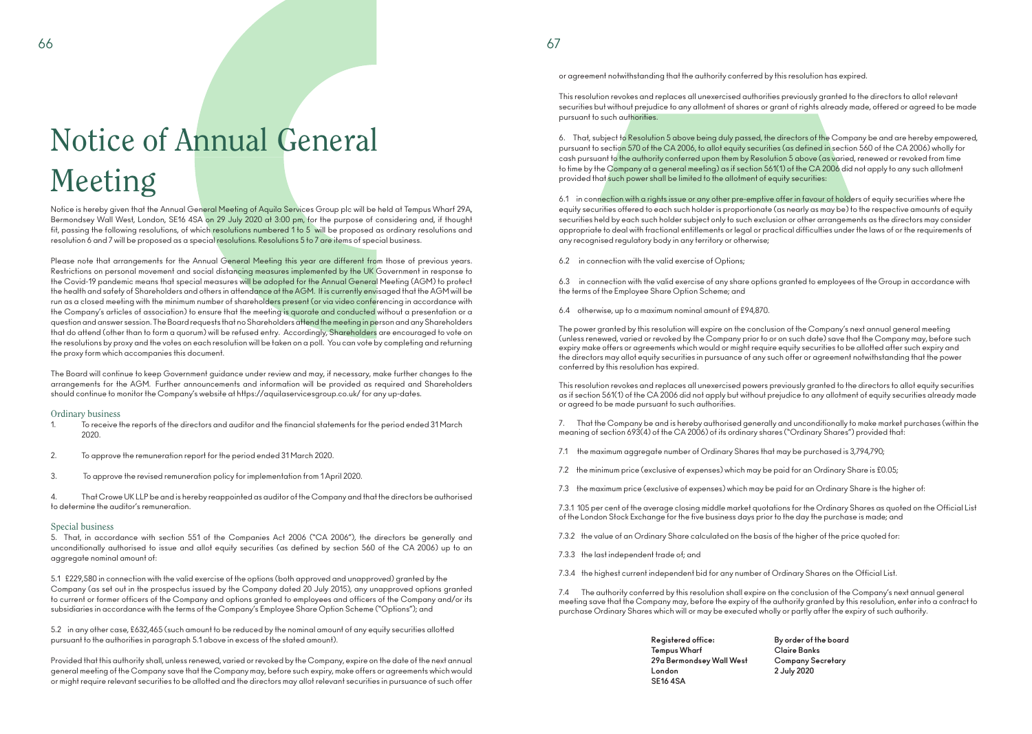# Notice of Annual General Meeting

Notice is hereby given that the Annual General Meeting of Aquila Services Group plc will be held at Tempus Wharf 29A, Bermondsey Wall West, London, SE16 4SA on 29 July 2020 at 3:00 pm, for the purpose of considering and, if thought fit, passing the following resolutions, of which resolutions numbered 1 to 5 will be proposed as ordinary resolutions and resolution 6 and 7 will be proposed as a special resolutions. Resolutions 5 to 7 are items of special business.

Please note that arrangements for the Annual General Meeting this year are different from those of previous years. Restrictions on personal movement and social distancing measures implemented by the UK Government in response to the Covid-19 pandemic means that special measures will be adopted for the Annual General Meeting (AGM) to protect the health and safety of Shareholders and others in attendance at the AGM. It is currently envisaged that the AGM will be run as a closed meeting with the minimum number of shareholders present (or via video conferencing in accordance with the Company's articles of association) to ensure that the meeting is quorate and conducted without a presentation or a question and answer session. The Board requests that no Shareholders attend the meeting in person and any Shareholders that do attend (other than to form a quorum) will be refused entry. Accordingly, Shareholders are encouraged to vote on the resolutions by proxy and the votes on each resolution will be taken on a poll. You can vote by completing and returning the proxy form which accompanies this document.

The Board will continue to keep Government guidance under review and may, if necessary, make further changes to the arrangements for the AGM. Further announcements and information will be provided as required and Shareholders should continue to monitor the Company's website at https://aquilaservicesgroup.co.uk/ for any up-dates.

## Ordinary business

1. To receive the reports of the directors and auditor and the financial statements for the period ended 31 March 2020.

2. To approve the remuneration report for the period ended 31 March 2020.

3. To approve the revised remuneration policy for implementation from 1 April 2020.

4. That Crowe UK LLP be and is hereby reappointed as auditor of the Company and that the directors be authorised to determine the auditor's remuneration.

## Special business

5. That, in accordance with section 551 of the Companies Act 2006 ("CA 2006"), the directors be generally and unconditionally authorised to issue and allot equity securities (as defined by section 560 of the CA 2006) up to an aggregate nominal amount of:

5.1 £229,580 in connection with the valid exercise of the options (both approved and unapproved) granted by the Company (as set out in the prospectus issued by the Company dated 20 July 2015), any unapproved options granted to current or former officers of the Company and options granted to employees and officers of the Company and/or its subsidiaries in accordance with the terms of the Company's Employee Share Option Scheme ("Options"); and

5.2 in any other case, £632,465 (such amount to be reduced by the nominal amount of any equity securities allotted pursuant to the authorities in paragraph 5.1 above in excess of the stated amount).

Provided that this authority shall, unless renewed, varied or revoked by the Company, expire on the date of the next annual general meeting of the Company save that the Company may, before such expiry, make offers or agreements which would or might require relevant securities to be allotted and the directors may allot relevant securities in pursuance of such offer or agreement notwithstanding that the authority conferred by this resolution has expired.

This resolution revokes and replaces all unexercised authorities previously granted to the directors to allot relevant securities but without prejudice to any allotment of shares or grant of rights already made, offered or agreed to be made pursuant to such authorities.

6. That, subject to Resolution 5 above being duly passed, the directors of the Company be and are hereby empowered, pursuant to section 570 of the CA 2006, to allot equity securities (as defined in section 560 of the CA 2006) wholly for cash pursuant to the authority conferred upon them by Resolution 5 above (as varied, renewed or revoked from time to time by the Company at a general meeting) as if section 561(1) of the CA 2006 did not apply to any such allotment provided that such power shall be limited to the allotment of equity securities:

6.1 in connection with a rights issue or any other pre-emptive offer in favour of holders of equity securities where the equity securities offered to each such holder is proportionate (as nearly as may be) to the respective amounts of equity securities held by each such holder subject only to such exclusion or other arrangements as the directors may consider appropriate to deal with fractional entitlements or legal or practical difficulties under the laws of or the requirements of any recognised regulatory body in any territory or otherwise;

6.2 in connection with the valid exercise of Options;

6.3 in connection with the valid exercise of any share options granted to employees of the Group in accordance with the terms of the Employee Share Option Scheme; and

6.4 otherwise, up to a maximum nominal amount of £94,870.

The power granted by this resolution will expire on the conclusion of the Company's next annual general meeting (unless renewed, varied or revoked by the Company prior to or on such date) save that the Company may, before such expiry make offers or agreements which would or might require equity securities to be allotted after such expiry and the directors may allot equity securities in pursuance of any such offer or agreement notwithstanding that the power conferred by this resolution has expired.

This resolution revokes and replaces all unexercised powers previously granted to the directors to allot equity securities as if section 561(1) of the CA 2006 did not apply but without prejudice to any allotment of equity securities already made or agreed to be made pursuant to such authorities.

7. That the Company be and is hereby authorised generally and unconditionally to make market purchases (within the meaning of section 693(4) of the CA 2006) of its ordinary shares ("Ordinary Shares") provided that:

7.1 the maximum aggregate number of Ordinary Shares that may be purchased is 3,794,790;

7.2 the minimum price (exclusive of expenses) which may be paid for an Ordinary Share is £0.05;

7.3 the maximum price (exclusive of expenses) which may be paid for an Ordinary Share is the higher of:

7.3.1 105 per cent of the average closing middle market quotations for the Ordinary Shares as quoted on the Official List of the London Stock Exchange for the five business days prior to the day the purchase is made; and

7.3.2 the value of an Ordinary Share calculated on the basis of the higher of the price quoted for:

7.3.3 the last independent trade of; and

7.3.4 the highest current independent bid for any number of Ordinary Shares on the Official List.

7.4 The authority conferred by this resolution shall expire on the conclusion of the Company's next annual general meeting save that the Company may, before the expiry of the authority granted by this resolution, enter into a contract to purchase Ordinary Shares which will or may be executed wholly or partly after the expiry of such authority.

**Registered office:**
**Tempus Wharf**
**29a Bermondsey Wall West**
**London**
**SE16 4SA**

**By order of the board**
**Claire Banks**
**Company Secretary**
**2 July 2020**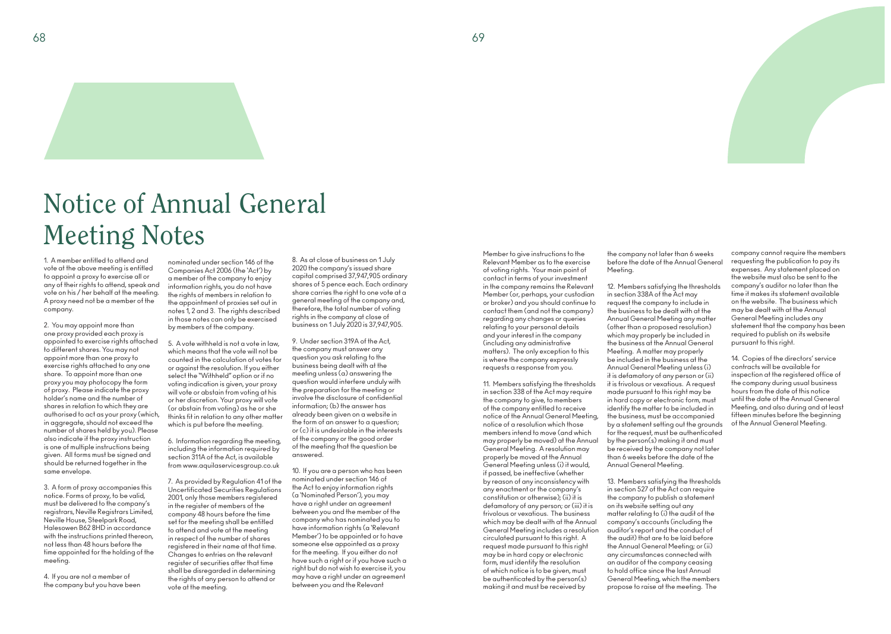# Notice of Annual General Meeting Notes

1. A member entitled to attend and vote at the above meeting is entitled to appoint a proxy to exercise all or any of their rights to attend, speak and vote on his / her behalf at the meeting. A proxy need not be a member of the company.

2. You may appoint more than one proxy provided each proxy is appointed to exercise rights attached to different shares. You may not appoint more than one proxy to exercise rights attached to any one share. To appoint more than one proxy you may photocopy the form of proxy. Please indicate the proxy holder's name and the number of shares in relation to which they are authorised to act as your proxy (which, in aggregate, should not exceed the number of shares held by you). Please also indicate if the proxy instruction is one of multiple instructions being given. All forms must be signed and should be returned together in the same envelope.

3. A form of proxy accompanies this notice. Forms of proxy, to be valid, must be delivered to the company's registrars, Neville Registrars Limited, Neville House, Steelpark Road, Halesowen B62 8HD in accordance with the instructions printed thereon, not less than 48 hours before the time appointed for the holding of the meeting.

4. If you are not a member of the company but you have been nominated under section 146 of the Companies Act 2006 (the 'Act') by a member of the company to enjoy information rights, you do not have the rights of members in relation to the appointment of proxies set out in notes 1, 2 and 3. The rights described in those notes can only be exercised by members of the company.

5. A vote withheld is not a vote in law, which means that the vote will not be counted in the calculation of votes for or against the resolution. If you either select the "Withheld" option or if no voting indication is given, your proxy will vote or abstain from voting at his or her discretion. Your proxy will vote (or abstain from voting) as he or she thinks fit in relation to any other matter which is put before the meeting.

6. Information regarding the meeting, including the information required by section 311A of the Act, is available from www.aquilaservicesgroup.co.uk

7. As provided by Regulation 41 of the Uncertificated Securities Regulations 2001, only those members registered in the register of members of the company 48 hours before the time set for the meeting shall be entitled to attend and vote at the meeting in respect of the number of shares registered in their name at that time. Changes to entries on the relevant register of securities after that time shall be disregarded in determining the rights of any person to attend or vote at the meeting.

8. As at close of business on 1 July 2020 the company's issued share capital comprised 37,947,905 ordinary shares of 5 pence each. Each ordinary share carries the right to one vote at a general meeting of the company and, therefore, the total number of voting rights in the company at close of business on 1 July 2020 is 37,947,905.

9. Under section 319A of the Act, the company must answer any question you ask relating to the business being dealt with at the meeting unless (a) answering the question would interfere unduly with the preparation for the meeting or involve the disclosure of confidential information; (b) the answer has already been given on a website in the form of an answer to a question; or (c) it is undesirable in the interests of the company or the good order of the meeting that the question be answered.

10. If you are a person who has been nominated under section 146 of the Act to enjoy information rights (a 'Nominated Person'), you may have a right under an agreement between you and the member of the company who has nominated you to have information rights (a 'Relevant Member') to be appointed or to have someone else appointed as a proxy for the meeting. If you either do not have such a right or if you have such a right but do not wish to exercise it, you may have a right under an agreement between you and the Relevant Member to give instructions to the Relevant Member as to the exercise of voting rights. Your main point of contact in terms of your investment in the company remains the Relevant Member (or, perhaps, your custodian or broker) and you should continue to contact them (and not the company) regarding any changes or queries relating to your personal details and your interest in the company (including any administrative matters). The only exception to this is where the company expressly requests a response from you.

11. Members satisfying the thresholds in section 338 of the Act may require the company to give, to members of the company entitled to receive notice of the Annual General Meeting, notice of a resolution which those members intend to move (and which may properly be moved) at the Annual General Meeting. A resolution may properly be moved at the Annual General Meeting unless (i) it would, if passed, be ineffective (whether by reason of any inconsistency with any enactment or the company's constitution or otherwise); (ii) it is defamatory of any person; or (iii) it is frivolous or vexatious. The business which may be dealt with at the Annual General Meeting includes a resolution circulated pursuant to this right. A request made pursuant to this right may be in hard copy or electronic form, must identify the resolution of which notice is to be given, must be authenticated by the person(s) making it and must be received by the company not later than 6 weeks before the date of the Annual General Meeting.

12. Members satisfying the thresholds in section 338A of the Act may request the company to include in the business to be dealt with at the Annual General Meeting any matter (other than a proposed resolution) which may properly be included in the business at the Annual General Meeting. A matter may properly be included in the business at the Annual General Meeting unless (i) it is defamatory of any person or (ii) it is frivolous or vexatious. A request made pursuant to this right may be in hard copy or electronic form, must identify the matter to be included in the business, must be accompanied by a statement setting out the grounds for the request, must be authenticated by the person(s) making it and must be received by the company not later than 6 weeks before the date of the Annual General Meeting.

13. Members satisfying the thresholds in section 527 of the Act can require the company to publish a statement on its website setting out any matter relating to (i) the audit of the company's accounts (including the auditor's report and the conduct of the audit) that are to be laid before the Annual General Meeting; or (ii) any circumstances connected with an auditor of the company ceasing to hold office since the last Annual General Meeting, which the members propose to raise at the meeting. The company cannot require the members requesting the publication to pay its expenses. Any statement placed on the website must also be sent to the company's auditor no later than the time it makes its statement available on the website. The business which may be dealt with at the Annual General Meeting includes any statement that the company has been required to publish on its website pursuant to this right.

14. Copies of the directors' service contracts will be available for inspection at the registered office of the company during usual business hours from the date of this notice until the date of the Annual General Meeting, and also during and at least fifteen minutes before the beginning of the Annual General Meeting.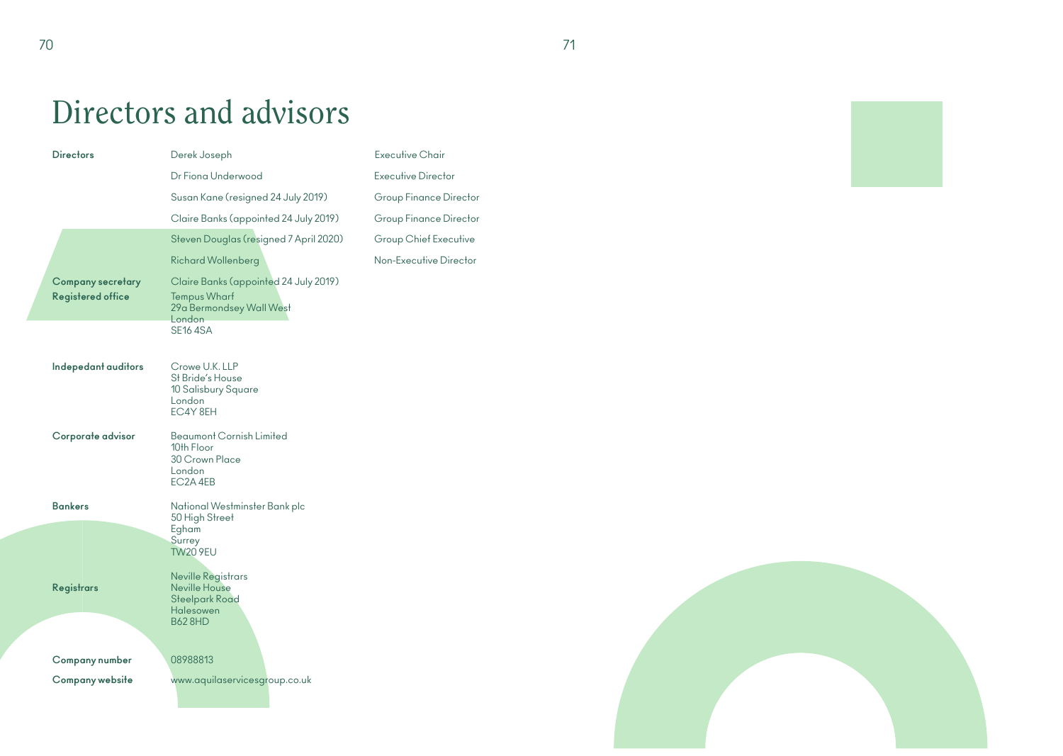# Directors and advisors

| | | |
|---|---|---|
| **Directors** | Derek Joseph | Executive Chair |
| | Dr Fiona Underwood | Executive Director |
| | Susan Kane (resigned 24 July 2019) | Group Finance Director |
| | Claire Banks (appointed 24 July 2019) | Group Finance Director |
| | Steven Douglas (resigned 7 April 2020) | Group Chief Executive |
| | Richard Wollenberg | Non-Executive Director |
| **Company secretary** | Claire Banks (appointed 24 July 2019) | |
| **Registered office** | Tempus Wharf<br>29a Bermondsey Wall West<br>London<br>SE16 4SA | |
| **Indepedant auditors** | Crowe U.K. LLP<br>St Bride's House<br>10 Salisbury Square<br>London<br>EC4Y 8EH | |
| **Corporate advisor** | Beaumont Cornish Limited<br>10th Floor<br>30 Crown Place<br>London<br>EC2A 4EB | |
| **Bankers** | National Westminster Bank plc<br>50 High Street<br>Egham<br>Surrey<br>TW20 9EU | |
| **Registrars** | Neville Registrars<br>Neville House<br>Steelpark Road<br>Halesowen<br>B62 8HD | |
| **Company number** | 08988813 | |
| **Company website** | www.aquilaservicesgroup.co.uk | |